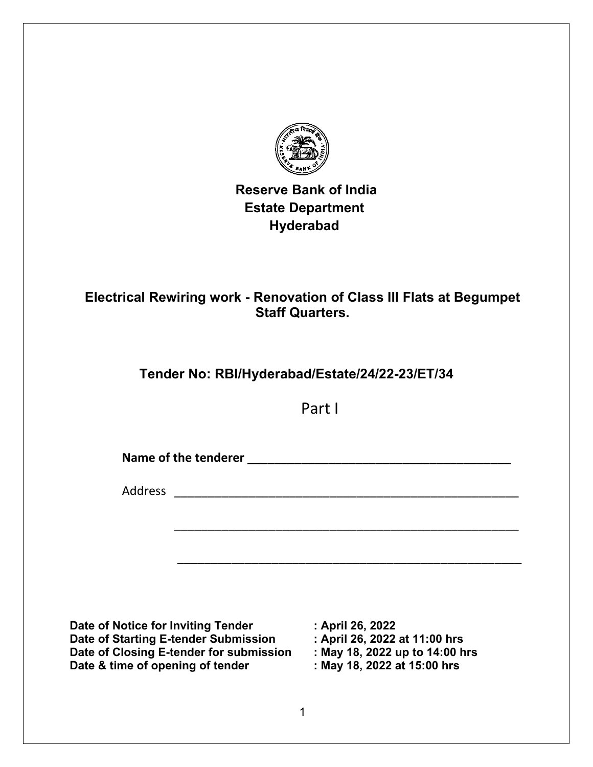# Reserve Bank of India
## Estate Department
## Hyderabad

## Electrical Rewiring work - Renovation of Class III Flats at Begumpet Staff Quarters.

## Tender No: RBI/Hyderabad/Estate/24/22-23/ET/34

Part I

**Name of the tenderer** ________________________________________

Address ________________________________________________________

________________________________________________________

________________________________________________________

| | |
|---|---|
| **Date of Notice for Inviting Tender** | **: April 26, 2022** |
| **Date of Starting E-tender Submission** | **: April 26, 2022 at 11:00 hrs** |
| **Date of Closing E-tender for submission** | **: May 18, 2022 up to 14:00 hrs** |
| **Date & time of opening of tender** | **: May 18, 2022 at 15:00 hrs** |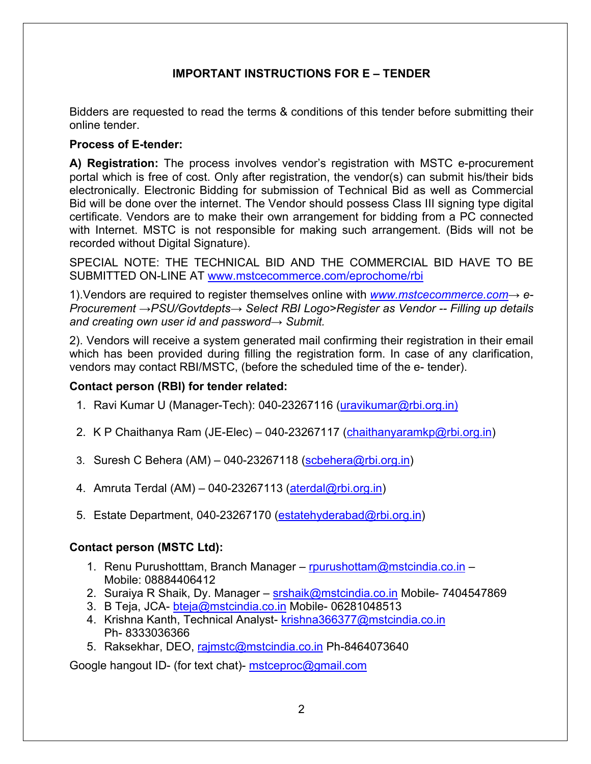**IMPORTANT INSTRUCTIONS FOR E – TENDER**

Bidders are requested to read the terms & conditions of this tender before submitting their online tender.

**Process of E-tender:**

**A) Registration:** The process involves vendor's registration with MSTC e-procurement portal which is free of cost. Only after registration, the vendor(s) can submit his/their bids electronically. Electronic Bidding for submission of Technical Bid as well as Commercial Bid will be done over the internet. The Vendor should possess Class III signing type digital certificate. Vendors are to make their own arrangement for bidding from a PC connected with Internet. MSTC is not responsible for making such arrangement. (Bids will not be recorded without Digital Signature).

SPECIAL NOTE: THE TECHNICAL BID AND THE COMMERCIAL BID HAVE TO BE SUBMITTED ON-LINE AT www.mstcecommerce.com/eprochome/rbi

1).Vendors are required to register themselves online with *www.mstcecommerce.com→ e-Procurement →PSU/Govtdepts→ Select RBI Logo>Register as Vendor -- Filling up details and creating own user id and password→ Submit.*

2). Vendors will receive a system generated mail confirming their registration in their email which has been provided during filling the registration form. In case of any clarification, vendors may contact RBI/MSTC, (before the scheduled time of the e- tender).

**Contact person (RBI) for tender related:**

1. Ravi Kumar U (Manager-Tech): 040-23267116 (uravikumar@rbi.org.in)
2. K P Chaithanya Ram (JE-Elec) – 040-23267117 (chaithanyaramkp@rbi.org.in)
3. Suresh C Behera (AM) – 040-23267118 (scbehera@rbi.org.in)
4. Amruta Terdal (AM) – 040-23267113 (aterdal@rbi.org.in)
5. Estate Department, 040-23267170 (estatehyderabad@rbi.org.in)

**Contact person (MSTC Ltd):**

1. Renu Purushotttam, Branch Manager – rpurushottam@mstcindia.co.in – Mobile: 08884406412
2. Suraiya R Shaik, Dy. Manager – srshaik@mstcindia.co.in Mobile- 7404547869
3. B Teja, JCA- bteja@mstcindia.co.in Mobile- 06281048513
4. Krishna Kanth, Technical Analyst- krishna366377@mstcindia.co.in Ph- 8333036366
5. Raksekhar, DEO, rajmstc@mstcindia.co.in Ph-8464073640

Google hangout ID- (for text chat)- mstceproc@gmail.com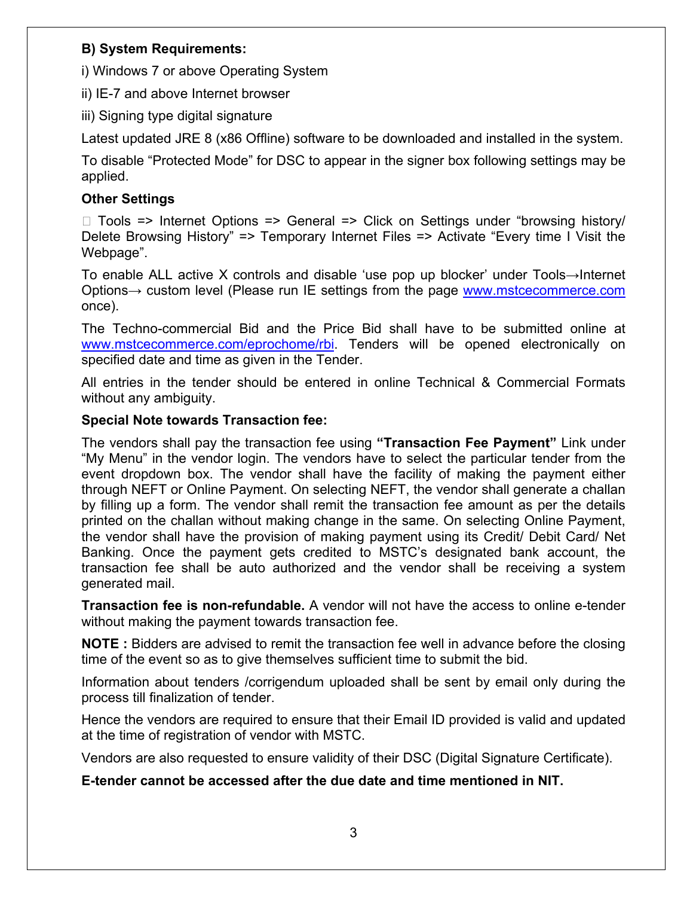**B) System Requirements:**

i) Windows 7 or above Operating System

ii) IE-7 and above Internet browser

iii) Signing type digital signature

Latest updated JRE 8 (x86 Offline) software to be downloaded and installed in the system.

To disable “Protected Mode” for DSC to appear in the signer box following settings may be applied.

**Other Settings**

 Tools => Internet Options => General => Click on Settings under “browsing history/ Delete Browsing History” => Temporary Internet Files => Activate “Every time I Visit the Webpage”.

To enable ALL active X controls and disable ‘use pop up blocker’ under Tools→Internet Options→ custom level (Please run IE settings from the page www.mstcecommerce.com once).

The Techno-commercial Bid and the Price Bid shall have to be submitted online at www.mstcecommerce.com/eprochome/rbi. Tenders will be opened electronically on specified date and time as given in the Tender.

All entries in the tender should be entered in online Technical & Commercial Formats without any ambiguity.

**Special Note towards Transaction fee:**

The vendors shall pay the transaction fee using **“Transaction Fee Payment”** Link under “My Menu” in the vendor login. The vendors have to select the particular tender from the event dropdown box. The vendor shall have the facility of making the payment either through NEFT or Online Payment. On selecting NEFT, the vendor shall generate a challan by filling up a form. The vendor shall remit the transaction fee amount as per the details printed on the challan without making change in the same. On selecting Online Payment, the vendor shall have the provision of making payment using its Credit/ Debit Card/ Net Banking. Once the payment gets credited to MSTC’s designated bank account, the transaction fee shall be auto authorized and the vendor shall be receiving a system generated mail.

**Transaction fee is non-refundable.** A vendor will not have the access to online e-tender without making the payment towards transaction fee.

**NOTE :** Bidders are advised to remit the transaction fee well in advance before the closing time of the event so as to give themselves sufficient time to submit the bid.

Information about tenders /corrigendum uploaded shall be sent by email only during the process till finalization of tender.

Hence the vendors are required to ensure that their Email ID provided is valid and updated at the time of registration of vendor with MSTC.

Vendors are also requested to ensure validity of their DSC (Digital Signature Certificate).

**E-tender cannot be accessed after the due date and time mentioned in NIT.**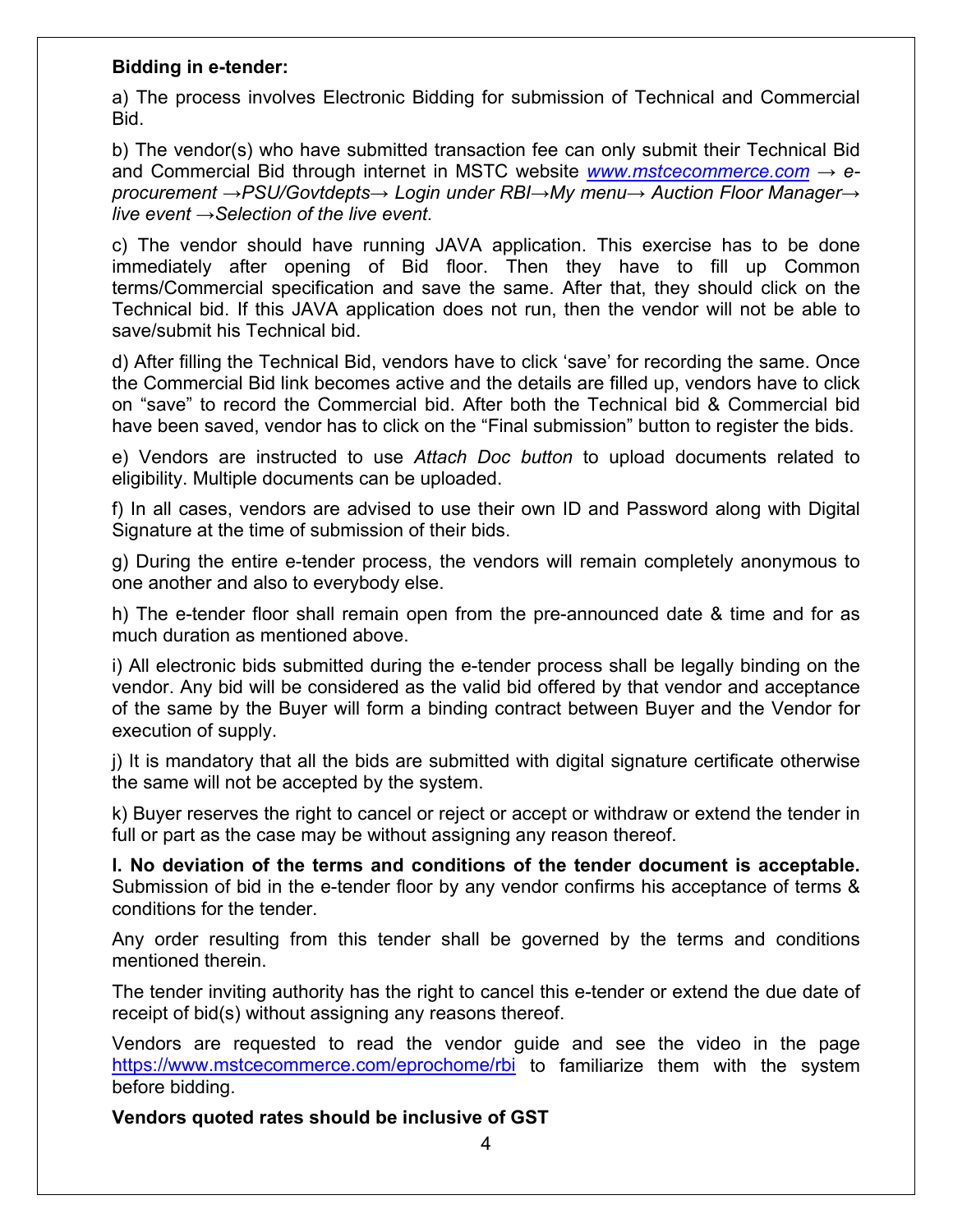**Bidding in e-tender:**

a) The process involves Electronic Bidding for submission of Technical and Commercial Bid.

b) The vendor(s) who have submitted transaction fee can only submit their Technical Bid and Commercial Bid through internet in MSTC website *www.mstcecommerce.com → e-procurement →PSU/Govtdepts→ Login under RBI→My menu→ Auction Floor Manager→ live event →Selection of the live event.*

c) The vendor should have running JAVA application. This exercise has to be done immediately after opening of Bid floor. Then they have to fill up Common terms/Commercial specification and save the same. After that, they should click on the Technical bid. If this JAVA application does not run, then the vendor will not be able to save/submit his Technical bid.

d) After filling the Technical Bid, vendors have to click 'save' for recording the same. Once the Commercial Bid link becomes active and the details are filled up, vendors have to click on "save" to record the Commercial bid. After both the Technical bid & Commercial bid have been saved, vendor has to click on the "Final submission" button to register the bids.

e) Vendors are instructed to use *Attach Doc button* to upload documents related to eligibility. Multiple documents can be uploaded.

f) In all cases, vendors are advised to use their own ID and Password along with Digital Signature at the time of submission of their bids.

g) During the entire e-tender process, the vendors will remain completely anonymous to one another and also to everybody else.

h) The e-tender floor shall remain open from the pre-announced date & time and for as much duration as mentioned above.

i) All electronic bids submitted during the e-tender process shall be legally binding on the vendor. Any bid will be considered as the valid bid offered by that vendor and acceptance of the same by the Buyer will form a binding contract between Buyer and the Vendor for execution of supply.

j) It is mandatory that all the bids are submitted with digital signature certificate otherwise the same will not be accepted by the system.

k) Buyer reserves the right to cancel or reject or accept or withdraw or extend the tender in full or part as the case may be without assigning any reason thereof.

**l. No deviation of the terms and conditions of the tender document is acceptable.** Submission of bid in the e-tender floor by any vendor confirms his acceptance of terms & conditions for the tender.

Any order resulting from this tender shall be governed by the terms and conditions mentioned therein.

The tender inviting authority has the right to cancel this e-tender or extend the due date of receipt of bid(s) without assigning any reasons thereof.

Vendors are requested to read the vendor guide and see the video in the page https://www.mstcecommerce.com/eprochome/rbi to familiarize them with the system before bidding.

**Vendors quoted rates should be inclusive of GST**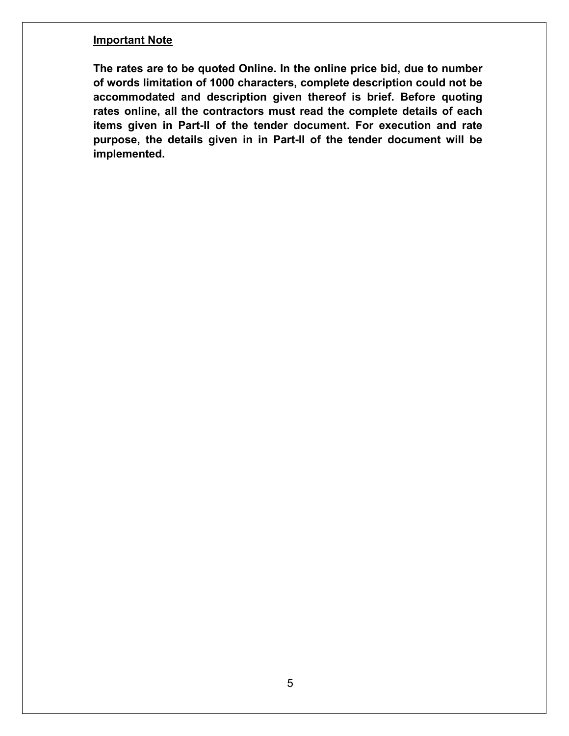**<u>Important Note</u>**

**The rates are to be quoted Online. In the online price bid, due to number of words limitation of 1000 characters, complete description could not be accommodated and description given thereof is brief. Before quoting rates online, all the contractors must read the complete details of each items given in Part-II of the tender document. For execution and rate purpose, the details given in in Part-II of the tender document will be implemented.**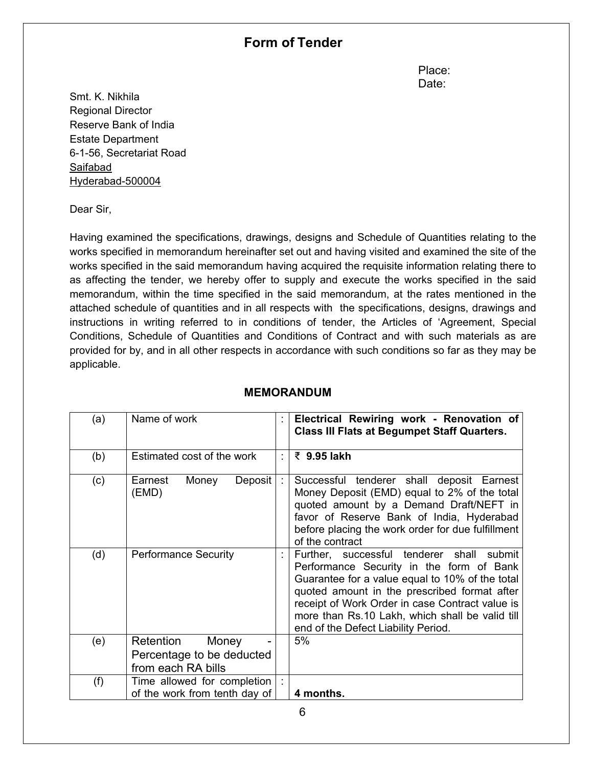# Form of Tender

Place:
Date:

Smt. K. Nikhila
Regional Director
Reserve Bank of India
Estate Department
6-1-56, Secretariat Road
Saifabad
Hyderabad-500004

Dear Sir,

Having examined the specifications, drawings, designs and Schedule of Quantities relating to the works specified in memorandum hereinafter set out and having visited and examined the site of the works specified in the said memorandum having acquired the requisite information relating there to as affecting the tender, we hereby offer to supply and execute the works specified in the said memorandum, within the time specified in the said memorandum, at the rates mentioned in the attached schedule of quantities and in all respects with the specifications, designs, drawings and instructions in writing referred to in conditions of tender, the Articles of 'Agreement, Special Conditions, Schedule of Quantities and Conditions of Contract and with such materials as are provided for by, and in all other respects in accordance with such conditions so far as they may be applicable.

## MEMORANDUM

| | | | |
|---|---|---|---|
| (a) | Name of work | : | **Electrical Rewiring work - Renovation of Class III Flats at Begumpet Staff Quarters.** |
| (b) | Estimated cost of the work | : | **₹ 9.95 lakh** |
| (c) | Earnest Money Deposit (EMD) | : | Successful tenderer shall deposit Earnest Money Deposit (EMD) equal to 2% of the total quoted amount by a Demand Draft/NEFT in favor of Reserve Bank of India, Hyderabad before placing the work order for due fulfillment of the contract |
| (d) | Performance Security | : | Further, successful tenderer shall submit Performance Security in the form of Bank Guarantee for a value equal to 10% of the total quoted amount in the prescribed format after receipt of Work Order in case Contract value is more than Rs.10 Lakh, which shall be valid till end of the Defect Liability Period. |
| (e) | Retention Money - Percentage to be deducted from each RA bills | | 5% |
| (f) | Time allowed for completion of the work from tenth day of | : | **4 months.** |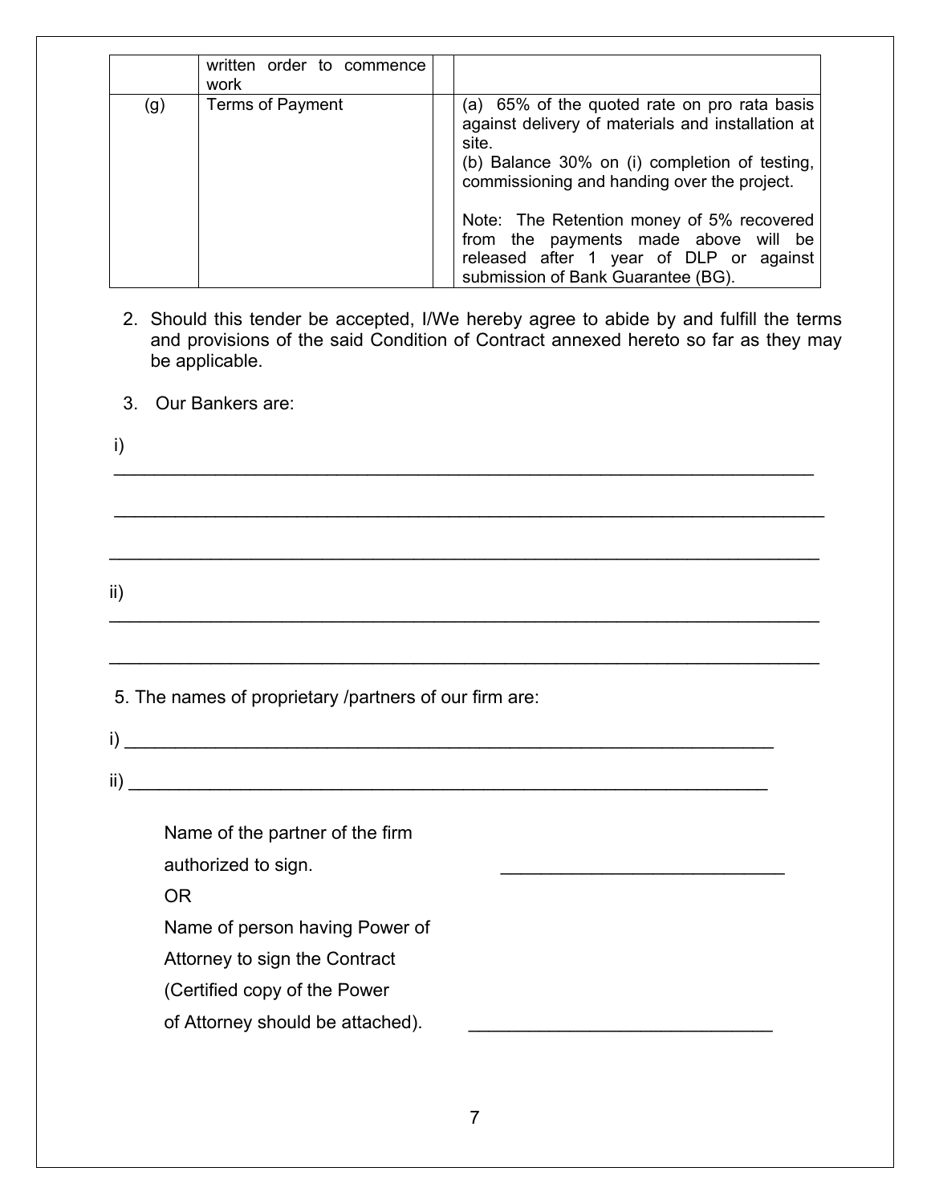| | | | |
|---|---|---|---|
| | written order to commence work | | |
| (g) | Terms of Payment | | (a) 65% of the quoted rate on pro rata basis against delivery of materials and installation at site.<br>(b) Balance 30% on (i) completion of testing, commissioning and handing over the project.<br><br>Note: The Retention money of 5% recovered from the payments made above will be released after 1 year of DLP or against submission of Bank Guarantee (BG). |

2. Should this tender be accepted, I/We hereby agree to abide by and fulfill the terms and provisions of the said Condition of Contract annexed hereto so far as they may be applicable.

3. Our Bankers are:

i) ______________________________________________________________________

______________________________________________________________________

______________________________________________________________________

ii) ______________________________________________________________________

______________________________________________________________________

5. The names of proprietary /partners of our firm are:

i) ______________________________________________________________________

ii) ______________________________________________________________________

Name of the partner of the firm authorized to sign. ____________________________

OR

Name of person having Power of Attorney to sign the Contract (Certified copy of the Power of Attorney should be attached). ____________________________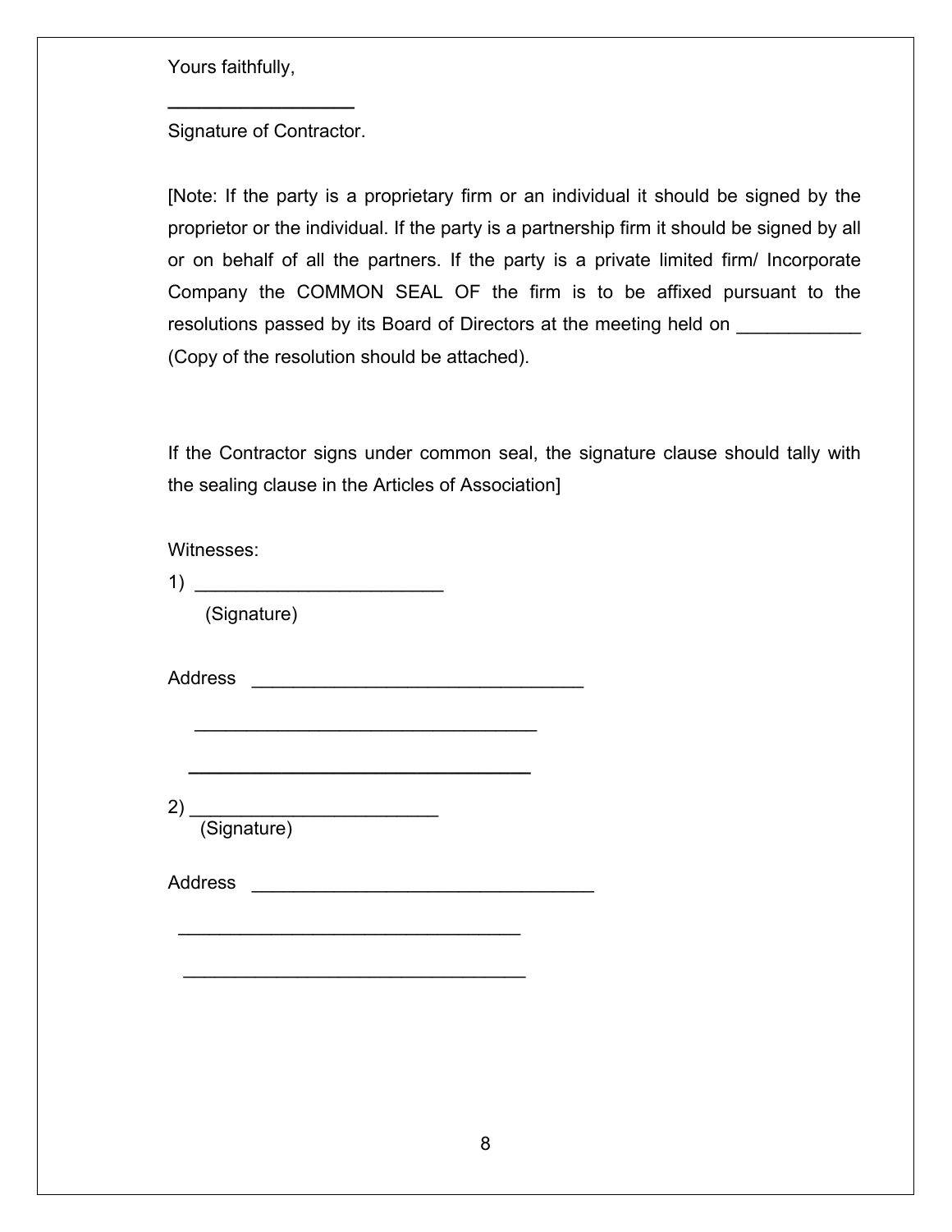Yours faithfully,

\_\_\_\_\_\_\_\_\_\_\_\_\_\_\_\_\_\_

Signature of Contractor.

[Note: If the party is a proprietary firm or an individual it should be signed by the proprietor or the individual. If the party is a partnership firm it should be signed by all or on behalf of all the partners. If the party is a private limited firm/ Incorporate Company the COMMON SEAL OF the firm is to be affixed pursuant to the resolutions passed by its Board of Directors at the meeting held on ____________ (Copy of the resolution should be attached).

If the Contractor signs under common seal, the signature clause should tally with the sealing clause in the Articles of Association]

Witnesses:

1) ________________________
   (Signature)

Address _________________________________

_________________________________

_________________________________

2) ________________________
   (Signature)

Address _________________________________

_________________________________

_________________________________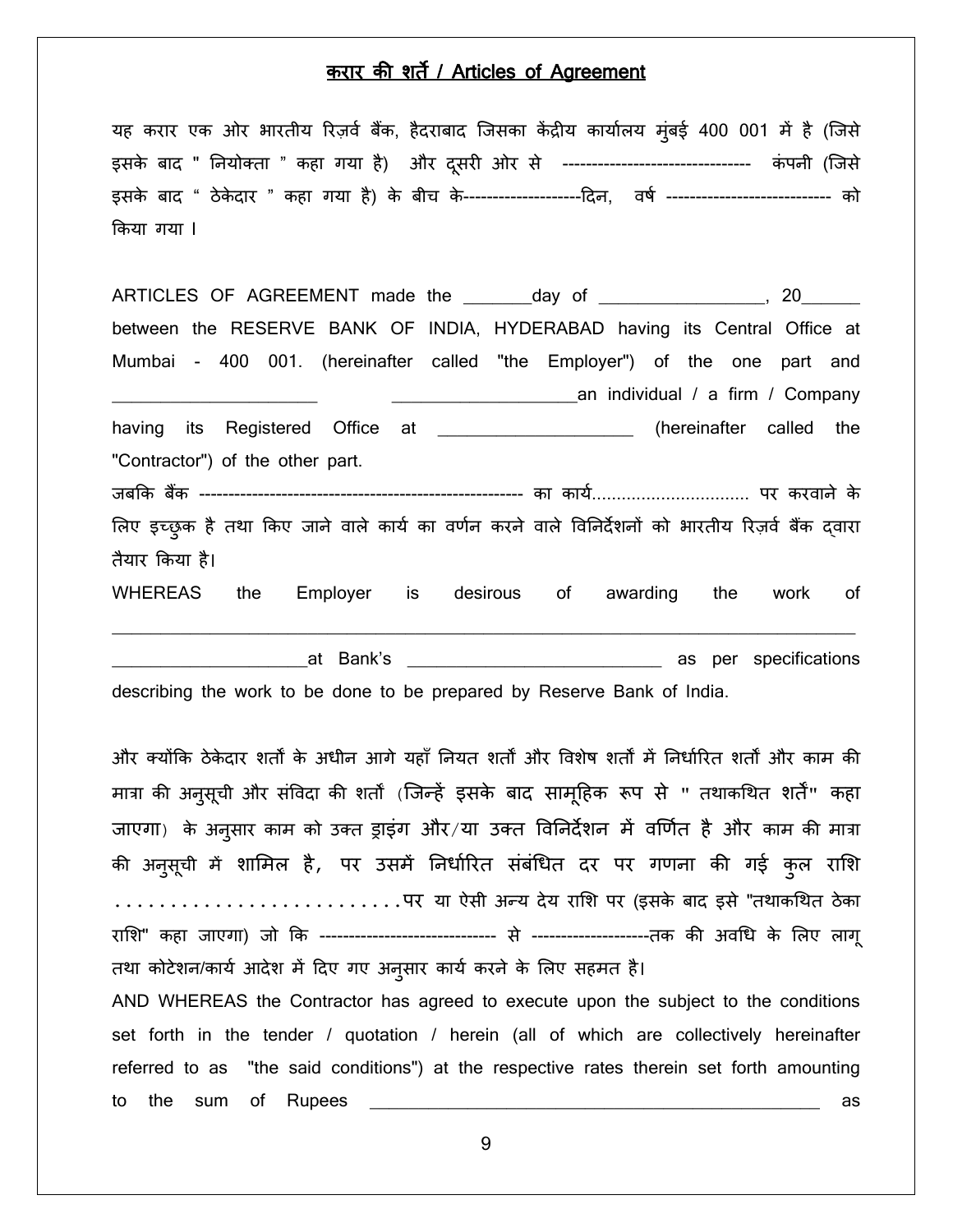## करार की शर्तें / Articles of Agreement

यह करार एक ओर भारतीय रिज़र्व बैंक, हैदराबाद जिसका केंद्रीय कार्यालय मुंबई 400 001 में है (जिसे इसके बाद " नियोक्ता " कहा गया है) और दूसरी ओर से -------------------------------- कंपनी (जिसे इसके बाद " ठेकेदार " कहा गया है) के बीच के--------------------दिन, वर्ष ---------------------------- को किया गया ।

ARTICLES OF AGREEMENT made the ________day of __________________, 20______ between the RESERVE BANK OF INDIA, HYDERABAD having its Central Office at Mumbai - 400 001. (hereinafter called "the Employer") of the one part and ______________________ ____________________an individual / a firm / Company having its Registered Office at _____________________ (hereinafter called the "Contractor") of the other part.

जबकि बैंक ------------------------------------------------------- का कार्य................................ पर करवाने के लिए इच्छुक है तथा किए जाने वाले कार्य का वर्णन करने वाले विनिर्देशनों को भारतीय रिज़र्व बैंक द्वारा तैयार किया है।

WHEREAS the Employer is desirous of awarding the work of ______________________________________________________________________________ _____________________at Bank's ____________________________ as per specifications describing the work to be done to be prepared by Reserve Bank of India.

और क्योंकि ठेकेदार शर्तों के अधीन आगे यहाँ नियत शर्तों और विशेष शर्तों में निर्धारित शर्तों और काम की मात्रा की अनुसूची और संविदा की शर्तों (जिन्हें इसके बाद सामूहिक रूप से " तथाकथित शर्तें" कहा जाएगा) के अनुसार काम को उक्त ड्राइंग और/या उक्त विनिर्देशन में वर्णित है और काम की मात्रा की अनुसूची में शामिल है, पर उसमें निर्धारित संबंधित दर पर गणना की गई कुल राशि ..........................पर या ऐसी अन्य देय राशि पर (इसके बाद इसे "तथाकथित ठेका राशि" कहा जाएगा) जो कि ------------------------------ से --------------------तक की अवधि के लिए लागू तथा कोटेशन/कार्य आदेश में दिए गए अनुसार कार्य करने के लिए सहमत है।

AND WHEREAS the Contractor has agreed to execute upon the subject to the conditions set forth in the tender / quotation / herein (all of which are collectively hereinafter referred to as "the said conditions") at the respective rates therein set forth amounting to the sum of Rupees ___________________________________________________ as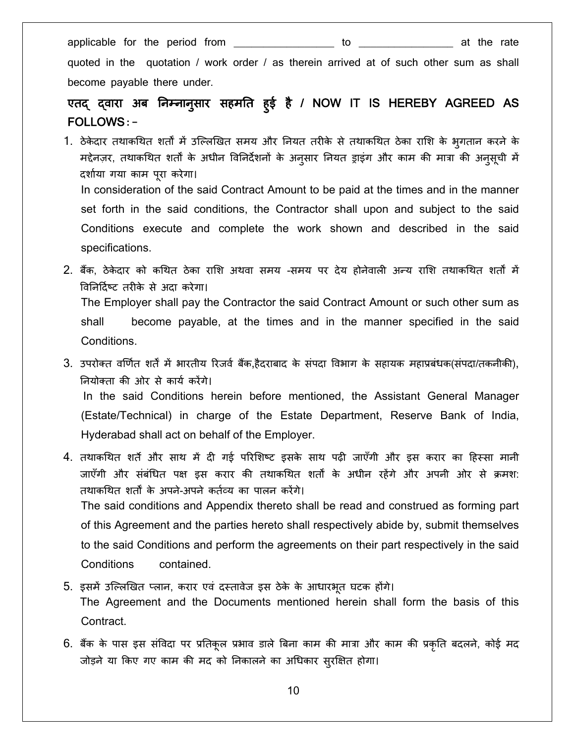applicable for the period from _________________ to ________________ at the rate quoted in the quotation / work order / as therein arrived at of such other sum as shall become payable there under.

**एतद् द्वारा अब निम्नानुसार सहमति हुई है / NOW IT IS HEREBY AGREED AS FOLLOWS:-**

1. ठेकेदार तथाकथित शर्तों में उल्लिखित समय और नियत तरीके से तथाकथित ठेका राशि के भुगतान करने के मद्देनज़र, तथाकथित शर्तों के अधीन विनिर्देशनों के अनुसार नियत ड्राइंग और काम की मात्रा की अनुसूची में दर्शाया गया काम पूरा करेगा।

   In consideration of the said Contract Amount to be paid at the times and in the manner set forth in the said conditions, the Contractor shall upon and subject to the said Conditions execute and complete the work shown and described in the said specifications.

2. बैंक, ठेकेदार को कथित ठेका राशि अथवा समय -समय पर देय होनेवाली अन्य राशि तथाकथित शर्तों में विनिर्दिष्ट तरीके से अदा करेगा।

   The Employer shall pay the Contractor the said Contract Amount or such other sum as shall become payable, at the times and in the manner specified in the said Conditions.

3. उपरोक्त वर्णित शर्तें में भारतीय रिजर्व बैंक,हैदराबाद के संपदा विभाग के सहायक महाप्रबंधक(संपदा/तकनीकी), नियोक्ता की ओर से कार्य करेंगे।

   In the said Conditions herein before mentioned, the Assistant General Manager (Estate/Technical) in charge of the Estate Department, Reserve Bank of India, Hyderabad shall act on behalf of the Employer.

4. तथाकथित शर्तें और साथ में दी गई परिशिष्ट इसके साथ पढ़ी जाएँगी और इस करार का हिस्सा मानी जाएँगी और संबंधित पक्ष इस करार की तथाकथित शर्तों के अधीन रहेंगे और अपनी ओर से क्रमश: तथाकथित शर्तों के अपने-अपने कर्तव्य का पालन करेंगे।

   The said conditions and Appendix thereto shall be read and construed as forming part of this Agreement and the parties hereto shall respectively abide by, submit themselves to the said Conditions and perform the agreements on their part respectively in the said Conditions contained.

5. इसमें उल्लिखित प्लान, करार एवं दस्तावेज इस ठेके के आधारभूत घटक होंगे।

   The Agreement and the Documents mentioned herein shall form the basis of this Contract.

6. बैंक के पास इस संविदा पर प्रतिकूल प्रभाव डाले बिना काम की मात्रा और काम की प्रकृति बदलने, कोई मद जोड़ने या किए गए काम की मद को निकालने का अधिकार सुरक्षित होगा।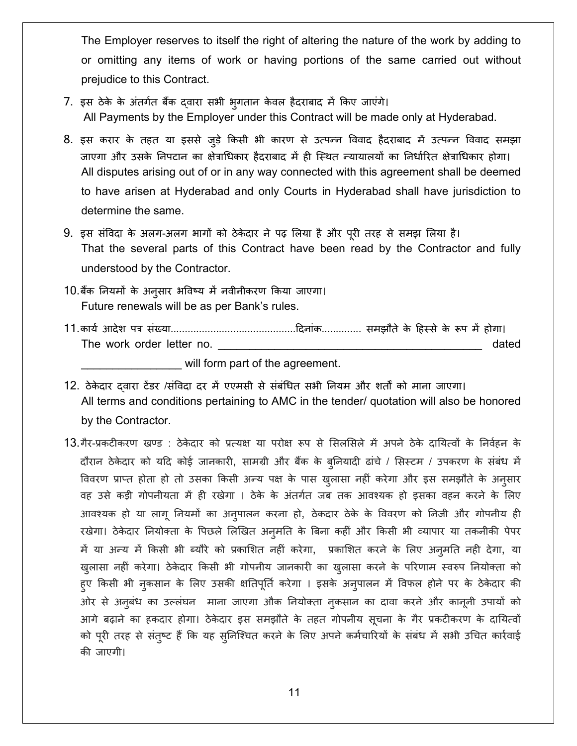The Employer reserves to itself the right of altering the nature of the work by adding to or omitting any items of work or having portions of the same carried out without prejudice to this Contract.

7. इस ठेके के अंतर्गत बैंक द्वारा सभी भुगतान केवल हैदराबाद में किए जाएंगे।
   All Payments by the Employer under this Contract will be made only at Hyderabad.

8. इस करार के तहत या इससे जुड़े किसी भी कारण से उत्पन्न विवाद हैदराबाद में उत्पन्न विवाद समझा जाएगा और उसके निपटान का क्षेत्राधिकार हैदराबाद में ही स्थित न्यायालयों का निर्धारित क्षेत्राधिकार होगा।
   All disputes arising out of or in any way connected with this agreement shall be deemed to have arisen at Hyderabad and only Courts in Hyderabad shall have jurisdiction to determine the same.

9. इस संविदा के अलग-अलग भागों को ठेकेदार ने पढ़ लिया है और पूरी तरह से समझ लिया है।
   That the several parts of this Contract have been read by the Contractor and fully understood by the Contractor.

10. बैंक नियमों के अनुसार भविष्य में नवीनीकरण किया जाएगा।
    Future renewals will be as per Bank's rules.

11. कार्य आदेश पत्र संख्या............................................दिनांक.............. समझौते के हिस्से के रूप में होगा।
    The work order letter no. ____________________________________________ dated ________________ will form part of the agreement.

12. ठेकेदार द्वारा टेंडर /संविदा दर में एएमसी से संबंधित सभी नियम और शर्तों को माना जाएगा।
    All terms and conditions pertaining to AMC in the tender/ quotation will also be honored by the Contractor.

13. गैर-प्रकटीकरण खण्ड : ठेकेदार को प्रत्यक्ष या परोक्ष रूप से सिलसिले में अपने ठेके दायित्वों के निर्वहन के दौरान ठेकेदार को यदि कोई जानकारी, सामग्री और बैंक के बुनियादी ढांचे / सिस्टम / उपकरण के संबंध में विवरण प्राप्त होता हो तो उसका किसी अन्य पक्ष के पास खुलासा नहीं करेगा और इस समझौते के अनुसार वह उसे कड़ी गोपनीयता में ही रखेगा । ठेके के अंतर्गत जब तक आवश्यक हो इसका वहन करने के लिए आवश्यक हो या लागू नियमों का अनुपालन करना हो, ठेकदार ठेके के विवरण को निजी और गोपनीय ही रखेगा। ठेकेदार नियोक्ता के पिछले लिखित अनुमति के बिना कहीं और किसी भी व्यापार या तकनीकी पेपर में या अन्य में किसी भी ब्यौरे को प्रकाशित नहीं करेगा, प्रकाशित करने के लिए अनुमति नही देगा, या खुलासा नहीं करेगा। ठेकेदार किसी भी गोपनीय जानकारी का खुलासा करने के परिणाम स्वरुप नियोक्ता को हुए किसी भी नुकसान के लिए उसकी क्षतिपूर्ति करेगा । इसके अनुपालन में विफल होने पर के ठेकेदार की ओर से अनुबंध का उल्लंघन माना जाएगा औक नियोक्ता नुकसान का दावा करने और कानूनी उपायों को आगे बढ़ाने का हकदार होगा। ठेकेदार इस समझौते के तहत गोपनीय सूचना के गैर प्रकटीकरण के दायित्वों को पूरी तरह से संतुष्ट हैं कि यह सुनिश्चित करने के लिए अपने कर्मचारियों के संबंध में सभी उचित कार्रवाई की जाएगी।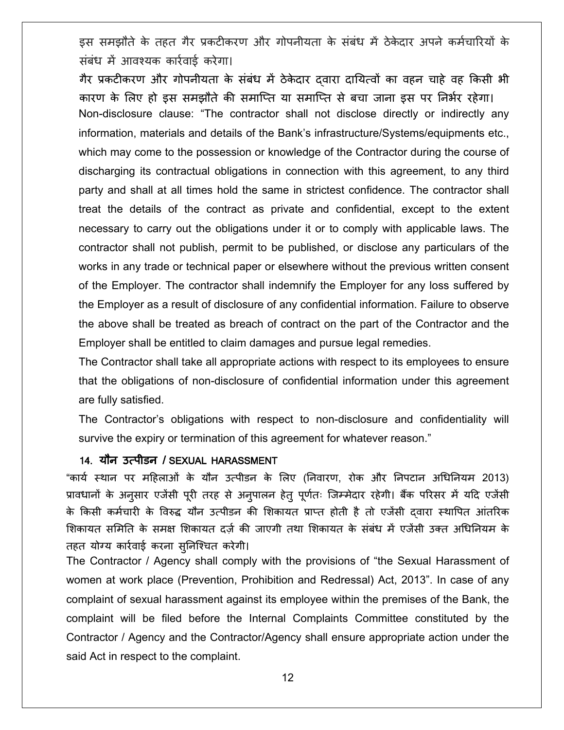इस समझौते के तहत गैर प्रकटीकरण और गोपनीयता के संबंध में ठेकेदार अपने कर्मचारियों के संबंध में आवश्यक कार्रवाई करेगा।

गैर प्रकटीकरण और गोपनीयता के संबंध में ठेकेदार द्वारा दायित्वों का वहन चाहे वह किसी भी कारण के लिए हो इस समझौते की समाप्ति या समाप्ति से बचा जाना इस पर निर्भर रहेगा।

Non-disclosure clause: "The contractor shall not disclose directly or indirectly any information, materials and details of the Bank's infrastructure/Systems/equipments etc., which may come to the possession or knowledge of the Contractor during the course of discharging its contractual obligations in connection with this agreement, to any third party and shall at all times hold the same in strictest confidence. The contractor shall treat the details of the contract as private and confidential, except to the extent necessary to carry out the obligations under it or to comply with applicable laws. The contractor shall not publish, permit to be published, or disclose any particulars of the works in any trade or technical paper or elsewhere without the previous written consent of the Employer. The contractor shall indemnify the Employer for any loss suffered by the Employer as a result of disclosure of any confidential information. Failure to observe the above shall be treated as breach of contract on the part of the Contractor and the Employer shall be entitled to claim damages and pursue legal remedies.

The Contractor shall take all appropriate actions with respect to its employees to ensure that the obligations of non-disclosure of confidential information under this agreement are fully satisfied.

The Contractor's obligations with respect to non-disclosure and confidentiality will survive the expiry or termination of this agreement for whatever reason."

### 14. यौन उत्पीडन / SEXUAL HARASSMENT

"कार्य स्थान पर महिलाओं के यौन उत्पीडन के लिए (निवारण, रोक और निपटान अधिनियम 2013) प्रावधानों के अनुसार एजेंसी पूरी तरह से अनुपालन हेतु पूर्णतः जिम्मेदार रहेगी। बैंक परिसर में यदि एजेंसी के किसी कर्मचारी के विरुद्ध यौन उत्पीडन की शिकायत प्राप्त होती है तो एजेंसी द्वारा स्थापित आंतरिक शिकायत समिति के समक्ष शिकायत दर्ज़ की जाएगी तथा शिकायत के संबंध में एजेंसी उक्त अधिनियम के तहत योग्य कार्रवाई करना सुनिश्चित करेगी।

The Contractor / Agency shall comply with the provisions of "the Sexual Harassment of women at work place (Prevention, Prohibition and Redressal) Act, 2013". In case of any complaint of sexual harassment against its employee within the premises of the Bank, the complaint will be filed before the Internal Complaints Committee constituted by the Contractor / Agency and the Contractor/Agency shall ensure appropriate action under the said Act in respect to the complaint.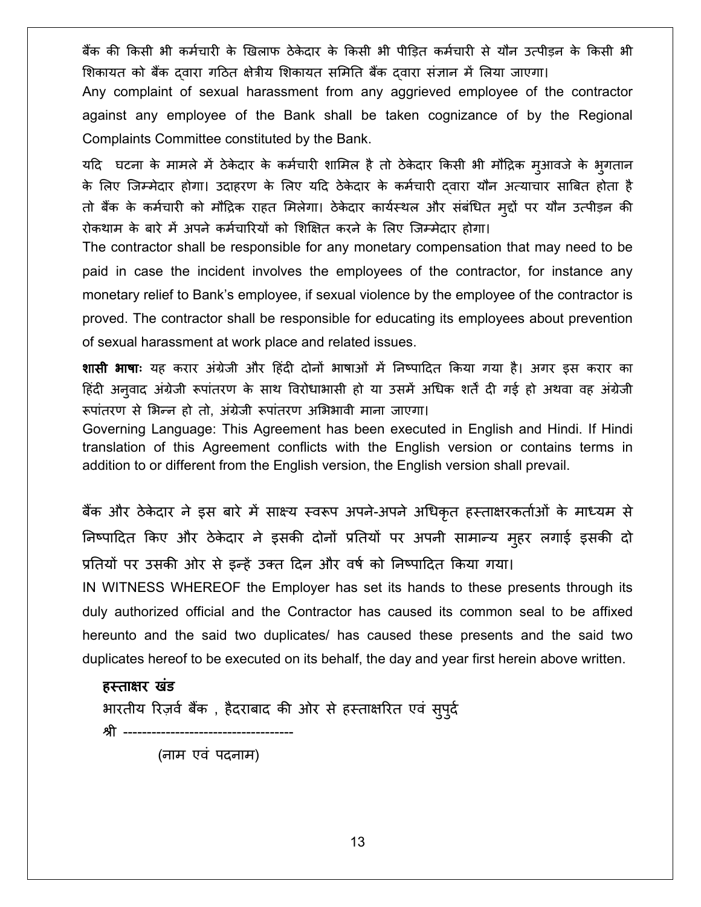बैंक की किसी भी कर्मचारी के खिलाफ ठेकेदार के किसी भी पीड़ित कर्मचारी से यौन उत्पीड़न के किसी भी शिकायत को बैंक द्वारा गठित क्षेत्रीय शिकायत समिति बैंक द्वारा संज्ञान में लिया जाएगा।

Any complaint of sexual harassment from any aggrieved employee of the contractor against any employee of the Bank shall be taken cognizance of by the Regional Complaints Committee constituted by the Bank.

यदि घटना के मामले में ठेकेदार के कर्मचारी शामिल है तो ठेकेदार किसी भी मौद्रिक मुआवजे के भुगतान के लिए जिम्मेदार होगा। उदाहरण के लिए यदि ठेकेदार के कर्मचारी द्वारा यौन अत्याचार साबित होता है तो बैंक के कर्मचारी को मौद्रिक राहत मिलेगा। ठेकेदार कार्यस्थल और संबंधित मुद्दों पर यौन उत्पीड़न की रोकथाम के बारे में अपने कर्मचारियों को शिक्षित करने के लिए जिम्मेदार होगा।

The contractor shall be responsible for any monetary compensation that may need to be paid in case the incident involves the employees of the contractor, for instance any monetary relief to Bank's employee, if sexual violence by the employee of the contractor is proved. The contractor shall be responsible for educating its employees about prevention of sexual harassment at work place and related issues.

**शासी भाषाः** यह करार अंग्रेजी और हिंदी दोनों भाषाओं में निष्पादित किया गया है। अगर इस करार का हिंदी अनुवाद अंग्रेजी रूपांतरण के साथ विरोधाभासी हो या उसमें अधिक शर्तें दी गई हो अथवा वह अंग्रेजी रूपांतरण से भिन्न हो तो, अंग्रेजी रूपांतरण अभिभावी माना जाएगा।

Governing Language: This Agreement has been executed in English and Hindi. If Hindi translation of this Agreement conflicts with the English version or contains terms in addition to or different from the English version, the English version shall prevail.

बैंक और ठेकेदार ने इस बारे में साक्ष्य स्वरूप अपने-अपने अधिकृत हस्ताक्षरकर्ताओं के माध्यम से निष्पादित किए और ठेकेदार ने इसकी दोनों प्रतियों पर अपनी सामान्य मुहर लगाई इसकी दो प्रतियों पर उसकी ओर से इन्हें उक्त दिन और वर्ष को निष्पादित किया गया।

IN WITNESS WHEREOF the Employer has set its hands to these presents through its duly authorized official and the Contractor has caused its common seal to be affixed hereunto and the said two duplicates/ has caused these presents and the said two duplicates hereof to be executed on its behalf, the day and year first herein above written.

**हस्ताक्षर खंड**

भारतीय रिज़र्व बैंक , हैदराबाद की ओर से हस्ताक्षरित एवं सुपुर्द

श्री ------------------------------------

(नाम एवं पदनाम)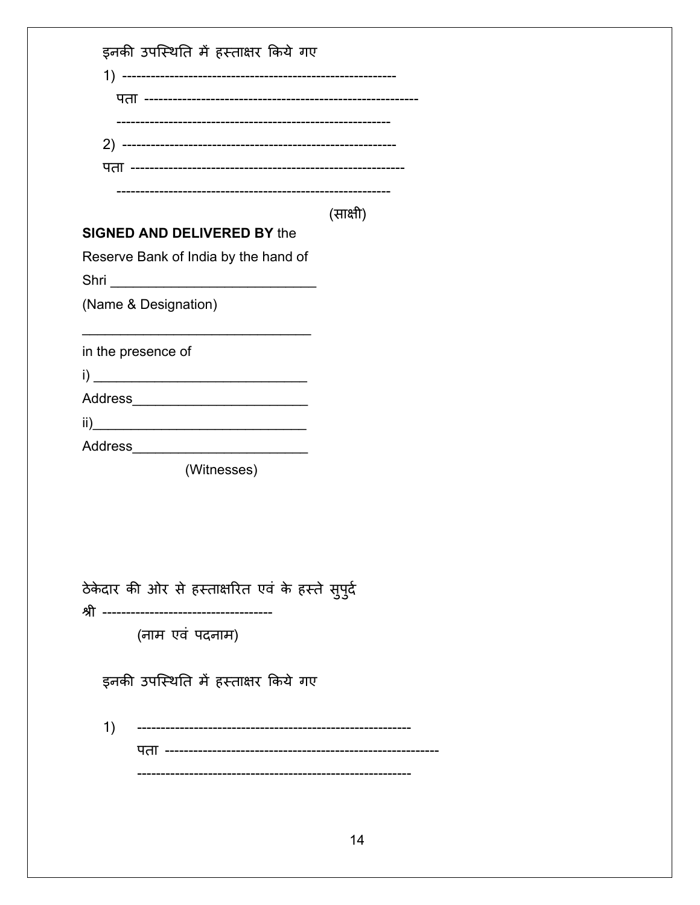इनकी उपस्थिति में हस्ताक्षर किये गए

1) ----------------------------------------------------------

पता ----------------------------------------------------------

----------------------------------------------------------

2) ----------------------------------------------------------

पता ----------------------------------------------------------

----------------------------------------------------------

(साक्षी)

**SIGNED AND DELIVERED BY** the Reserve Bank of India by the hand of

Shri ____________________________

(Name & Designation)

________________________________

in the presence of

i) _____________________________

Address________________________

ii)_____________________________

Address________________________

(Witnesses)

ठेकेदार की ओर से हस्ताक्षरित एवं के हस्ते सुपुर्द

श्री ------------------------------------

(नाम एवं पदनाम)

इनकी उपस्थिति में हस्ताक्षर किये गए

1) ----------------------------------------------------------

पता ----------------------------------------------------------

----------------------------------------------------------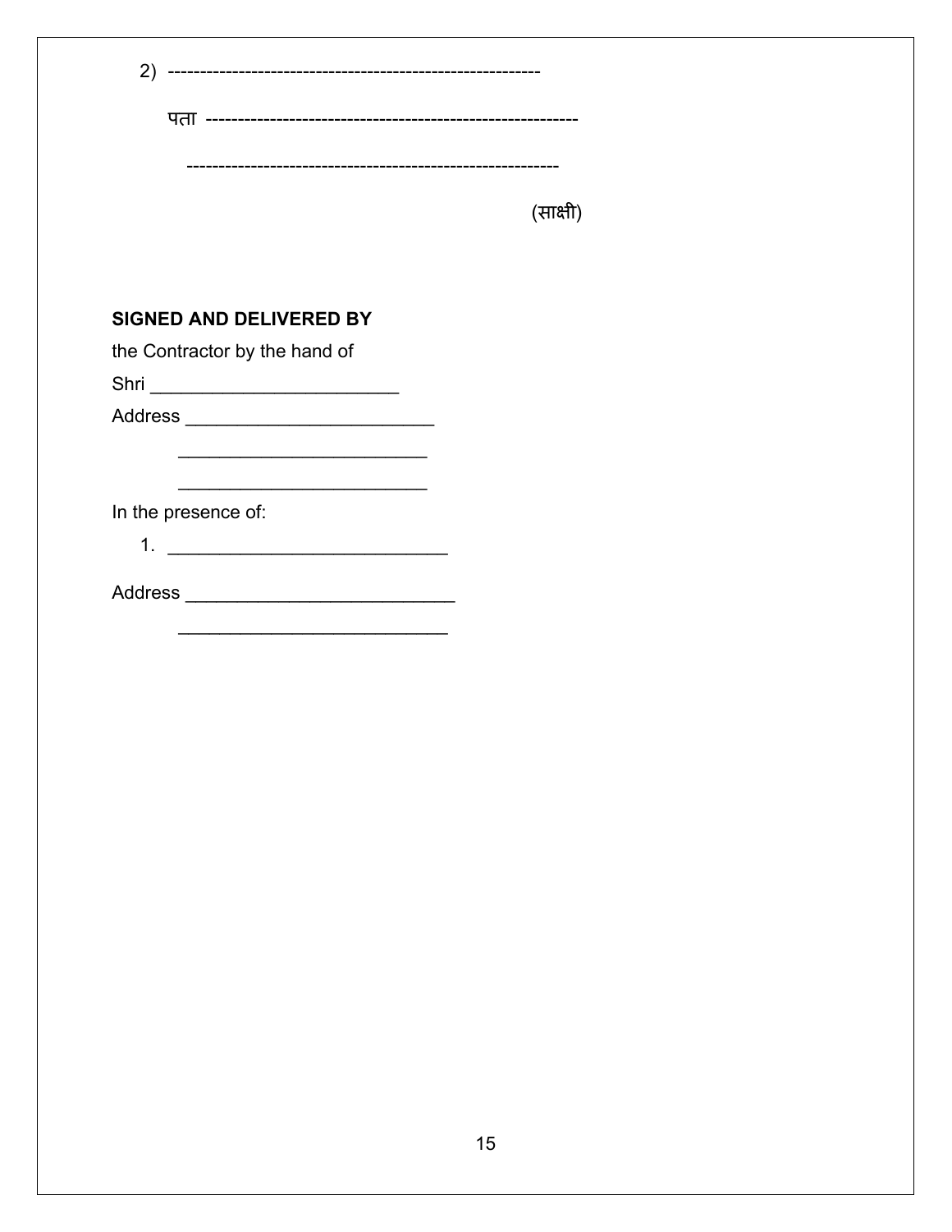2) ----------------------------------------------------------

पता ----------------------------------------------------------

----------------------------------------------------------

(साक्षी)

**SIGNED AND DELIVERED BY**

the Contractor by the hand of

Shri ________________________

Address ________________________

________________________

________________________

In the presence of:

1. ___________________________

Address __________________________

___________________________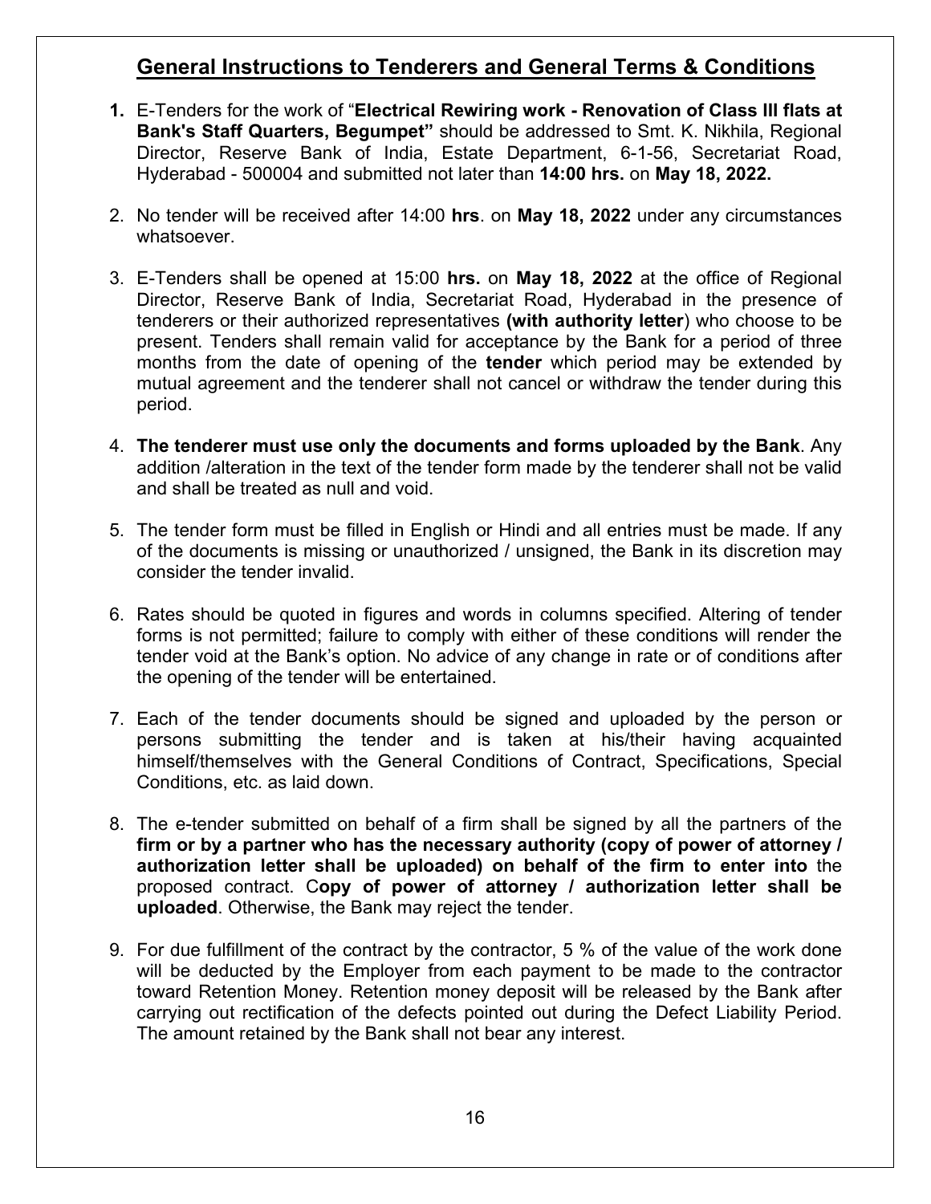## General Instructions to Tenderers and General Terms & Conditions

1. E-Tenders for the work of "**Electrical Rewiring work - Renovation of Class III flats at Bank's Staff Quarters, Begumpet"** should be addressed to Smt. K. Nikhila, Regional Director, Reserve Bank of India, Estate Department, 6-1-56, Secretariat Road, Hyderabad - 500004 and submitted not later than **14:00 hrs.** on **May 18, 2022.**

2. No tender will be received after 14:00 **hrs**. on **May 18, 2022** under any circumstances whatsoever.

3. E-Tenders shall be opened at 15:00 **hrs.** on **May 18, 2022** at the office of Regional Director, Reserve Bank of India, Secretariat Road, Hyderabad in the presence of tenderers or their authorized representatives **(with authority letter**) who choose to be present. Tenders shall remain valid for acceptance by the Bank for a period of three months from the date of opening of the **tender** which period may be extended by mutual agreement and the tenderer shall not cancel or withdraw the tender during this period.

4. **The tenderer must use only the documents and forms uploaded by the Bank**. Any addition /alteration in the text of the tender form made by the tenderer shall not be valid and shall be treated as null and void.

5. The tender form must be filled in English or Hindi and all entries must be made. If any of the documents is missing or unauthorized / unsigned, the Bank in its discretion may consider the tender invalid.

6. Rates should be quoted in figures and words in columns specified. Altering of tender forms is not permitted; failure to comply with either of these conditions will render the tender void at the Bank's option. No advice of any change in rate or of conditions after the opening of the tender will be entertained.

7. Each of the tender documents should be signed and uploaded by the person or persons submitting the tender and is taken at his/their having acquainted himself/themselves with the General Conditions of Contract, Specifications, Special Conditions, etc. as laid down.

8. The e-tender submitted on behalf of a firm shall be signed by all the partners of the **firm or by a partner who has the necessary authority (copy of power of attorney / authorization letter shall be uploaded) on behalf of the firm to enter into** the proposed contract. C**opy of power of attorney / authorization letter shall be uploaded**. Otherwise, the Bank may reject the tender.

9. For due fulfillment of the contract by the contractor, 5 % of the value of the work done will be deducted by the Employer from each payment to be made to the contractor toward Retention Money. Retention money deposit will be released by the Bank after carrying out rectification of the defects pointed out during the Defect Liability Period. The amount retained by the Bank shall not bear any interest.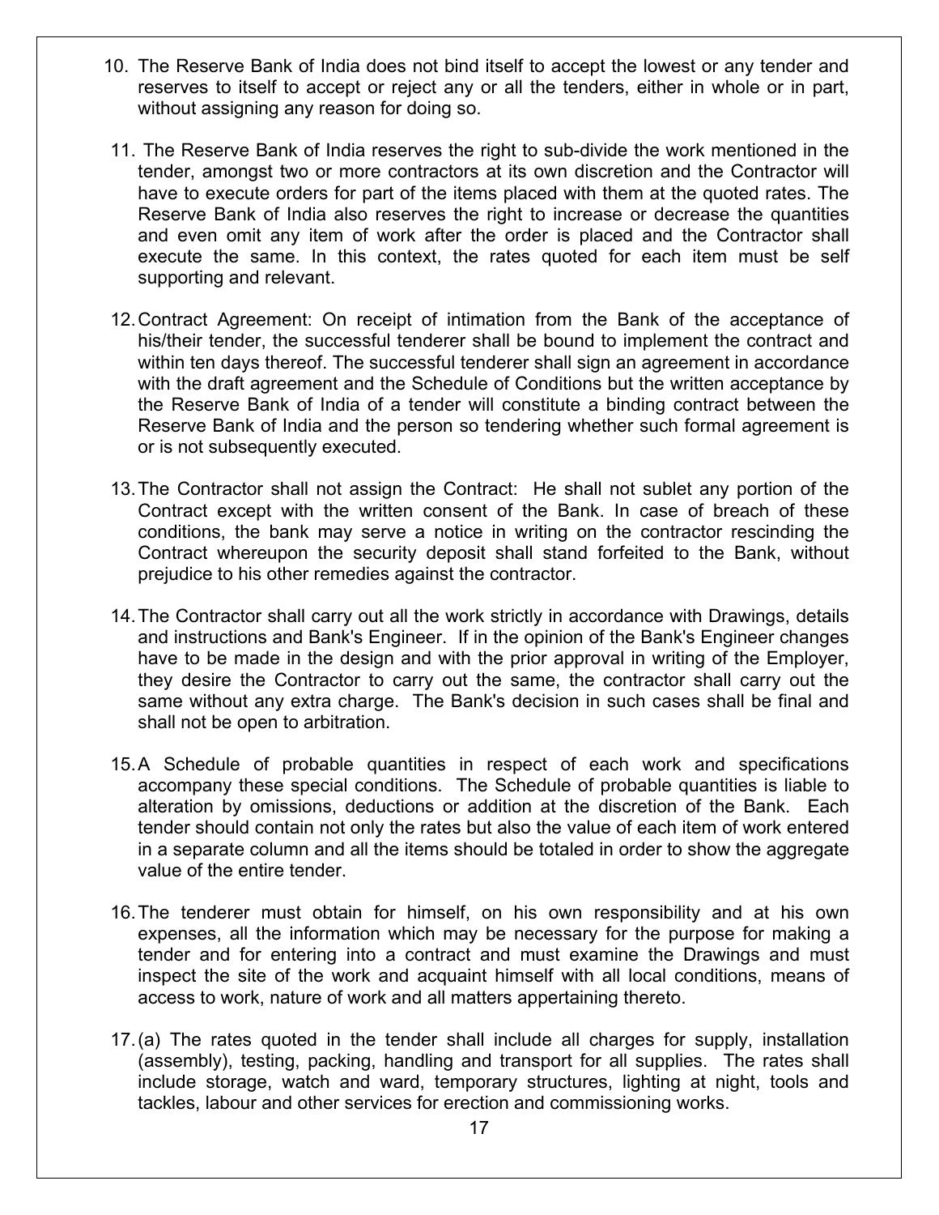10. The Reserve Bank of India does not bind itself to accept the lowest or any tender and reserves to itself to accept or reject any or all the tenders, either in whole or in part, without assigning any reason for doing so.

11. The Reserve Bank of India reserves the right to sub-divide the work mentioned in the tender, amongst two or more contractors at its own discretion and the Contractor will have to execute orders for part of the items placed with them at the quoted rates. The Reserve Bank of India also reserves the right to increase or decrease the quantities and even omit any item of work after the order is placed and the Contractor shall execute the same. In this context, the rates quoted for each item must be self supporting and relevant.

12. Contract Agreement: On receipt of intimation from the Bank of the acceptance of his/their tender, the successful tenderer shall be bound to implement the contract and within ten days thereof. The successful tenderer shall sign an agreement in accordance with the draft agreement and the Schedule of Conditions but the written acceptance by the Reserve Bank of India of a tender will constitute a binding contract between the Reserve Bank of India and the person so tendering whether such formal agreement is or is not subsequently executed.

13. The Contractor shall not assign the Contract: He shall not sublet any portion of the Contract except with the written consent of the Bank. In case of breach of these conditions, the bank may serve a notice in writing on the contractor rescinding the Contract whereupon the security deposit shall stand forfeited to the Bank, without prejudice to his other remedies against the contractor.

14. The Contractor shall carry out all the work strictly in accordance with Drawings, details and instructions and Bank's Engineer. If in the opinion of the Bank's Engineer changes have to be made in the design and with the prior approval in writing of the Employer, they desire the Contractor to carry out the same, the contractor shall carry out the same without any extra charge. The Bank's decision in such cases shall be final and shall not be open to arbitration.

15. A Schedule of probable quantities in respect of each work and specifications accompany these special conditions. The Schedule of probable quantities is liable to alteration by omissions, deductions or addition at the discretion of the Bank. Each tender should contain not only the rates but also the value of each item of work entered in a separate column and all the items should be totaled in order to show the aggregate value of the entire tender.

16. The tenderer must obtain for himself, on his own responsibility and at his own expenses, all the information which may be necessary for the purpose for making a tender and for entering into a contract and must examine the Drawings and must inspect the site of the work and acquaint himself with all local conditions, means of access to work, nature of work and all matters appertaining thereto.

17. (a) The rates quoted in the tender shall include all charges for supply, installation (assembly), testing, packing, handling and transport for all supplies. The rates shall include storage, watch and ward, temporary structures, lighting at night, tools and tackles, labour and other services for erection and commissioning works.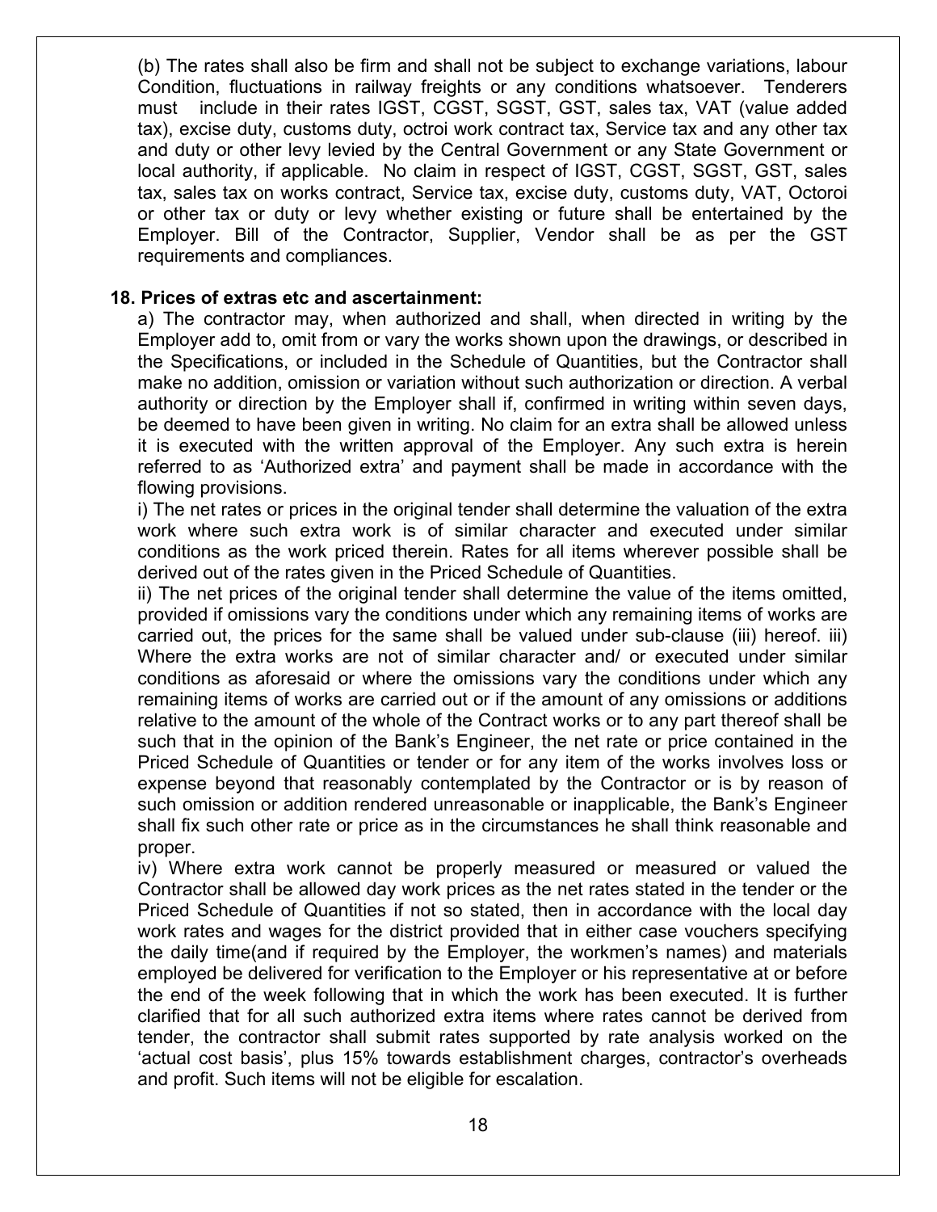(b) The rates shall also be firm and shall not be subject to exchange variations, labour Condition, fluctuations in railway freights or any conditions whatsoever. Tenderers must include in their rates IGST, CGST, SGST, GST, sales tax, VAT (value added tax), excise duty, customs duty, octroi work contract tax, Service tax and any other tax and duty or other levy levied by the Central Government or any State Government or local authority, if applicable. No claim in respect of IGST, CGST, SGST, GST, sales tax, sales tax on works contract, Service tax, excise duty, customs duty, VAT, Octoroi or other tax or duty or levy whether existing or future shall be entertained by the Employer. Bill of the Contractor, Supplier, Vendor shall be as per the GST requirements and compliances.

**18. Prices of extras etc and ascertainment:**

a) The contractor may, when authorized and shall, when directed in writing by the Employer add to, omit from or vary the works shown upon the drawings, or described in the Specifications, or included in the Schedule of Quantities, but the Contractor shall make no addition, omission or variation without such authorization or direction. A verbal authority or direction by the Employer shall if, confirmed in writing within seven days, be deemed to have been given in writing. No claim for an extra shall be allowed unless it is executed with the written approval of the Employer. Any such extra is herein referred to as 'Authorized extra' and payment shall be made in accordance with the flowing provisions.

i) The net rates or prices in the original tender shall determine the valuation of the extra work where such extra work is of similar character and executed under similar conditions as the work priced therein. Rates for all items wherever possible shall be derived out of the rates given in the Priced Schedule of Quantities.

ii) The net prices of the original tender shall determine the value of the items omitted, provided if omissions vary the conditions under which any remaining items of works are carried out, the prices for the same shall be valued under sub-clause (iii) hereof. iii) Where the extra works are not of similar character and/ or executed under similar conditions as aforesaid or where the omissions vary the conditions under which any remaining items of works are carried out or if the amount of any omissions or additions relative to the amount of the whole of the Contract works or to any part thereof shall be such that in the opinion of the Bank's Engineer, the net rate or price contained in the Priced Schedule of Quantities or tender or for any item of the works involves loss or expense beyond that reasonably contemplated by the Contractor or is by reason of such omission or addition rendered unreasonable or inapplicable, the Bank's Engineer shall fix such other rate or price as in the circumstances he shall think reasonable and proper.

iv) Where extra work cannot be properly measured or measured or valued the Contractor shall be allowed day work prices as the net rates stated in the tender or the Priced Schedule of Quantities if not so stated, then in accordance with the local day work rates and wages for the district provided that in either case vouchers specifying the daily time(and if required by the Employer, the workmen's names) and materials employed be delivered for verification to the Employer or his representative at or before the end of the week following that in which the work has been executed. It is further clarified that for all such authorized extra items where rates cannot be derived from tender, the contractor shall submit rates supported by rate analysis worked on the 'actual cost basis', plus 15% towards establishment charges, contractor's overheads and profit. Such items will not be eligible for escalation.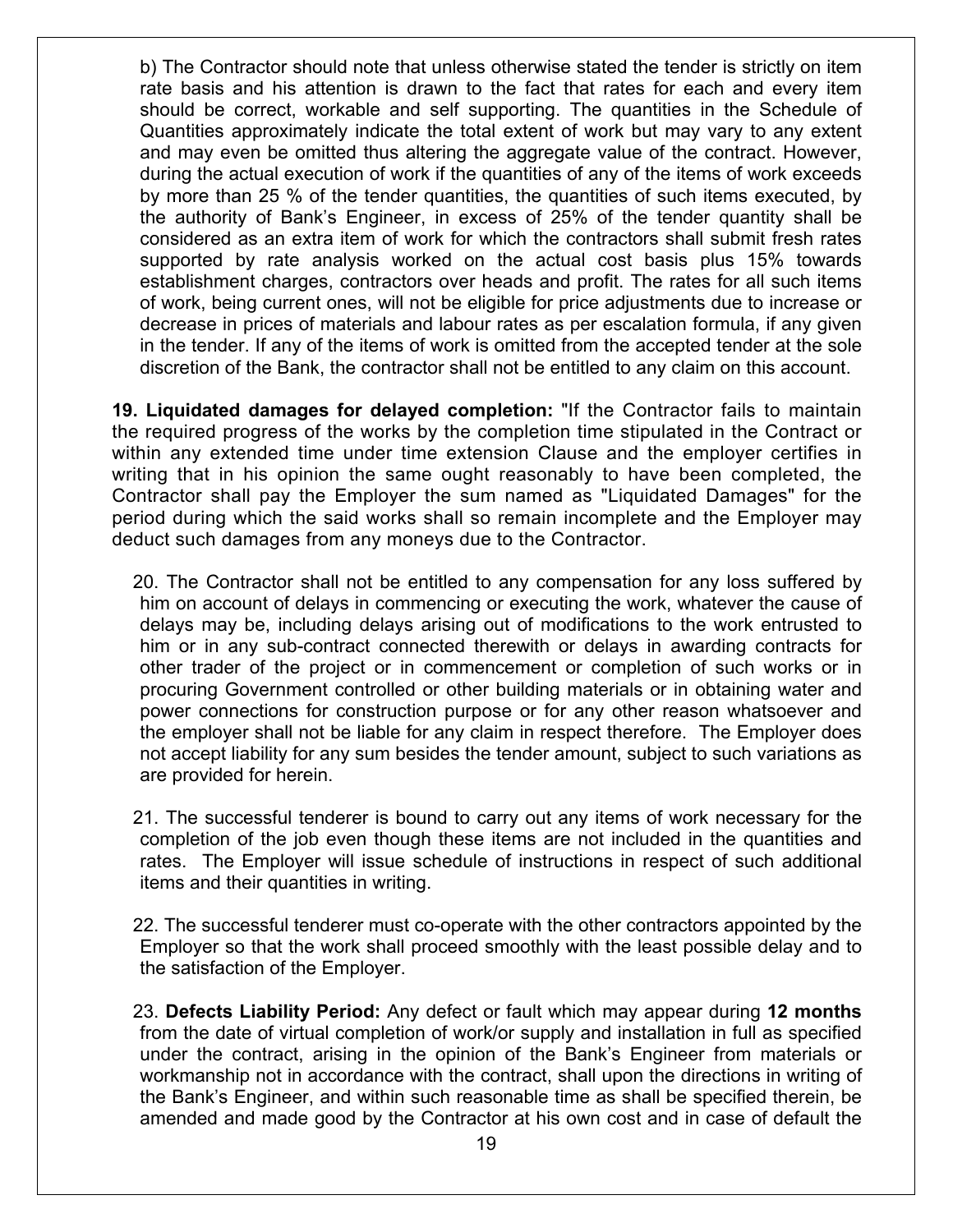b) The Contractor should note that unless otherwise stated the tender is strictly on item rate basis and his attention is drawn to the fact that rates for each and every item should be correct, workable and self supporting. The quantities in the Schedule of Quantities approximately indicate the total extent of work but may vary to any extent and may even be omitted thus altering the aggregate value of the contract. However, during the actual execution of work if the quantities of any of the items of work exceeds by more than 25 % of the tender quantities, the quantities of such items executed, by the authority of Bank's Engineer, in excess of 25% of the tender quantity shall be considered as an extra item of work for which the contractors shall submit fresh rates supported by rate analysis worked on the actual cost basis plus 15% towards establishment charges, contractors over heads and profit. The rates for all such items of work, being current ones, will not be eligible for price adjustments due to increase or decrease in prices of materials and labour rates as per escalation formula, if any given in the tender. If any of the items of work is omitted from the accepted tender at the sole discretion of the Bank, the contractor shall not be entitled to any claim on this account.

**19. Liquidated damages for delayed completion:** "If the Contractor fails to maintain the required progress of the works by the completion time stipulated in the Contract or within any extended time under time extension Clause and the employer certifies in writing that in his opinion the same ought reasonably to have been completed, the Contractor shall pay the Employer the sum named as "Liquidated Damages" for the period during which the said works shall so remain incomplete and the Employer may deduct such damages from any moneys due to the Contractor.

20. The Contractor shall not be entitled to any compensation for any loss suffered by him on account of delays in commencing or executing the work, whatever the cause of delays may be, including delays arising out of modifications to the work entrusted to him or in any sub-contract connected therewith or delays in awarding contracts for other trader of the project or in commencement or completion of such works or in procuring Government controlled or other building materials or in obtaining water and power connections for construction purpose or for any other reason whatsoever and the employer shall not be liable for any claim in respect therefore. The Employer does not accept liability for any sum besides the tender amount, subject to such variations as are provided for herein.

21. The successful tenderer is bound to carry out any items of work necessary for the completion of the job even though these items are not included in the quantities and rates. The Employer will issue schedule of instructions in respect of such additional items and their quantities in writing.

22. The successful tenderer must co-operate with the other contractors appointed by the Employer so that the work shall proceed smoothly with the least possible delay and to the satisfaction of the Employer.

23. **Defects Liability Period:** Any defect or fault which may appear during **12 months** from the date of virtual completion of work/or supply and installation in full as specified under the contract, arising in the opinion of the Bank's Engineer from materials or workmanship not in accordance with the contract, shall upon the directions in writing of the Bank's Engineer, and within such reasonable time as shall be specified therein, be amended and made good by the Contractor at his own cost and in case of default the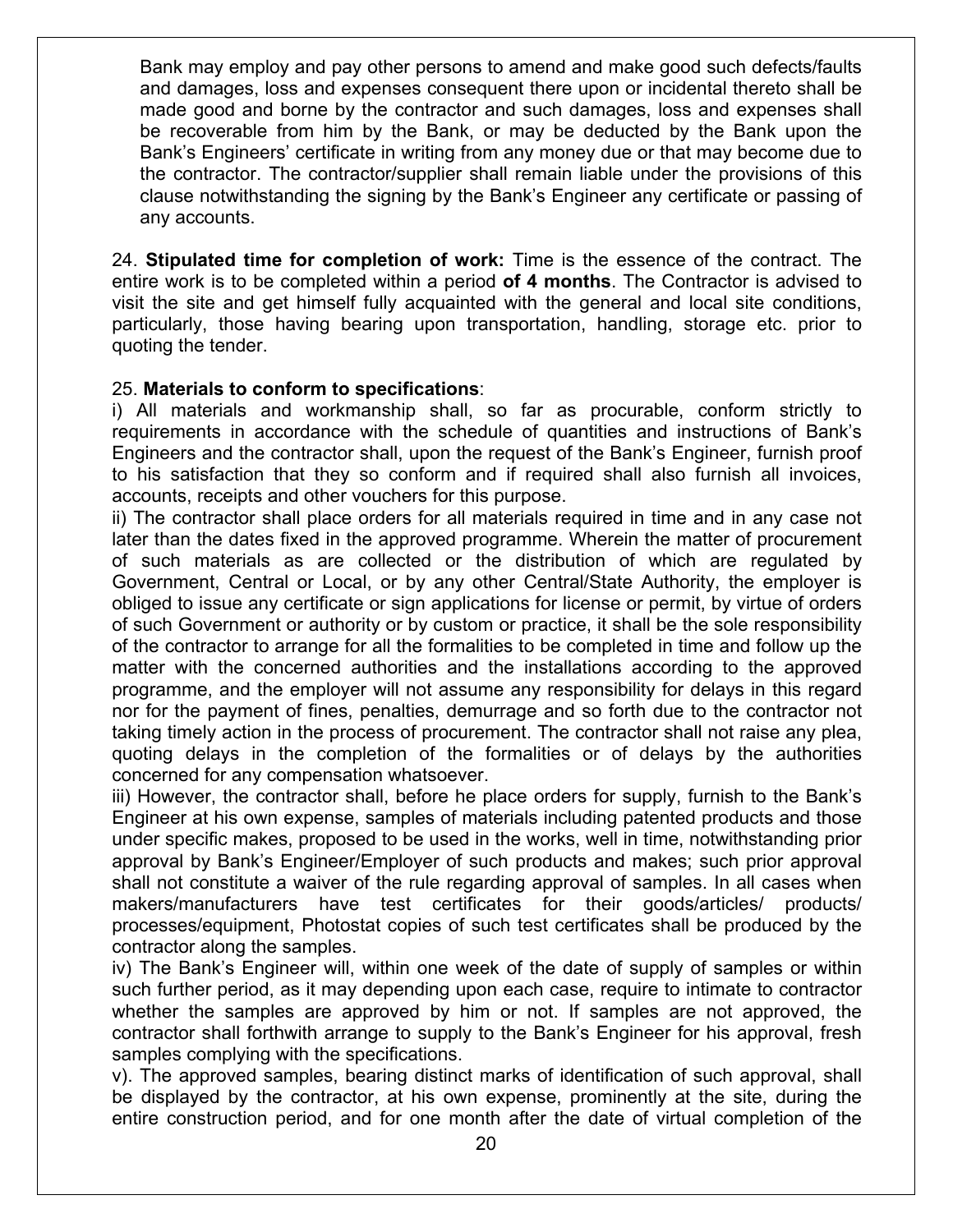Bank may employ and pay other persons to amend and make good such defects/faults and damages, loss and expenses consequent there upon or incidental thereto shall be made good and borne by the contractor and such damages, loss and expenses shall be recoverable from him by the Bank, or may be deducted by the Bank upon the Bank's Engineers' certificate in writing from any money due or that may become due to the contractor. The contractor/supplier shall remain liable under the provisions of this clause notwithstanding the signing by the Bank's Engineer any certificate or passing of any accounts.

24. **Stipulated time for completion of work:** Time is the essence of the contract. The entire work is to be completed within a period **of 4 months**. The Contractor is advised to visit the site and get himself fully acquainted with the general and local site conditions, particularly, those having bearing upon transportation, handling, storage etc. prior to quoting the tender.

25. **Materials to conform to specifications**:

i) All materials and workmanship shall, so far as procurable, conform strictly to requirements in accordance with the schedule of quantities and instructions of Bank's Engineers and the contractor shall, upon the request of the Bank's Engineer, furnish proof to his satisfaction that they so conform and if required shall also furnish all invoices, accounts, receipts and other vouchers for this purpose.

ii) The contractor shall place orders for all materials required in time and in any case not later than the dates fixed in the approved programme. Wherein the matter of procurement of such materials as are collected or the distribution of which are regulated by Government, Central or Local, or by any other Central/State Authority, the employer is obliged to issue any certificate or sign applications for license or permit, by virtue of orders of such Government or authority or by custom or practice, it shall be the sole responsibility of the contractor to arrange for all the formalities to be completed in time and follow up the matter with the concerned authorities and the installations according to the approved programme, and the employer will not assume any responsibility for delays in this regard nor for the payment of fines, penalties, demurrage and so forth due to the contractor not taking timely action in the process of procurement. The contractor shall not raise any plea, quoting delays in the completion of the formalities or of delays by the authorities concerned for any compensation whatsoever.

iii) However, the contractor shall, before he place orders for supply, furnish to the Bank's Engineer at his own expense, samples of materials including patented products and those under specific makes, proposed to be used in the works, well in time, notwithstanding prior approval by Bank's Engineer/Employer of such products and makes; such prior approval shall not constitute a waiver of the rule regarding approval of samples. In all cases when makers/manufacturers have test certificates for their goods/articles/ products/ processes/equipment, Photostat copies of such test certificates shall be produced by the contractor along the samples.

iv) The Bank's Engineer will, within one week of the date of supply of samples or within such further period, as it may depending upon each case, require to intimate to contractor whether the samples are approved by him or not. If samples are not approved, the contractor shall forthwith arrange to supply to the Bank's Engineer for his approval, fresh samples complying with the specifications.

v). The approved samples, bearing distinct marks of identification of such approval, shall be displayed by the contractor, at his own expense, prominently at the site, during the entire construction period, and for one month after the date of virtual completion of the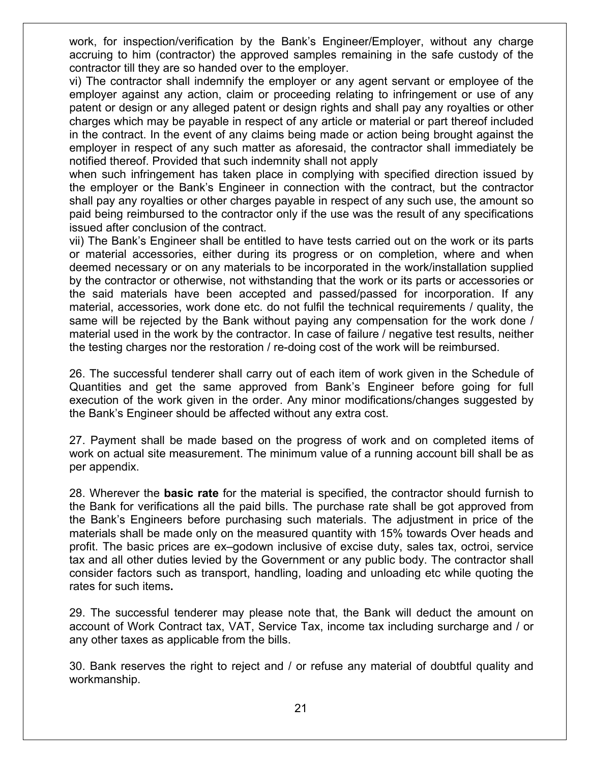work, for inspection/verification by the Bank's Engineer/Employer, without any charge accruing to him (contractor) the approved samples remaining in the safe custody of the contractor till they are so handed over to the employer.

vi) The contractor shall indemnify the employer or any agent servant or employee of the employer against any action, claim or proceeding relating to infringement or use of any patent or design or any alleged patent or design rights and shall pay any royalties or other charges which may be payable in respect of any article or material or part thereof included in the contract. In the event of any claims being made or action being brought against the employer in respect of any such matter as aforesaid, the contractor shall immediately be notified thereof. Provided that such indemnity shall not apply

when such infringement has taken place in complying with specified direction issued by the employer or the Bank's Engineer in connection with the contract, but the contractor shall pay any royalties or other charges payable in respect of any such use, the amount so paid being reimbursed to the contractor only if the use was the result of any specifications issued after conclusion of the contract.

vii) The Bank's Engineer shall be entitled to have tests carried out on the work or its parts or material accessories, either during its progress or on completion, where and when deemed necessary or on any materials to be incorporated in the work/installation supplied by the contractor or otherwise, not withstanding that the work or its parts or accessories or the said materials have been accepted and passed/passed for incorporation. If any material, accessories, work done etc. do not fulfil the technical requirements / quality, the same will be rejected by the Bank without paying any compensation for the work done / material used in the work by the contractor. In case of failure / negative test results, neither the testing charges nor the restoration / re-doing cost of the work will be reimbursed.

26. The successful tenderer shall carry out of each item of work given in the Schedule of Quantities and get the same approved from Bank's Engineer before going for full execution of the work given in the order. Any minor modifications/changes suggested by the Bank's Engineer should be affected without any extra cost.

27. Payment shall be made based on the progress of work and on completed items of work on actual site measurement. The minimum value of a running account bill shall be as per appendix.

28. Wherever the **basic rate** for the material is specified, the contractor should furnish to the Bank for verifications all the paid bills. The purchase rate shall be got approved from the Bank's Engineers before purchasing such materials. The adjustment in price of the materials shall be made only on the measured quantity with 15% towards Over heads and profit. The basic prices are ex–godown inclusive of excise duty, sales tax, octroi, service tax and all other duties levied by the Government or any public body. The contractor shall consider factors such as transport, handling, loading and unloading etc while quoting the rates for such items**.**

29. The successful tenderer may please note that, the Bank will deduct the amount on account of Work Contract tax, VAT, Service Tax, income tax including surcharge and / or any other taxes as applicable from the bills.

30. Bank reserves the right to reject and / or refuse any material of doubtful quality and workmanship.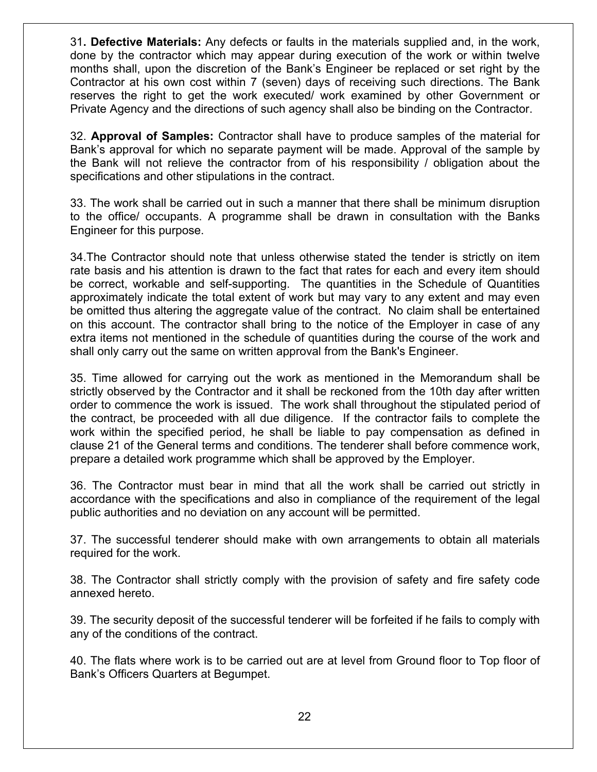31**. Defective Materials:** Any defects or faults in the materials supplied and, in the work, done by the contractor which may appear during execution of the work or within twelve months shall, upon the discretion of the Bank's Engineer be replaced or set right by the Contractor at his own cost within 7 (seven) days of receiving such directions. The Bank reserves the right to get the work executed/ work examined by other Government or Private Agency and the directions of such agency shall also be binding on the Contractor.

32. **Approval of Samples:** Contractor shall have to produce samples of the material for Bank's approval for which no separate payment will be made. Approval of the sample by the Bank will not relieve the contractor from of his responsibility / obligation about the specifications and other stipulations in the contract.

33. The work shall be carried out in such a manner that there shall be minimum disruption to the office/ occupants. A programme shall be drawn in consultation with the Banks Engineer for this purpose.

34.The Contractor should note that unless otherwise stated the tender is strictly on item rate basis and his attention is drawn to the fact that rates for each and every item should be correct, workable and self-supporting. The quantities in the Schedule of Quantities approximately indicate the total extent of work but may vary to any extent and may even be omitted thus altering the aggregate value of the contract. No claim shall be entertained on this account. The contractor shall bring to the notice of the Employer in case of any extra items not mentioned in the schedule of quantities during the course of the work and shall only carry out the same on written approval from the Bank's Engineer.

35. Time allowed for carrying out the work as mentioned in the Memorandum shall be strictly observed by the Contractor and it shall be reckoned from the 10th day after written order to commence the work is issued. The work shall throughout the stipulated period of the contract, be proceeded with all due diligence. If the contractor fails to complete the work within the specified period, he shall be liable to pay compensation as defined in clause 21 of the General terms and conditions. The tenderer shall before commence work, prepare a detailed work programme which shall be approved by the Employer.

36. The Contractor must bear in mind that all the work shall be carried out strictly in accordance with the specifications and also in compliance of the requirement of the legal public authorities and no deviation on any account will be permitted.

37. The successful tenderer should make with own arrangements to obtain all materials required for the work.

38. The Contractor shall strictly comply with the provision of safety and fire safety code annexed hereto.

39. The security deposit of the successful tenderer will be forfeited if he fails to comply with any of the conditions of the contract.

40. The flats where work is to be carried out are at level from Ground floor to Top floor of Bank's Officers Quarters at Begumpet.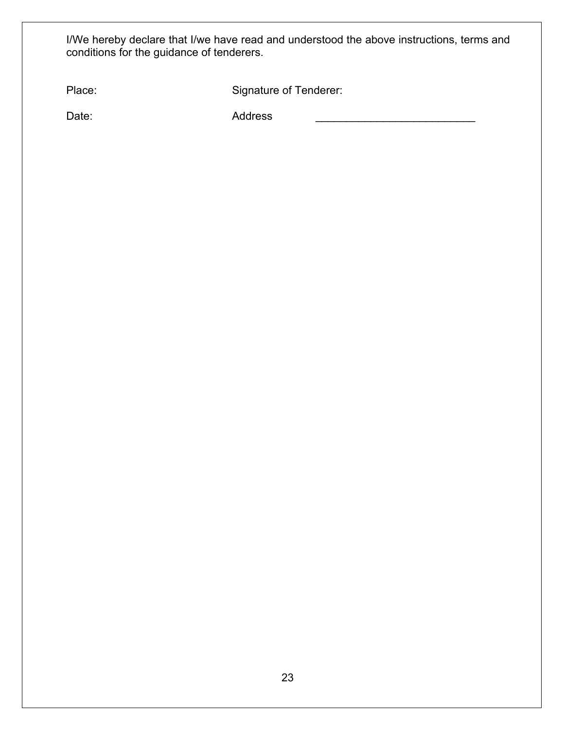I/We hereby declare that I/we have read and understood the above instructions, terms and conditions for the guidance of tenderers.

Place: Signature of Tenderer:

Date: Address ___________________________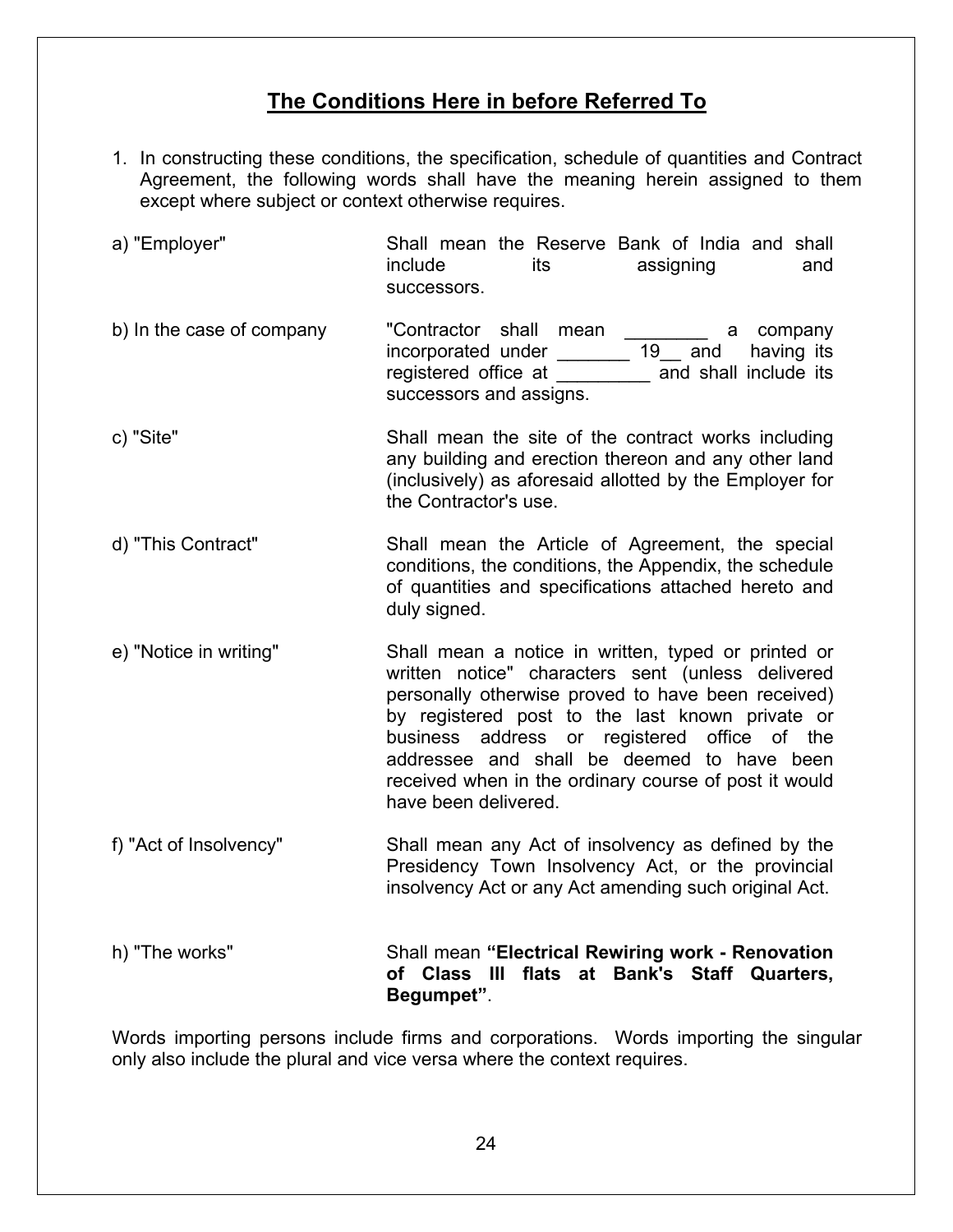## The Conditions Here in before Referred To

1. In constructing these conditions, the specification, schedule of quantities and Contract Agreement, the following words shall have the meaning herein assigned to them except where subject or context otherwise requires.

| | |
|---|---|
| a) "Employer" | Shall mean the Reserve Bank of India and shall include its assigning and successors. |
| b) In the case of company | "Contractor shall mean ________ a company incorporated under _______ 19__ and having its registered office at _________ and shall include its successors and assigns. |
| c) "Site" | Shall mean the site of the contract works including any building and erection thereon and any other land (inclusively) as aforesaid allotted by the Employer for the Contractor's use. |
| d) "This Contract" | Shall mean the Article of Agreement, the special conditions, the conditions, the Appendix, the schedule of quantities and specifications attached hereto and duly signed. |
| e) "Notice in writing" | Shall mean a notice in written, typed or printed or written notice" characters sent (unless delivered personally otherwise proved to have been received) by registered post to the last known private or business address or registered office of the addressee and shall be deemed to have been received when in the ordinary course of post it would have been delivered. |
| f) "Act of Insolvency" | Shall mean any Act of insolvency as defined by the Presidency Town Insolvency Act, or the provincial insolvency Act or any Act amending such original Act. |
| h) "The works" | Shall mean **"Electrical Rewiring work - Renovation of Class III flats at Bank's Staff Quarters, Begumpet"**. |

Words importing persons include firms and corporations. Words importing the singular only also include the plural and vice versa where the context requires.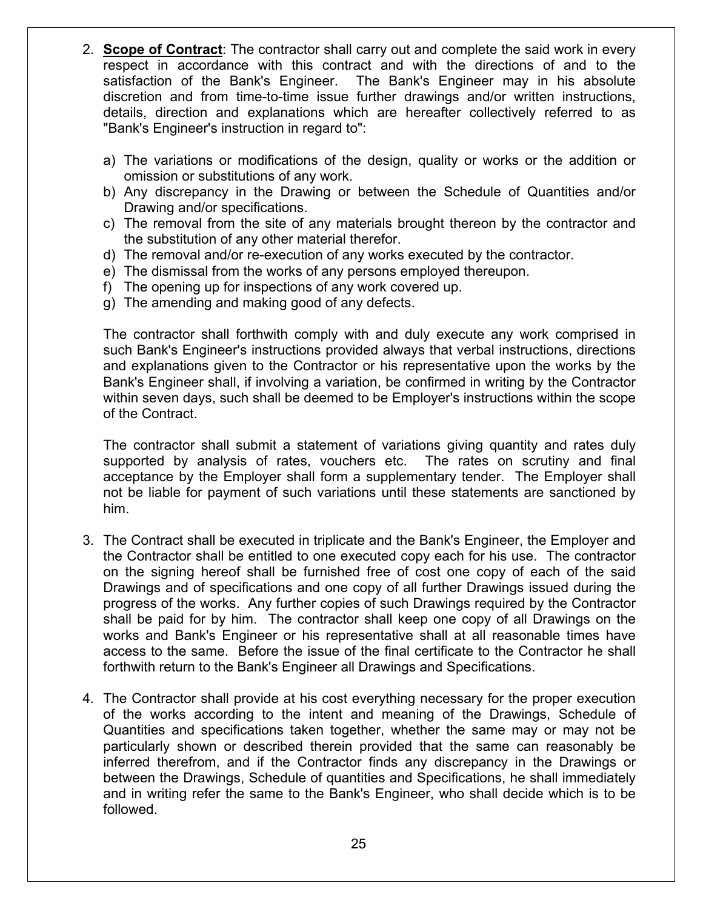2. **Scope of Contract**: The contractor shall carry out and complete the said work in every respect in accordance with this contract and with the directions of and to the satisfaction of the Bank's Engineer. The Bank's Engineer may in his absolute discretion and from time-to-time issue further drawings and/or written instructions, details, direction and explanations which are hereafter collectively referred to as "Bank's Engineer's instruction in regard to":

   a) The variations or modifications of the design, quality or works or the addition or omission or substitutions of any work.
   b) Any discrepancy in the Drawing or between the Schedule of Quantities and/or Drawing and/or specifications.
   c) The removal from the site of any materials brought thereon by the contractor and the substitution of any other material therefor.
   d) The removal and/or re-execution of any works executed by the contractor.
   e) The dismissal from the works of any persons employed thereupon.
   f) The opening up for inspections of any work covered up.
   g) The amending and making good of any defects.

   The contractor shall forthwith comply with and duly execute any work comprised in such Bank's Engineer's instructions provided always that verbal instructions, directions and explanations given to the Contractor or his representative upon the works by the Bank's Engineer shall, if involving a variation, be confirmed in writing by the Contractor within seven days, such shall be deemed to be Employer's instructions within the scope of the Contract.

   The contractor shall submit a statement of variations giving quantity and rates duly supported by analysis of rates, vouchers etc. The rates on scrutiny and final acceptance by the Employer shall form a supplementary tender. The Employer shall not be liable for payment of such variations until these statements are sanctioned by him.

3. The Contract shall be executed in triplicate and the Bank's Engineer, the Employer and the Contractor shall be entitled to one executed copy each for his use. The contractor on the signing hereof shall be furnished free of cost one copy of each of the said Drawings and of specifications and one copy of all further Drawings issued during the progress of the works. Any further copies of such Drawings required by the Contractor shall be paid for by him. The contractor shall keep one copy of all Drawings on the works and Bank's Engineer or his representative shall at all reasonable times have access to the same. Before the issue of the final certificate to the Contractor he shall forthwith return to the Bank's Engineer all Drawings and Specifications.

4. The Contractor shall provide at his cost everything necessary for the proper execution of the works according to the intent and meaning of the Drawings, Schedule of Quantities and specifications taken together, whether the same may or may not be particularly shown or described therein provided that the same can reasonably be inferred therefrom, and if the Contractor finds any discrepancy in the Drawings or between the Drawings, Schedule of quantities and Specifications, he shall immediately and in writing refer the same to the Bank's Engineer, who shall decide which is to be followed.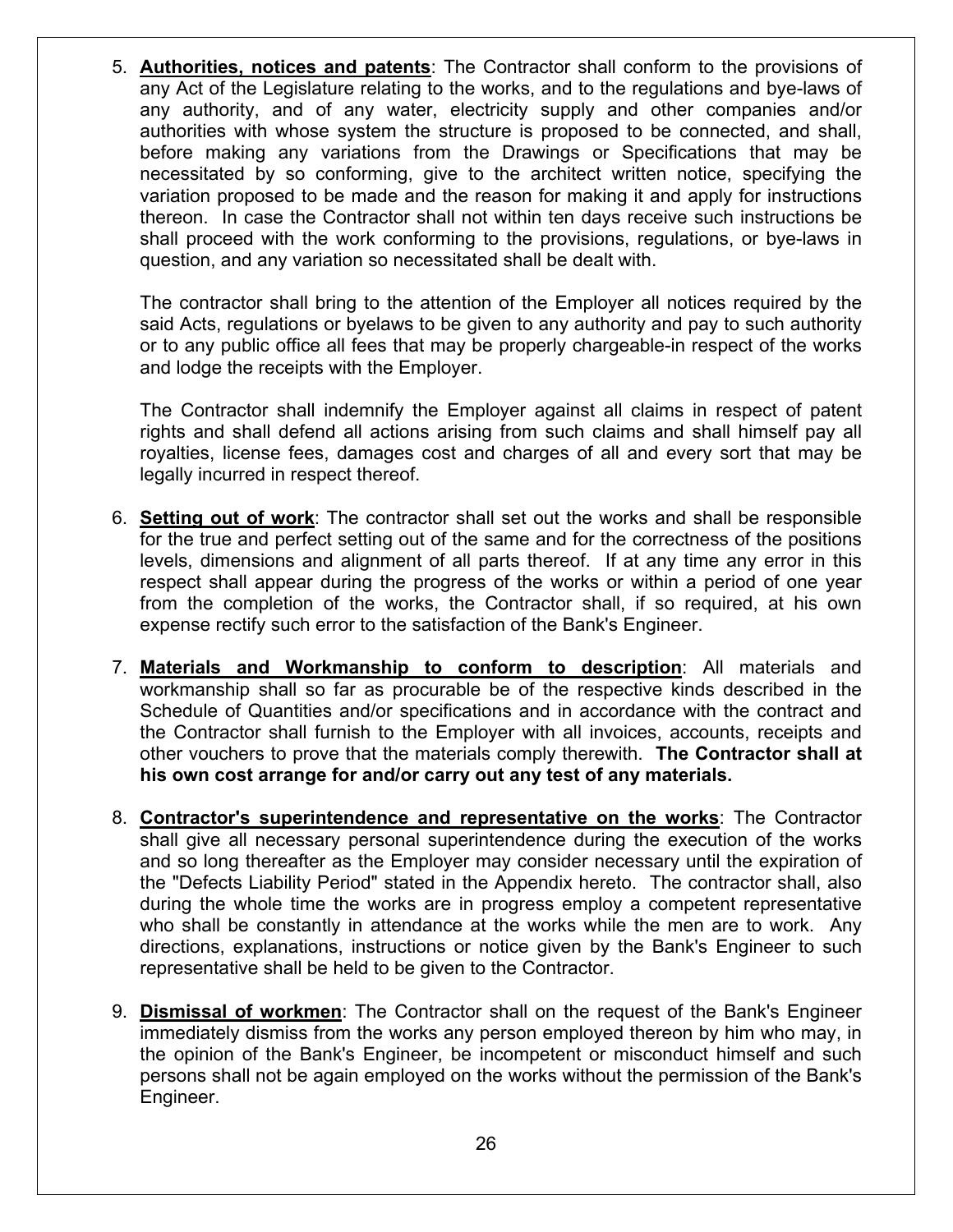5. **<u>Authorities, notices and patents</u>**: The Contractor shall conform to the provisions of any Act of the Legislature relating to the works, and to the regulations and bye-laws of any authority, and of any water, electricity supply and other companies and/or authorities with whose system the structure is proposed to be connected, and shall, before making any variations from the Drawings or Specifications that may be necessitated by so conforming, give to the architect written notice, specifying the variation proposed to be made and the reason for making it and apply for instructions thereon. In case the Contractor shall not within ten days receive such instructions be shall proceed with the work conforming to the provisions, regulations, or bye-laws in question, and any variation so necessitated shall be dealt with.

   The contractor shall bring to the attention of the Employer all notices required by the said Acts, regulations or byelaws to be given to any authority and pay to such authority or to any public office all fees that may be properly chargeable-in respect of the works and lodge the receipts with the Employer.

   The Contractor shall indemnify the Employer against all claims in respect of patent rights and shall defend all actions arising from such claims and shall himself pay all royalties, license fees, damages cost and charges of all and every sort that may be legally incurred in respect thereof.

6. **<u>Setting out of work</u>**: The contractor shall set out the works and shall be responsible for the true and perfect setting out of the same and for the correctness of the positions levels, dimensions and alignment of all parts thereof. If at any time any error in this respect shall appear during the progress of the works or within a period of one year from the completion of the works, the Contractor shall, if so required, at his own expense rectify such error to the satisfaction of the Bank's Engineer.

7. **<u>Materials and Workmanship to conform to description</u>**: All materials and workmanship shall so far as procurable be of the respective kinds described in the Schedule of Quantities and/or specifications and in accordance with the contract and the Contractor shall furnish to the Employer with all invoices, accounts, receipts and other vouchers to prove that the materials comply therewith. **The Contractor shall at his own cost arrange for and/or carry out any test of any materials.**

8. **<u>Contractor's superintendence and representative on the works</u>**: The Contractor shall give all necessary personal superintendence during the execution of the works and so long thereafter as the Employer may consider necessary until the expiration of the "Defects Liability Period" stated in the Appendix hereto. The contractor shall, also during the whole time the works are in progress employ a competent representative who shall be constantly in attendance at the works while the men are to work. Any directions, explanations, instructions or notice given by the Bank's Engineer to such representative shall be held to be given to the Contractor.

9. **<u>Dismissal of workmen</u>**: The Contractor shall on the request of the Bank's Engineer immediately dismiss from the works any person employed thereon by him who may, in the opinion of the Bank's Engineer, be incompetent or misconduct himself and such persons shall not be again employed on the works without the permission of the Bank's Engineer.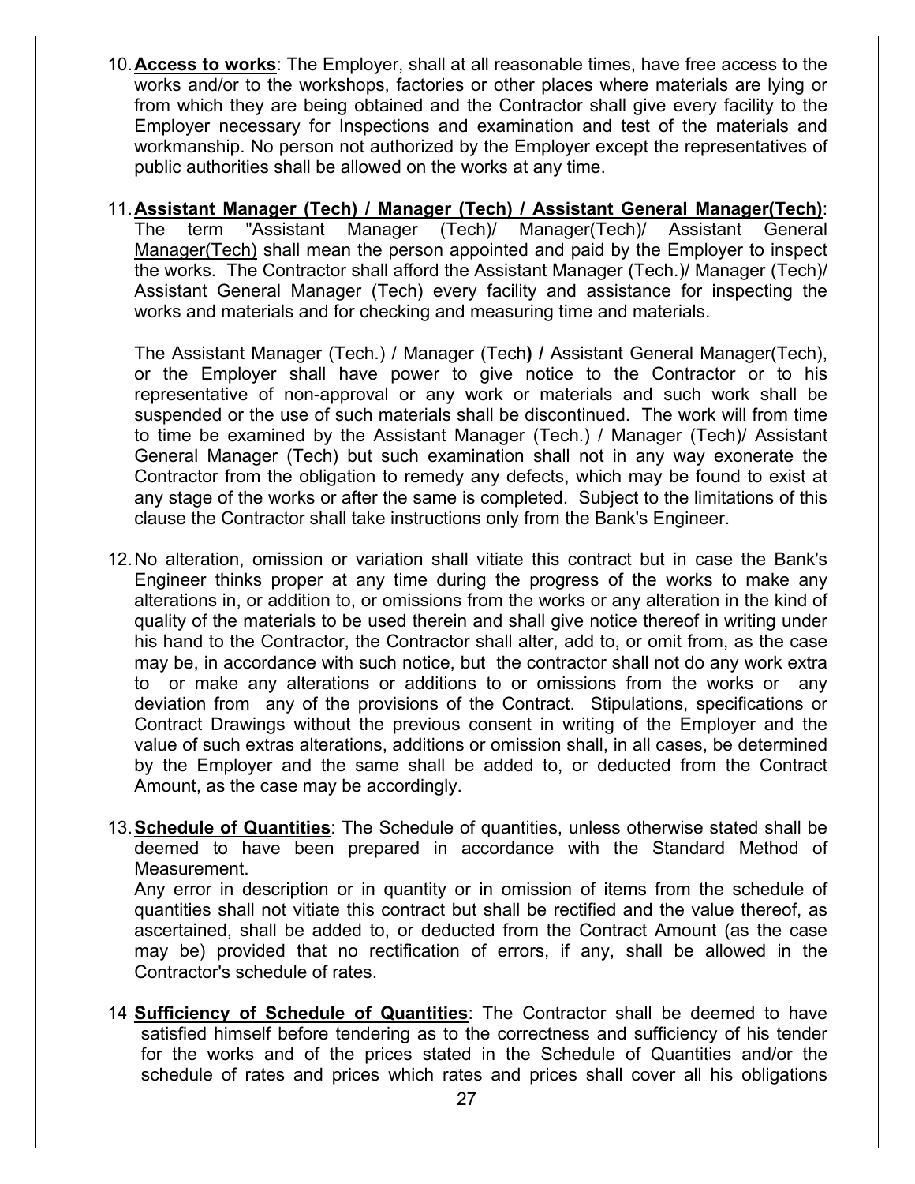10. **Access to works**: The Employer, shall at all reasonable times, have free access to the works and/or to the workshops, factories or other places where materials are lying or from which they are being obtained and the Contractor shall give every facility to the Employer necessary for Inspections and examination and test of the materials and workmanship. No person not authorized by the Employer except the representatives of public authorities shall be allowed on the works at any time.

11. **Assistant Manager (Tech) / Manager (Tech) / Assistant General Manager(Tech)**: The term "Assistant Manager (Tech)/ Manager(Tech)/ Assistant General Manager(Tech) shall mean the person appointed and paid by the Employer to inspect the works. The Contractor shall afford the Assistant Manager (Tech.)/ Manager (Tech)/ Assistant General Manager (Tech) every facility and assistance for inspecting the works and materials and for checking and measuring time and materials.

    The Assistant Manager (Tech.) / Manager (Tech**) /** Assistant General Manager(Tech), or the Employer shall have power to give notice to the Contractor or to his representative of non-approval or any work or materials and such work shall be suspended or the use of such materials shall be discontinued. The work will from time to time be examined by the Assistant Manager (Tech.) / Manager (Tech)/ Assistant General Manager (Tech) but such examination shall not in any way exonerate the Contractor from the obligation to remedy any defects, which may be found to exist at any stage of the works or after the same is completed. Subject to the limitations of this clause the Contractor shall take instructions only from the Bank's Engineer.

12. No alteration, omission or variation shall vitiate this contract but in case the Bank's Engineer thinks proper at any time during the progress of the works to make any alterations in, or addition to, or omissions from the works or any alteration in the kind of quality of the materials to be used therein and shall give notice thereof in writing under his hand to the Contractor, the Contractor shall alter, add to, or omit from, as the case may be, in accordance with such notice, but the contractor shall not do any work extra to or make any alterations or additions to or omissions from the works or any deviation from any of the provisions of the Contract. Stipulations, specifications or Contract Drawings without the previous consent in writing of the Employer and the value of such extras alterations, additions or omission shall, in all cases, be determined by the Employer and the same shall be added to, or deducted from the Contract Amount, as the case may be accordingly.

13. **Schedule of Quantities**: The Schedule of quantities, unless otherwise stated shall be deemed to have been prepared in accordance with the Standard Method of Measurement.
    Any error in description or in quantity or in omission of items from the schedule of quantities shall not vitiate this contract but shall be rectified and the value thereof, as ascertained, shall be added to, or deducted from the Contract Amount (as the case may be) provided that no rectification of errors, if any, shall be allowed in the Contractor's schedule of rates.

14. **Sufficiency of Schedule of Quantities**: The Contractor shall be deemed to have satisfied himself before tendering as to the correctness and sufficiency of his tender for the works and of the prices stated in the Schedule of Quantities and/or the schedule of rates and prices which rates and prices shall cover all his obligations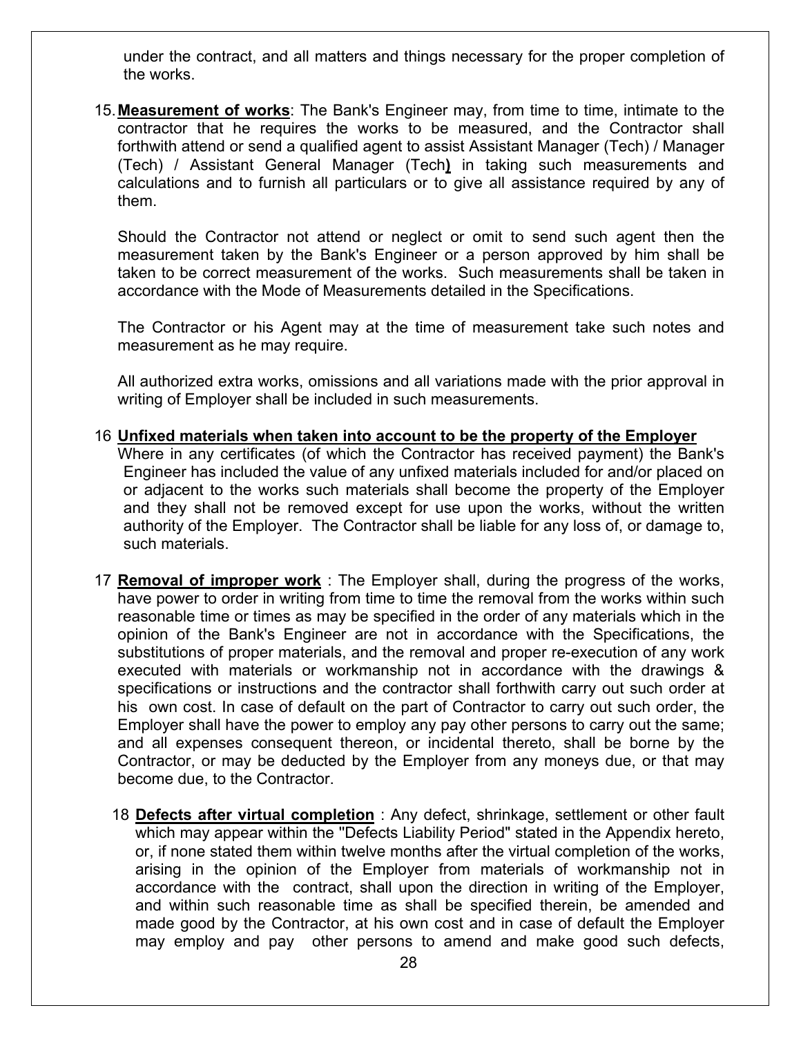under the contract, and all matters and things necessary for the proper completion of the works.

15. **Measurement of works**: The Bank's Engineer may, from time to time, intimate to the contractor that he requires the works to be measured, and the Contractor shall forthwith attend or send a qualified agent to assist Assistant Manager (Tech) / Manager (Tech) / Assistant General Manager (Tech**)** in taking such measurements and calculations and to furnish all particulars or to give all assistance required by any of them.

    Should the Contractor not attend or neglect or omit to send such agent then the measurement taken by the Bank's Engineer or a person approved by him shall be taken to be correct measurement of the works. Such measurements shall be taken in accordance with the Mode of Measurements detailed in the Specifications.

    The Contractor or his Agent may at the time of measurement take such notes and measurement as he may require.

    All authorized extra works, omissions and all variations made with the prior approval in writing of Employer shall be included in such measurements.

16 **Unfixed materials when taken into account to be the property of the Employer**
Where in any certificates (of which the Contractor has received payment) the Bank's Engineer has included the value of any unfixed materials included for and/or placed on or adjacent to the works such materials shall become the property of the Employer and they shall not be removed except for use upon the works, without the written authority of the Employer. The Contractor shall be liable for any loss of, or damage to, such materials.

17 **Removal of improper work** : The Employer shall, during the progress of the works, have power to order in writing from time to time the removal from the works within such reasonable time or times as may be specified in the order of any materials which in the opinion of the Bank's Engineer are not in accordance with the Specifications, the substitutions of proper materials, and the removal and proper re-execution of any work executed with materials or workmanship not in accordance with the drawings & specifications or instructions and the contractor shall forthwith carry out such order at his own cost. In case of default on the part of Contractor to carry out such order, the Employer shall have the power to employ any pay other persons to carry out the same; and all expenses consequent thereon, or incidental thereto, shall be borne by the Contractor, or may be deducted by the Employer from any moneys due, or that may become due, to the Contractor.

18 **Defects after virtual completion** : Any defect, shrinkage, settlement or other fault which may appear within the "Defects Liability Period" stated in the Appendix hereto, or, if none stated them within twelve months after the virtual completion of the works, arising in the opinion of the Employer from materials of workmanship not in accordance with the contract, shall upon the direction in writing of the Employer, and within such reasonable time as shall be specified therein, be amended and made good by the Contractor, at his own cost and in case of default the Employer may employ and pay other persons to amend and make good such defects,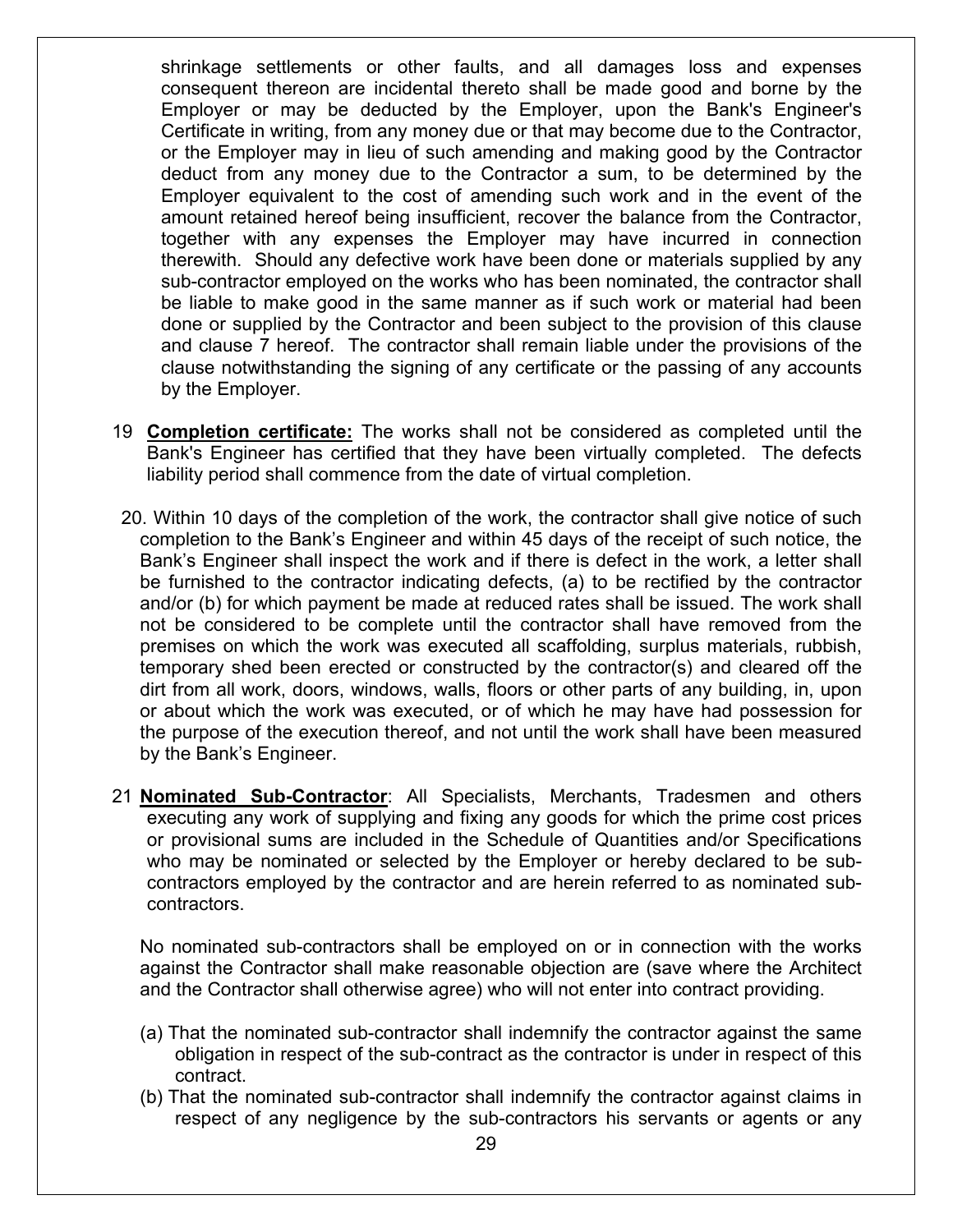shrinkage settlements or other faults, and all damages loss and expenses consequent thereon are incidental thereto shall be made good and borne by the Employer or may be deducted by the Employer, upon the Bank's Engineer's Certificate in writing, from any money due or that may become due to the Contractor, or the Employer may in lieu of such amending and making good by the Contractor deduct from any money due to the Contractor a sum, to be determined by the Employer equivalent to the cost of amending such work and in the event of the amount retained hereof being insufficient, recover the balance from the Contractor, together with any expenses the Employer may have incurred in connection therewith. Should any defective work have been done or materials supplied by any sub-contractor employed on the works who has been nominated, the contractor shall be liable to make good in the same manner as if such work or material had been done or supplied by the Contractor and been subject to the provision of this clause and clause 7 hereof. The contractor shall remain liable under the provisions of the clause notwithstanding the signing of any certificate or the passing of any accounts by the Employer.

19 **Completion certificate:** The works shall not be considered as completed until the Bank's Engineer has certified that they have been virtually completed. The defects liability period shall commence from the date of virtual completion.

20. Within 10 days of the completion of the work, the contractor shall give notice of such completion to the Bank's Engineer and within 45 days of the receipt of such notice, the Bank's Engineer shall inspect the work and if there is defect in the work, a letter shall be furnished to the contractor indicating defects, (a) to be rectified by the contractor and/or (b) for which payment be made at reduced rates shall be issued. The work shall not be considered to be complete until the contractor shall have removed from the premises on which the work was executed all scaffolding, surplus materials, rubbish, temporary shed been erected or constructed by the contractor(s) and cleared off the dirt from all work, doors, windows, walls, floors or other parts of any building, in, upon or about which the work was executed, or of which he may have had possession for the purpose of the execution thereof, and not until the work shall have been measured by the Bank's Engineer.

21 **Nominated Sub-Contractor**: All Specialists, Merchants, Tradesmen and others executing any work of supplying and fixing any goods for which the prime cost prices or provisional sums are included in the Schedule of Quantities and/or Specifications who may be nominated or selected by the Employer or hereby declared to be sub-contractors employed by the contractor and are herein referred to as nominated sub-contractors.

No nominated sub-contractors shall be employed on or in connection with the works against the Contractor shall make reasonable objection are (save where the Architect and the Contractor shall otherwise agree) who will not enter into contract providing.

(a) That the nominated sub-contractor shall indemnify the contractor against the same obligation in respect of the sub-contract as the contractor is under in respect of this contract.

(b) That the nominated sub-contractor shall indemnify the contractor against claims in respect of any negligence by the sub-contractors his servants or agents or any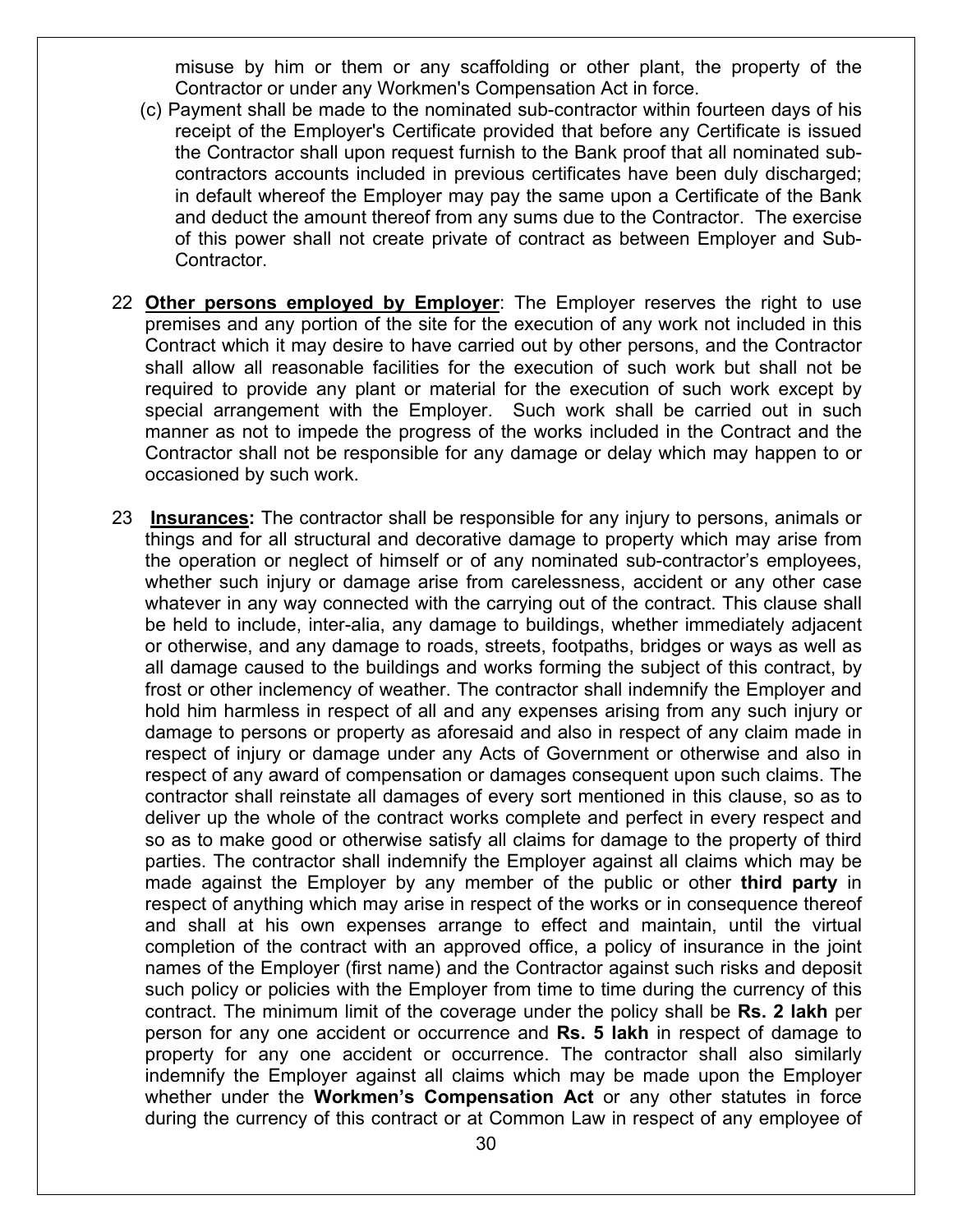misuse by him or them or any scaffolding or other plant, the property of the Contractor or under any Workmen's Compensation Act in force.

(c) Payment shall be made to the nominated sub-contractor within fourteen days of his receipt of the Employer's Certificate provided that before any Certificate is issued the Contractor shall upon request furnish to the Bank proof that all nominated sub-contractors accounts included in previous certificates have been duly discharged; in default whereof the Employer may pay the same upon a Certificate of the Bank and deduct the amount thereof from any sums due to the Contractor. The exercise of this power shall not create private of contract as between Employer and Sub-Contractor.

22 **Other persons employed by Employer**: The Employer reserves the right to use premises and any portion of the site for the execution of any work not included in this Contract which it may desire to have carried out by other persons, and the Contractor shall allow all reasonable facilities for the execution of such work but shall not be required to provide any plant or material for the execution of such work except by special arrangement with the Employer. Such work shall be carried out in such manner as not to impede the progress of the works included in the Contract and the Contractor shall not be responsible for any damage or delay which may happen to or occasioned by such work.

23 **Insurances:** The contractor shall be responsible for any injury to persons, animals or things and for all structural and decorative damage to property which may arise from the operation or neglect of himself or of any nominated sub-contractor's employees, whether such injury or damage arise from carelessness, accident or any other case whatever in any way connected with the carrying out of the contract. This clause shall be held to include, inter-alia, any damage to buildings, whether immediately adjacent or otherwise, and any damage to roads, streets, footpaths, bridges or ways as well as all damage caused to the buildings and works forming the subject of this contract, by frost or other inclemency of weather. The contractor shall indemnify the Employer and hold him harmless in respect of all and any expenses arising from any such injury or damage to persons or property as aforesaid and also in respect of any claim made in respect of injury or damage under any Acts of Government or otherwise and also in respect of any award of compensation or damages consequent upon such claims. The contractor shall reinstate all damages of every sort mentioned in this clause, so as to deliver up the whole of the contract works complete and perfect in every respect and so as to make good or otherwise satisfy all claims for damage to the property of third parties. The contractor shall indemnify the Employer against all claims which may be made against the Employer by any member of the public or other **third party** in respect of anything which may arise in respect of the works or in consequence thereof and shall at his own expenses arrange to effect and maintain, until the virtual completion of the contract with an approved office, a policy of insurance in the joint names of the Employer (first name) and the Contractor against such risks and deposit such policy or policies with the Employer from time to time during the currency of this contract. The minimum limit of the coverage under the policy shall be **Rs. 2 lakh** per person for any one accident or occurrence and **Rs. 5 lakh** in respect of damage to property for any one accident or occurrence. The contractor shall also similarly indemnify the Employer against all claims which may be made upon the Employer whether under the **Workmen's Compensation Act** or any other statutes in force during the currency of this contract or at Common Law in respect of any employee of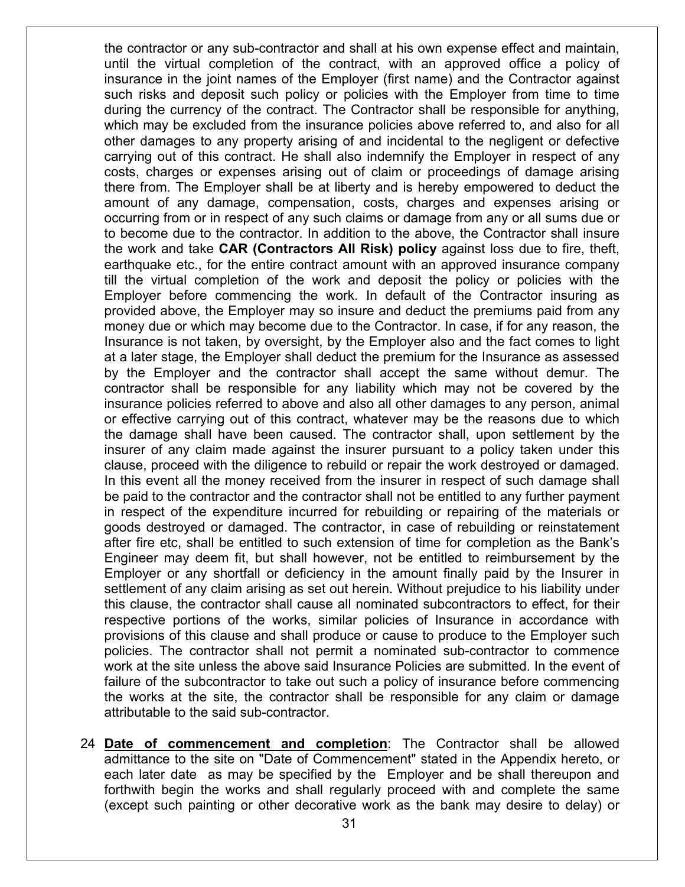the contractor or any sub-contractor and shall at his own expense effect and maintain, until the virtual completion of the contract, with an approved office a policy of insurance in the joint names of the Employer (first name) and the Contractor against such risks and deposit such policy or policies with the Employer from time to time during the currency of the contract. The Contractor shall be responsible for anything, which may be excluded from the insurance policies above referred to, and also for all other damages to any property arising of and incidental to the negligent or defective carrying out of this contract. He shall also indemnify the Employer in respect of any costs, charges or expenses arising out of claim or proceedings of damage arising there from. The Employer shall be at liberty and is hereby empowered to deduct the amount of any damage, compensation, costs, charges and expenses arising or occurring from or in respect of any such claims or damage from any or all sums due or to become due to the contractor. In addition to the above, the Contractor shall insure the work and take **CAR (Contractors All Risk) policy** against loss due to fire, theft, earthquake etc., for the entire contract amount with an approved insurance company till the virtual completion of the work and deposit the policy or policies with the Employer before commencing the work. In default of the Contractor insuring as provided above, the Employer may so insure and deduct the premiums paid from any money due or which may become due to the Contractor. In case, if for any reason, the Insurance is not taken, by oversight, by the Employer also and the fact comes to light at a later stage, the Employer shall deduct the premium for the Insurance as assessed by the Employer and the contractor shall accept the same without demur. The contractor shall be responsible for any liability which may not be covered by the insurance policies referred to above and also all other damages to any person, animal or effective carrying out of this contract, whatever may be the reasons due to which the damage shall have been caused. The contractor shall, upon settlement by the insurer of any claim made against the insurer pursuant to a policy taken under this clause, proceed with the diligence to rebuild or repair the work destroyed or damaged. In this event all the money received from the insurer in respect of such damage shall be paid to the contractor and the contractor shall not be entitled to any further payment in respect of the expenditure incurred for rebuilding or repairing of the materials or goods destroyed or damaged. The contractor, in case of rebuilding or reinstatement after fire etc, shall be entitled to such extension of time for completion as the Bank's Engineer may deem fit, but shall however, not be entitled to reimbursement by the Employer or any shortfall or deficiency in the amount finally paid by the Insurer in settlement of any claim arising as set out herein. Without prejudice to his liability under this clause, the contractor shall cause all nominated subcontractors to effect, for their respective portions of the works, similar policies of Insurance in accordance with provisions of this clause and shall produce or cause to produce to the Employer such policies. The contractor shall not permit a nominated sub-contractor to commence work at the site unless the above said Insurance Policies are submitted. In the event of failure of the subcontractor to take out such a policy of insurance before commencing the works at the site, the contractor shall be responsible for any claim or damage attributable to the said sub-contractor.

24 **<u>Date of commencement and completion</u>**: The Contractor shall be allowed admittance to the site on "Date of Commencement" stated in the Appendix hereto, or each later date as may be specified by the Employer and be shall thereupon and forthwith begin the works and shall regularly proceed with and complete the same (except such painting or other decorative work as the bank may desire to delay) or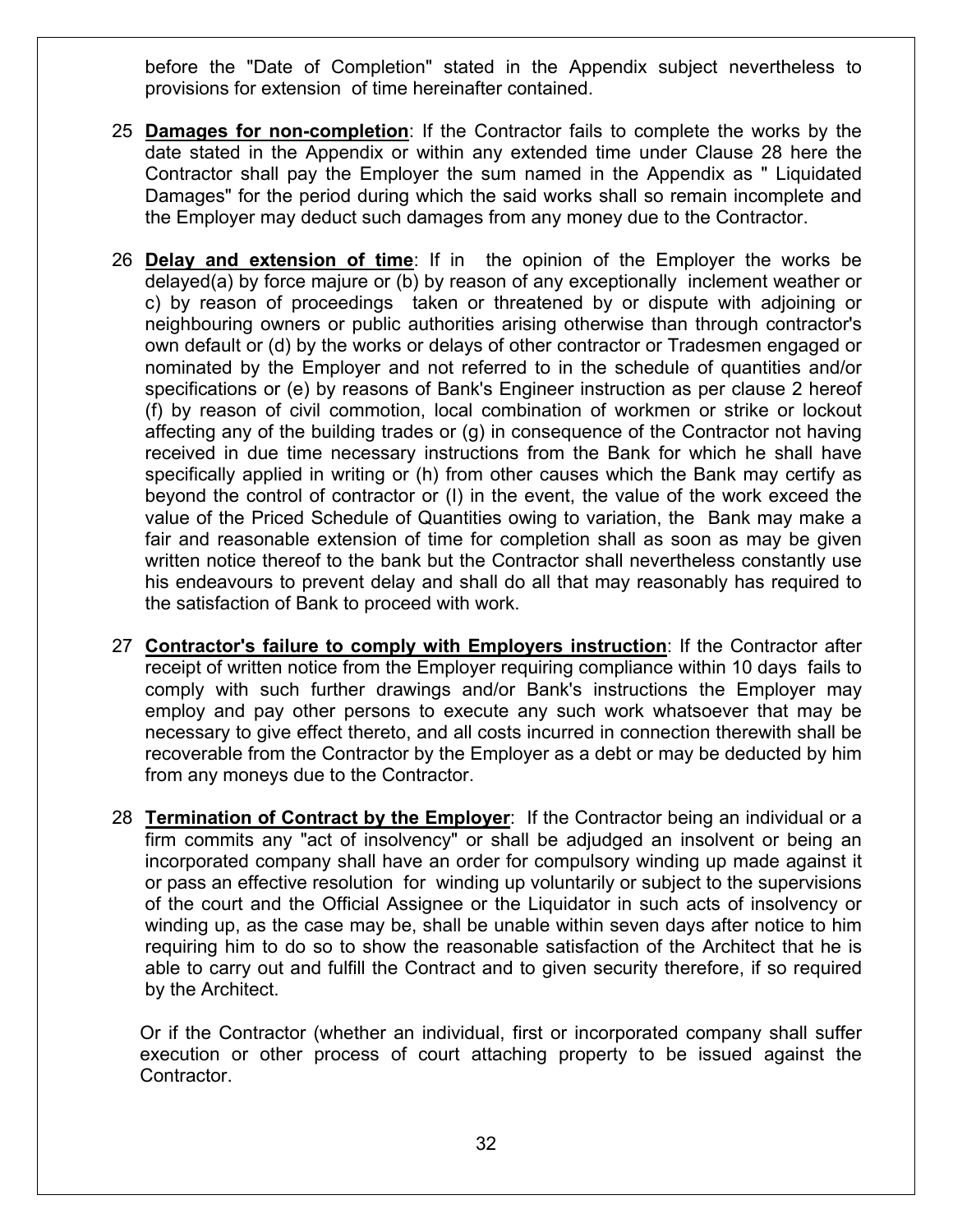before the "Date of Completion" stated in the Appendix subject nevertheless to provisions for extension of time hereinafter contained.

25 **Damages for non-completion**: If the Contractor fails to complete the works by the date stated in the Appendix or within any extended time under Clause 28 here the Contractor shall pay the Employer the sum named in the Appendix as " Liquidated Damages" for the period during which the said works shall so remain incomplete and the Employer may deduct such damages from any money due to the Contractor.

26 **Delay and extension of time**: If in the opinion of the Employer the works be delayed(a) by force majure or (b) by reason of any exceptionally inclement weather or c) by reason of proceedings taken or threatened by or dispute with adjoining or neighbouring owners or public authorities arising otherwise than through contractor's own default or (d) by the works or delays of other contractor or Tradesmen engaged or nominated by the Employer and not referred to in the schedule of quantities and/or specifications or (e) by reasons of Bank's Engineer instruction as per clause 2 hereof (f) by reason of civil commotion, local combination of workmen or strike or lockout affecting any of the building trades or (g) in consequence of the Contractor not having received in due time necessary instructions from the Bank for which he shall have specifically applied in writing or (h) from other causes which the Bank may certify as beyond the control of contractor or (I) in the event, the value of the work exceed the value of the Priced Schedule of Quantities owing to variation, the Bank may make a fair and reasonable extension of time for completion shall as soon as may be given written notice thereof to the bank but the Contractor shall nevertheless constantly use his endeavours to prevent delay and shall do all that may reasonably has required to the satisfaction of Bank to proceed with work.

27 **Contractor's failure to comply with Employers instruction**: If the Contractor after receipt of written notice from the Employer requiring compliance within 10 days fails to comply with such further drawings and/or Bank's instructions the Employer may employ and pay other persons to execute any such work whatsoever that may be necessary to give effect thereto, and all costs incurred in connection therewith shall be recoverable from the Contractor by the Employer as a debt or may be deducted by him from any moneys due to the Contractor.

28 **Termination of Contract by the Employer**: If the Contractor being an individual or a firm commits any "act of insolvency" or shall be adjudged an insolvent or being an incorporated company shall have an order for compulsory winding up made against it or pass an effective resolution for winding up voluntarily or subject to the supervisions of the court and the Official Assignee or the Liquidator in such acts of insolvency or winding up, as the case may be, shall be unable within seven days after notice to him requiring him to do so to show the reasonable satisfaction of the Architect that he is able to carry out and fulfill the Contract and to given security therefore, if so required by the Architect.

Or if the Contractor (whether an individual, first or incorporated company shall suffer execution or other process of court attaching property to be issued against the Contractor.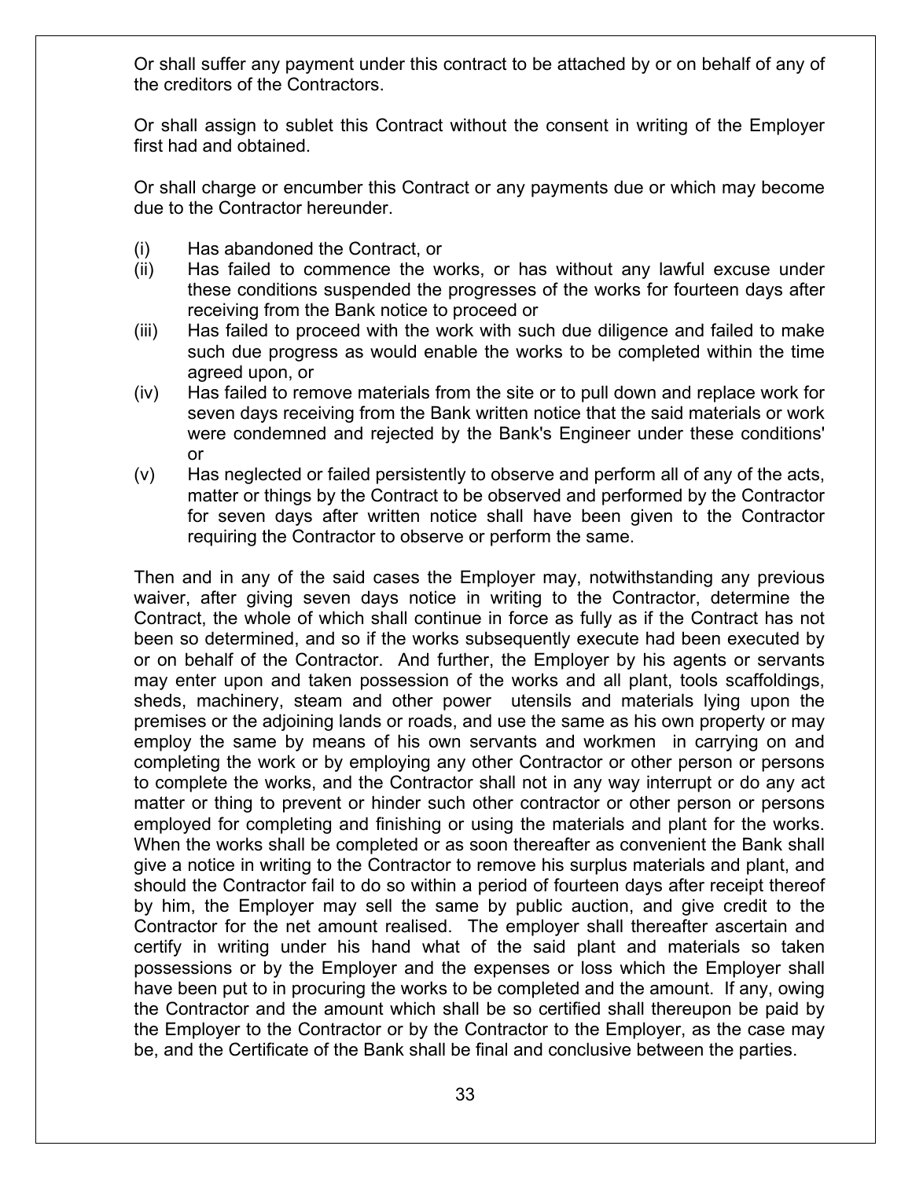Or shall suffer any payment under this contract to be attached by or on behalf of any of the creditors of the Contractors.

Or shall assign to sublet this Contract without the consent in writing of the Employer first had and obtained.

Or shall charge or encumber this Contract or any payments due or which may become due to the Contractor hereunder.

(i) Has abandoned the Contract, or
(ii) Has failed to commence the works, or has without any lawful excuse under these conditions suspended the progresses of the works for fourteen days after receiving from the Bank notice to proceed or
(iii) Has failed to proceed with the work with such due diligence and failed to make such due progress as would enable the works to be completed within the time agreed upon, or
(iv) Has failed to remove materials from the site or to pull down and replace work for seven days receiving from the Bank written notice that the said materials or work were condemned and rejected by the Bank's Engineer under these conditions' or
(v) Has neglected or failed persistently to observe and perform all of any of the acts, matter or things by the Contract to be observed and performed by the Contractor for seven days after written notice shall have been given to the Contractor requiring the Contractor to observe or perform the same.

Then and in any of the said cases the Employer may, notwithstanding any previous waiver, after giving seven days notice in writing to the Contractor, determine the Contract, the whole of which shall continue in force as fully as if the Contract has not been so determined, and so if the works subsequently execute had been executed by or on behalf of the Contractor. And further, the Employer by his agents or servants may enter upon and taken possession of the works and all plant, tools scaffoldings, sheds, machinery, steam and other power utensils and materials lying upon the premises or the adjoining lands or roads, and use the same as his own property or may employ the same by means of his own servants and workmen in carrying on and completing the work or by employing any other Contractor or other person or persons to complete the works, and the Contractor shall not in any way interrupt or do any act matter or thing to prevent or hinder such other contractor or other person or persons employed for completing and finishing or using the materials and plant for the works. When the works shall be completed or as soon thereafter as convenient the Bank shall give a notice in writing to the Contractor to remove his surplus materials and plant, and should the Contractor fail to do so within a period of fourteen days after receipt thereof by him, the Employer may sell the same by public auction, and give credit to the Contractor for the net amount realised. The employer shall thereafter ascertain and certify in writing under his hand what of the said plant and materials so taken possessions or by the Employer and the expenses or loss which the Employer shall have been put to in procuring the works to be completed and the amount. If any, owing the Contractor and the amount which shall be so certified shall thereupon be paid by the Employer to the Contractor or by the Contractor to the Employer, as the case may be, and the Certificate of the Bank shall be final and conclusive between the parties.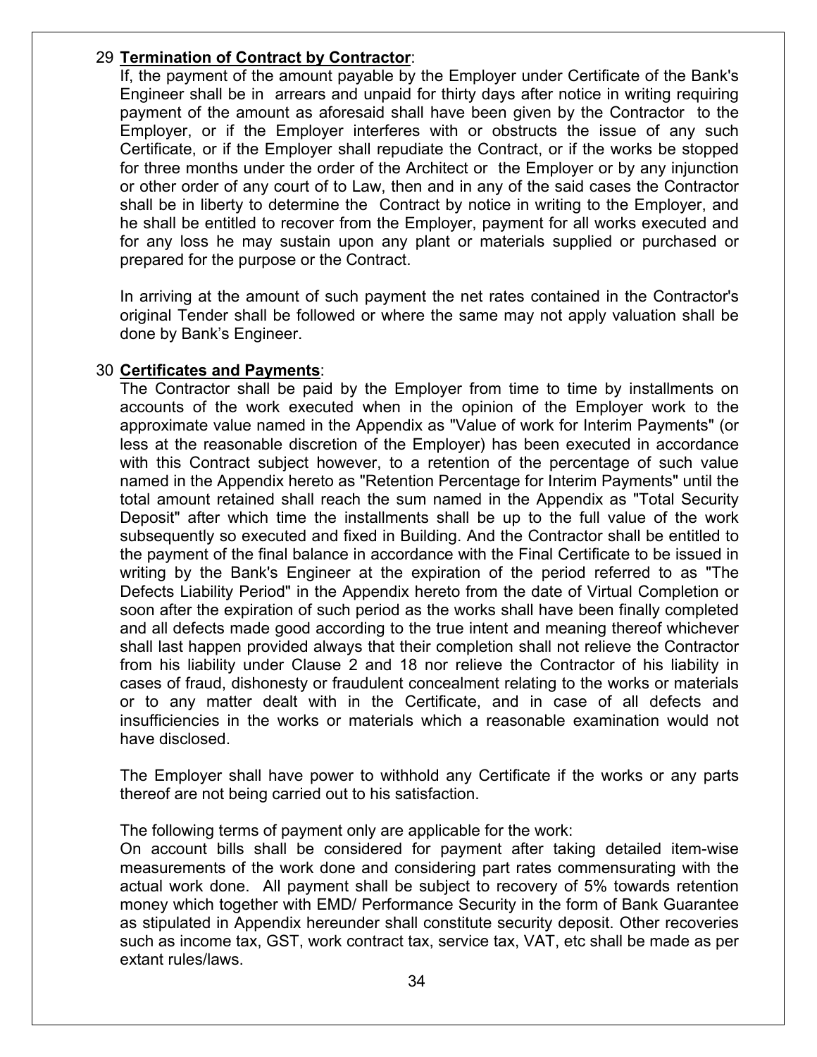29 **Termination of Contract by Contractor**:

If, the payment of the amount payable by the Employer under Certificate of the Bank's Engineer shall be in arrears and unpaid for thirty days after notice in writing requiring payment of the amount as aforesaid shall have been given by the Contractor to the Employer, or if the Employer interferes with or obstructs the issue of any such Certificate, or if the Employer shall repudiate the Contract, or if the works be stopped for three months under the order of the Architect or the Employer or by any injunction or other order of any court of to Law, then and in any of the said cases the Contractor shall be in liberty to determine the Contract by notice in writing to the Employer, and he shall be entitled to recover from the Employer, payment for all works executed and for any loss he may sustain upon any plant or materials supplied or purchased or prepared for the purpose or the Contract.

In arriving at the amount of such payment the net rates contained in the Contractor's original Tender shall be followed or where the same may not apply valuation shall be done by Bank's Engineer.

30 **Certificates and Payments**:

The Contractor shall be paid by the Employer from time to time by installments on accounts of the work executed when in the opinion of the Employer work to the approximate value named in the Appendix as "Value of work for Interim Payments" (or less at the reasonable discretion of the Employer) has been executed in accordance with this Contract subject however, to a retention of the percentage of such value named in the Appendix hereto as "Retention Percentage for Interim Payments" until the total amount retained shall reach the sum named in the Appendix as "Total Security Deposit" after which time the installments shall be up to the full value of the work subsequently so executed and fixed in Building. And the Contractor shall be entitled to the payment of the final balance in accordance with the Final Certificate to be issued in writing by the Bank's Engineer at the expiration of the period referred to as "The Defects Liability Period" in the Appendix hereto from the date of Virtual Completion or soon after the expiration of such period as the works shall have been finally completed and all defects made good according to the true intent and meaning thereof whichever shall last happen provided always that their completion shall not relieve the Contractor from his liability under Clause 2 and 18 nor relieve the Contractor of his liability in cases of fraud, dishonesty or fraudulent concealment relating to the works or materials or to any matter dealt with in the Certificate, and in case of all defects and insufficiencies in the works or materials which a reasonable examination would not have disclosed.

The Employer shall have power to withhold any Certificate if the works or any parts thereof are not being carried out to his satisfaction.

The following terms of payment only are applicable for the work:

On account bills shall be considered for payment after taking detailed item-wise measurements of the work done and considering part rates commensurating with the actual work done. All payment shall be subject to recovery of 5% towards retention money which together with EMD/ Performance Security in the form of Bank Guarantee as stipulated in Appendix hereunder shall constitute security deposit. Other recoveries such as income tax, GST, work contract tax, service tax, VAT, etc shall be made as per extant rules/laws.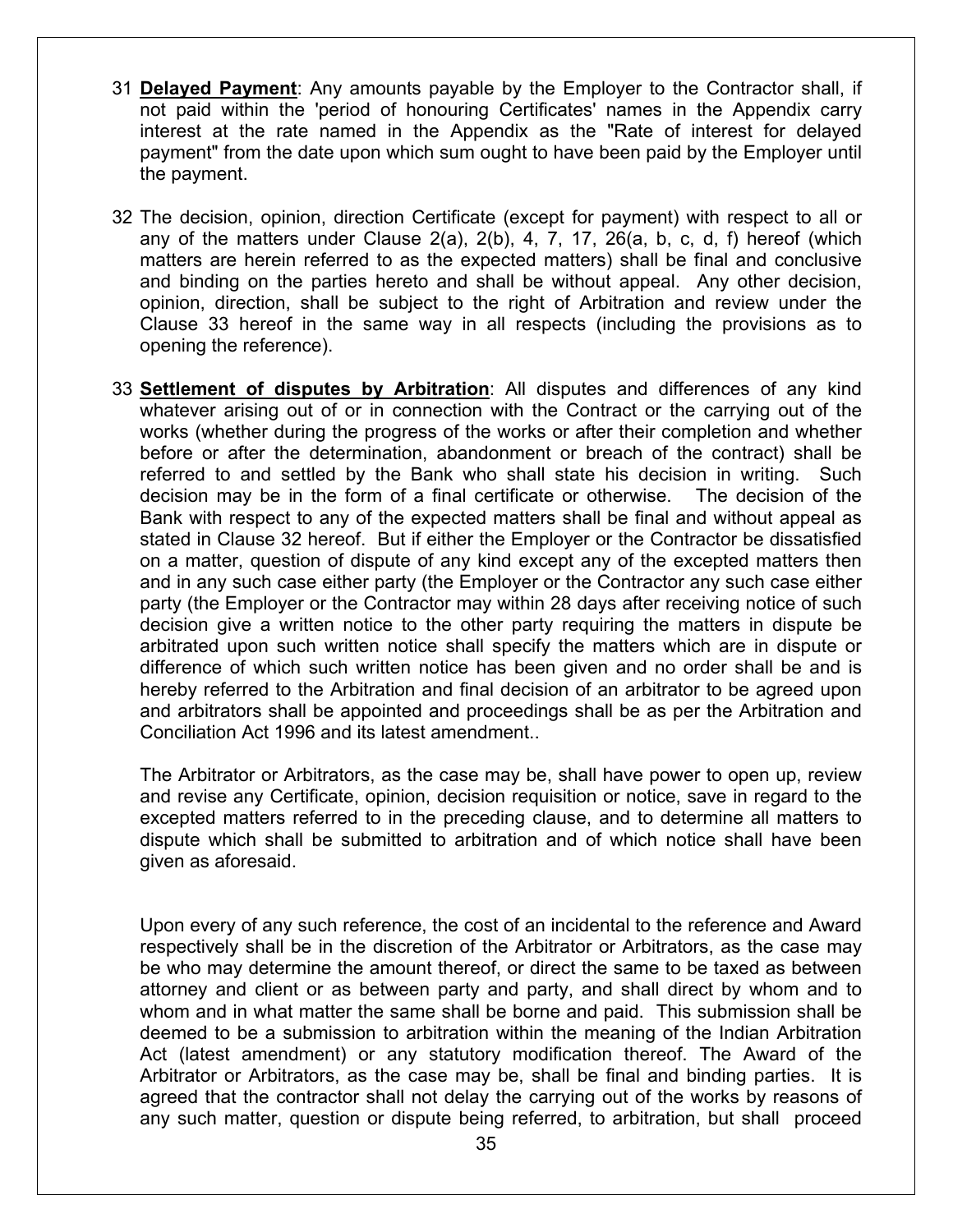31 **Delayed Payment**: Any amounts payable by the Employer to the Contractor shall, if not paid within the 'period of honouring Certificates' names in the Appendix carry interest at the rate named in the Appendix as the "Rate of interest for delayed payment" from the date upon which sum ought to have been paid by the Employer until the payment.

32 The decision, opinion, direction Certificate (except for payment) with respect to all or any of the matters under Clause 2(a), 2(b), 4, 7, 17, 26(a, b, c, d, f) hereof (which matters are herein referred to as the expected matters) shall be final and conclusive and binding on the parties hereto and shall be without appeal. Any other decision, opinion, direction, shall be subject to the right of Arbitration and review under the Clause 33 hereof in the same way in all respects (including the provisions as to opening the reference).

33 **Settlement of disputes by Arbitration**: All disputes and differences of any kind whatever arising out of or in connection with the Contract or the carrying out of the works (whether during the progress of the works or after their completion and whether before or after the determination, abandonment or breach of the contract) shall be referred to and settled by the Bank who shall state his decision in writing. Such decision may be in the form of a final certificate or otherwise. The decision of the Bank with respect to any of the expected matters shall be final and without appeal as stated in Clause 32 hereof. But if either the Employer or the Contractor be dissatisfied on a matter, question of dispute of any kind except any of the excepted matters then and in any such case either party (the Employer or the Contractor any such case either party (the Employer or the Contractor may within 28 days after receiving notice of such decision give a written notice to the other party requiring the matters in dispute be arbitrated upon such written notice shall specify the matters which are in dispute or difference of which such written notice has been given and no order shall be and is hereby referred to the Arbitration and final decision of an arbitrator to be agreed upon and arbitrators shall be appointed and proceedings shall be as per the Arbitration and Conciliation Act 1996 and its latest amendment..

The Arbitrator or Arbitrators, as the case may be, shall have power to open up, review and revise any Certificate, opinion, decision requisition or notice, save in regard to the excepted matters referred to in the preceding clause, and to determine all matters to dispute which shall be submitted to arbitration and of which notice shall have been given as aforesaid.

Upon every of any such reference, the cost of an incidental to the reference and Award respectively shall be in the discretion of the Arbitrator or Arbitrators, as the case may be who may determine the amount thereof, or direct the same to be taxed as between attorney and client or as between party and party, and shall direct by whom and to whom and in what matter the same shall be borne and paid. This submission shall be deemed to be a submission to arbitration within the meaning of the Indian Arbitration Act (latest amendment) or any statutory modification thereof. The Award of the Arbitrator or Arbitrators, as the case may be, shall be final and binding parties. It is agreed that the contractor shall not delay the carrying out of the works by reasons of any such matter, question or dispute being referred, to arbitration, but shall proceed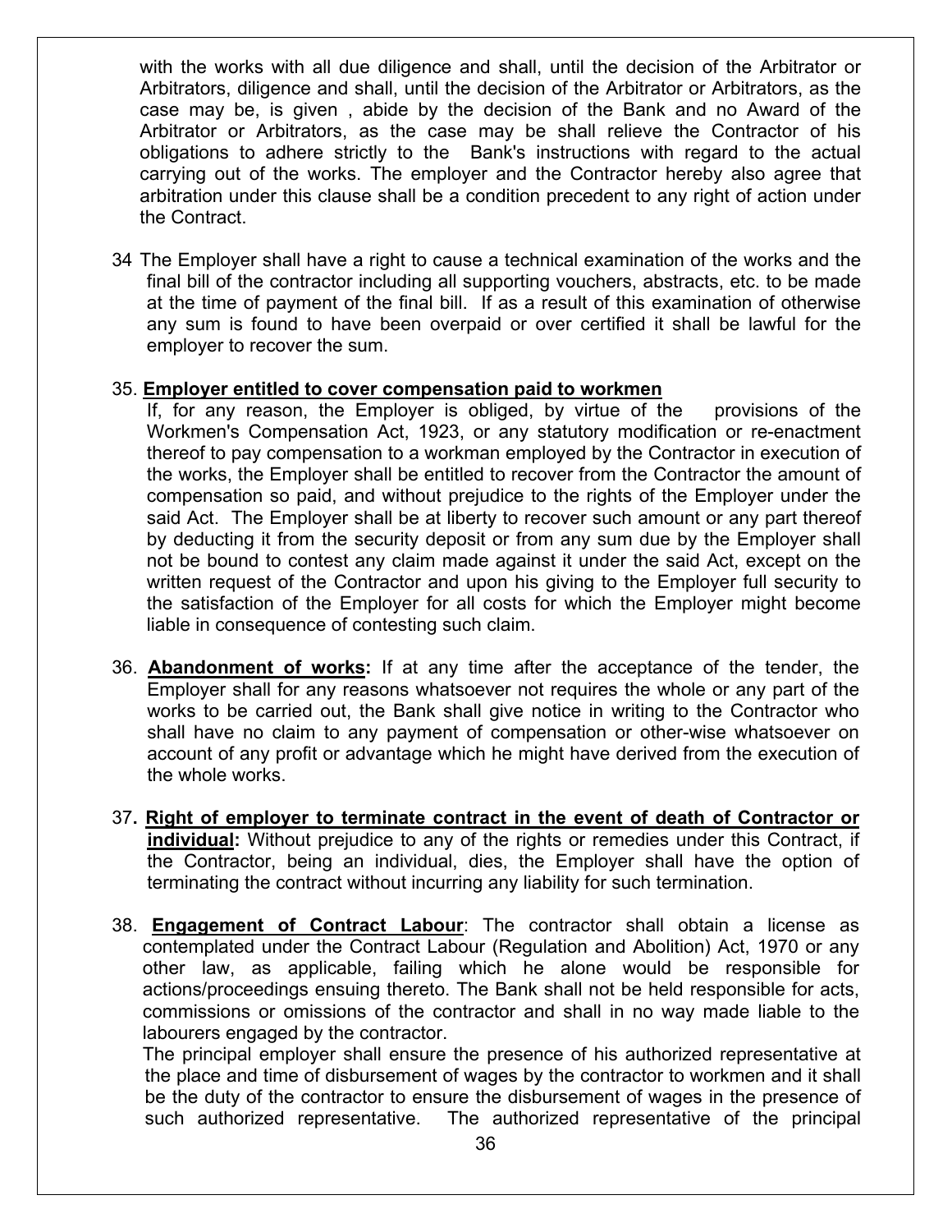with the works with all due diligence and shall, until the decision of the Arbitrator or Arbitrators, diligence and shall, until the decision of the Arbitrator or Arbitrators, as the case may be, is given , abide by the decision of the Bank and no Award of the Arbitrator or Arbitrators, as the case may be shall relieve the Contractor of his obligations to adhere strictly to the Bank's instructions with regard to the actual carrying out of the works. The employer and the Contractor hereby also agree that arbitration under this clause shall be a condition precedent to any right of action under the Contract.

34 The Employer shall have a right to cause a technical examination of the works and the final bill of the contractor including all supporting vouchers, abstracts, etc. to be made at the time of payment of the final bill. If as a result of this examination of otherwise any sum is found to have been overpaid or over certified it shall be lawful for the employer to recover the sum.

35. **Employer entitled to cover compensation paid to workmen**
If, for any reason, the Employer is obliged, by virtue of the provisions of the Workmen's Compensation Act, 1923, or any statutory modification or re-enactment thereof to pay compensation to a workman employed by the Contractor in execution of the works, the Employer shall be entitled to recover from the Contractor the amount of compensation so paid, and without prejudice to the rights of the Employer under the said Act. The Employer shall be at liberty to recover such amount or any part thereof by deducting it from the security deposit or from any sum due by the Employer shall not be bound to contest any claim made against it under the said Act, except on the written request of the Contractor and upon his giving to the Employer full security to the satisfaction of the Employer for all costs for which the Employer might become liable in consequence of contesting such claim.

36. **Abandonment of works:** If at any time after the acceptance of the tender, the Employer shall for any reasons whatsoever not requires the whole or any part of the works to be carried out, the Bank shall give notice in writing to the Contractor who shall have no claim to any payment of compensation or other-wise whatsoever on account of any profit or advantage which he might have derived from the execution of the whole works.

37. **Right of employer to terminate contract in the event of death of Contractor or individual:** Without prejudice to any of the rights or remedies under this Contract, if the Contractor, being an individual, dies, the Employer shall have the option of terminating the contract without incurring any liability for such termination.

38. **Engagement of Contract Labour**: The contractor shall obtain a license as contemplated under the Contract Labour (Regulation and Abolition) Act, 1970 or any other law, as applicable, failing which he alone would be responsible for actions/proceedings ensuing thereto. The Bank shall not be held responsible for acts, commissions or omissions of the contractor and shall in no way made liable to the labourers engaged by the contractor.
The principal employer shall ensure the presence of his authorized representative at the place and time of disbursement of wages by the contractor to workmen and it shall be the duty of the contractor to ensure the disbursement of wages in the presence of such authorized representative. The authorized representative of the principal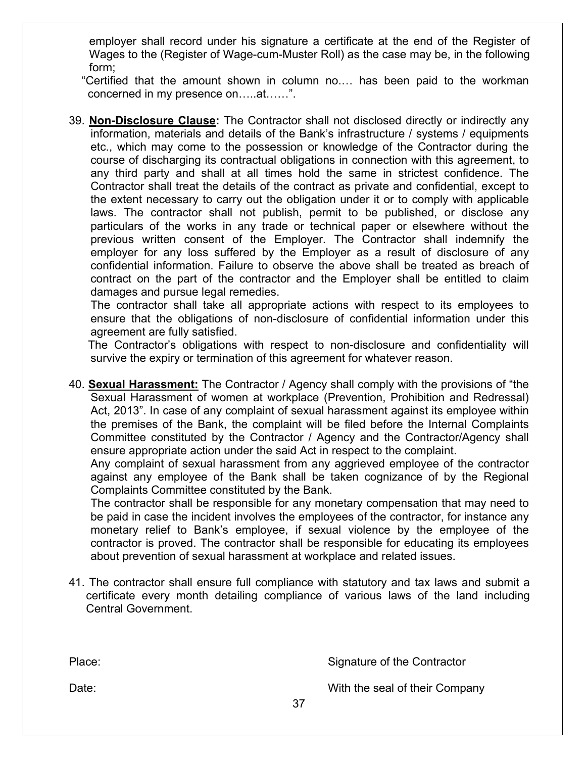employer shall record under his signature a certificate at the end of the Register of Wages to the (Register of Wage-cum-Muster Roll) as the case may be, in the following form;

"Certified that the amount shown in column no.… has been paid to the workman concerned in my presence on…..at……".

39. **Non-Disclosure Clause:** The Contractor shall not disclosed directly or indirectly any information, materials and details of the Bank's infrastructure / systems / equipments etc., which may come to the possession or knowledge of the Contractor during the course of discharging its contractual obligations in connection with this agreement, to any third party and shall at all times hold the same in strictest confidence. The Contractor shall treat the details of the contract as private and confidential, except to the extent necessary to carry out the obligation under it or to comply with applicable laws. The contractor shall not publish, permit to be published, or disclose any particulars of the works in any trade or technical paper or elsewhere without the previous written consent of the Employer. The Contractor shall indemnify the employer for any loss suffered by the Employer as a result of disclosure of any confidential information. Failure to observe the above shall be treated as breach of contract on the part of the contractor and the Employer shall be entitled to claim damages and pursue legal remedies.

    The contractor shall take all appropriate actions with respect to its employees to ensure that the obligations of non-disclosure of confidential information under this agreement are fully satisfied.

    The Contractor's obligations with respect to non-disclosure and confidentiality will survive the expiry or termination of this agreement for whatever reason.

40. **Sexual Harassment:** The Contractor / Agency shall comply with the provisions of "the Sexual Harassment of women at workplace (Prevention, Prohibition and Redressal) Act, 2013". In case of any complaint of sexual harassment against its employee within the premises of the Bank, the complaint will be filed before the Internal Complaints Committee constituted by the Contractor / Agency and the Contractor/Agency shall ensure appropriate action under the said Act in respect to the complaint.

    Any complaint of sexual harassment from any aggrieved employee of the contractor against any employee of the Bank shall be taken cognizance of by the Regional Complaints Committee constituted by the Bank.

    The contractor shall be responsible for any monetary compensation that may need to be paid in case the incident involves the employees of the contractor, for instance any monetary relief to Bank's employee, if sexual violence by the employee of the contractor is proved. The contractor shall be responsible for educating its employees about prevention of sexual harassment at workplace and related issues.

41. The contractor shall ensure full compliance with statutory and tax laws and submit a certificate every month detailing compliance of various laws of the land including Central Government.

Place: Signature of the Contractor

Date: With the seal of their Company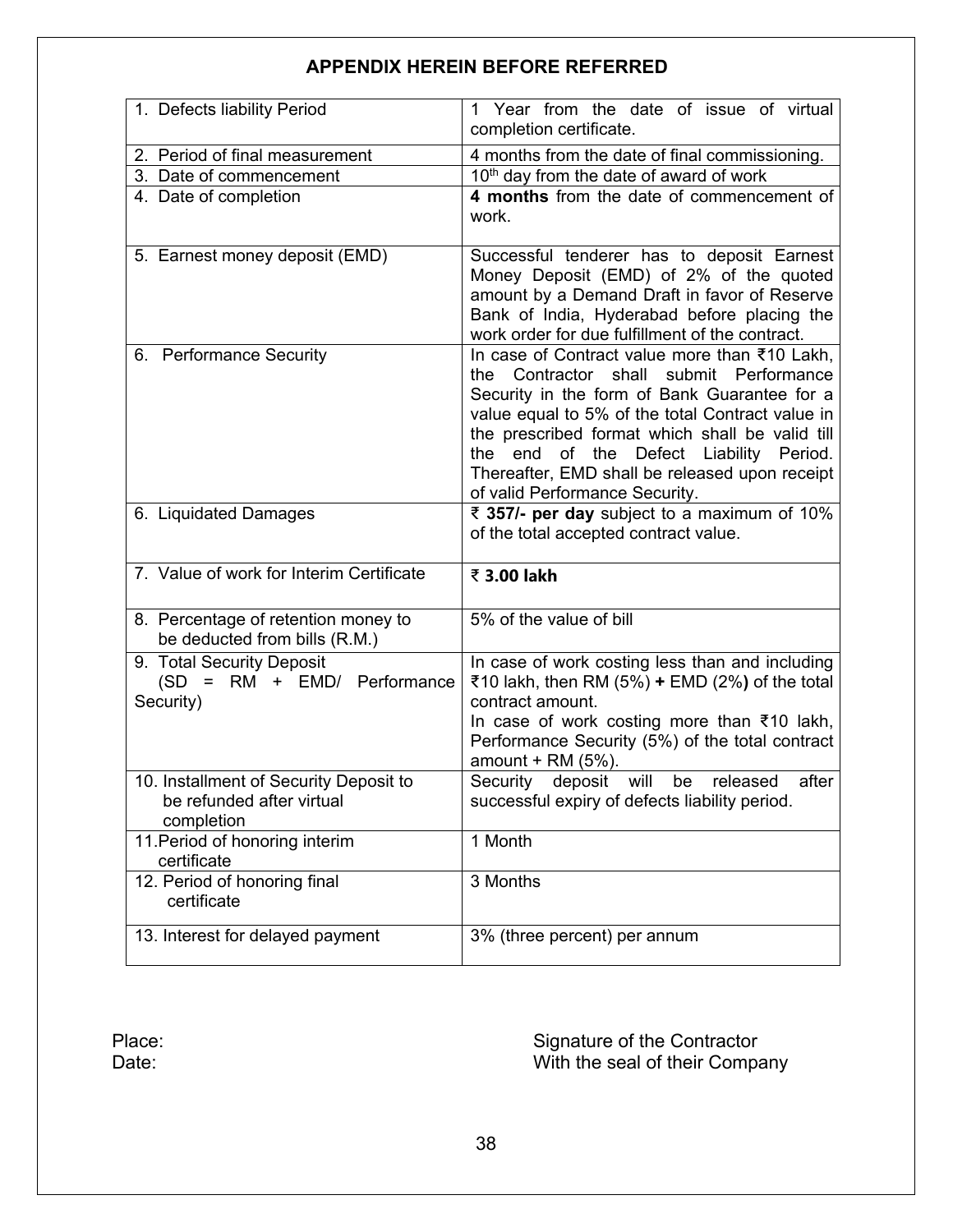## APPENDIX HEREIN BEFORE REFERRED

| | |
|---|---|
| 1. Defects liability Period | 1 Year from the date of issue of virtual completion certificate. |
| 2. Period of final measurement | 4 months from the date of final commissioning. |
| 3. Date of commencement | 10th day from the date of award of work |
| 4. Date of completion | **4 months** from the date of commencement of work. |
| 5. Earnest money deposit (EMD) | Successful tenderer has to deposit Earnest Money Deposit (EMD) of 2% of the quoted amount by a Demand Draft in favor of Reserve Bank of India, Hyderabad before placing the work order for due fulfillment of the contract. |
| 6. Performance Security | In case of Contract value more than ₹10 Lakh, the Contractor shall submit Performance Security in the form of Bank Guarantee for a value equal to 5% of the total Contract value in the prescribed format which shall be valid till the end of the Defect Liability Period. Thereafter, EMD shall be released upon receipt of valid Performance Security. |
| 6. Liquidated Damages | ₹ **357/- per day** subject to a maximum of 10% of the total accepted contract value. |
| 7. Value of work for Interim Certificate | ₹ **3.00 lakh** |
| 8. Percentage of retention money to be deducted from bills (R.M.) | 5% of the value of bill |
| 9. Total Security Deposit (SD = RM + EMD/ Performance Security) | In case of work costing less than and including ₹10 lakh, then RM (5%) **+** EMD (2%**)** of the total contract amount.<br>In case of work costing more than ₹10 lakh, Performance Security (5%) of the total contract amount + RM (5%). |
| 10. Installment of Security Deposit to be refunded after virtual completion | Security deposit will be released after successful expiry of defects liability period. |
| 11. Period of honoring interim certificate | 1 Month |
| 12. Period of honoring final certificate | 3 Months |
| 13. Interest for delayed payment | 3% (three percent) per annum |

Place:
Date:

Signature of the Contractor
With the seal of their Company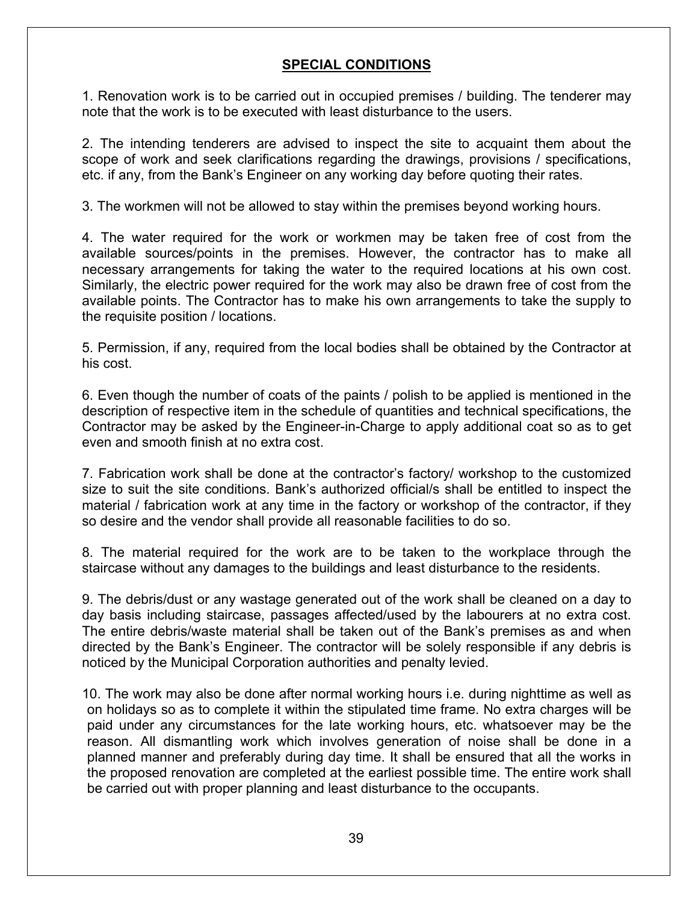## SPECIAL CONDITIONS

1. Renovation work is to be carried out in occupied premises / building. The tenderer may note that the work is to be executed with least disturbance to the users.

2. The intending tenderers are advised to inspect the site to acquaint them about the scope of work and seek clarifications regarding the drawings, provisions / specifications, etc. if any, from the Bank's Engineer on any working day before quoting their rates.

3. The workmen will not be allowed to stay within the premises beyond working hours.

4. The water required for the work or workmen may be taken free of cost from the available sources/points in the premises. However, the contractor has to make all necessary arrangements for taking the water to the required locations at his own cost. Similarly, the electric power required for the work may also be drawn free of cost from the available points. The Contractor has to make his own arrangements to take the supply to the requisite position / locations.

5. Permission, if any, required from the local bodies shall be obtained by the Contractor at his cost.

6. Even though the number of coats of the paints / polish to be applied is mentioned in the description of respective item in the schedule of quantities and technical specifications, the Contractor may be asked by the Engineer-in-Charge to apply additional coat so as to get even and smooth finish at no extra cost.

7. Fabrication work shall be done at the contractor's factory/ workshop to the customized size to suit the site conditions. Bank's authorized official/s shall be entitled to inspect the material / fabrication work at any time in the factory or workshop of the contractor, if they so desire and the vendor shall provide all reasonable facilities to do so.

8. The material required for the work are to be taken to the workplace through the staircase without any damages to the buildings and least disturbance to the residents.

9. The debris/dust or any wastage generated out of the work shall be cleaned on a day to day basis including staircase, passages affected/used by the labourers at no extra cost. The entire debris/waste material shall be taken out of the Bank's premises as and when directed by the Bank's Engineer. The contractor will be solely responsible if any debris is noticed by the Municipal Corporation authorities and penalty levied.

10. The work may also be done after normal working hours i.e. during nighttime as well as on holidays so as to complete it within the stipulated time frame. No extra charges will be paid under any circumstances for the late working hours, etc. whatsoever may be the reason. All dismantling work which involves generation of noise shall be done in a planned manner and preferably during day time. It shall be ensured that all the works in the proposed renovation are completed at the earliest possible time. The entire work shall be carried out with proper planning and least disturbance to the occupants.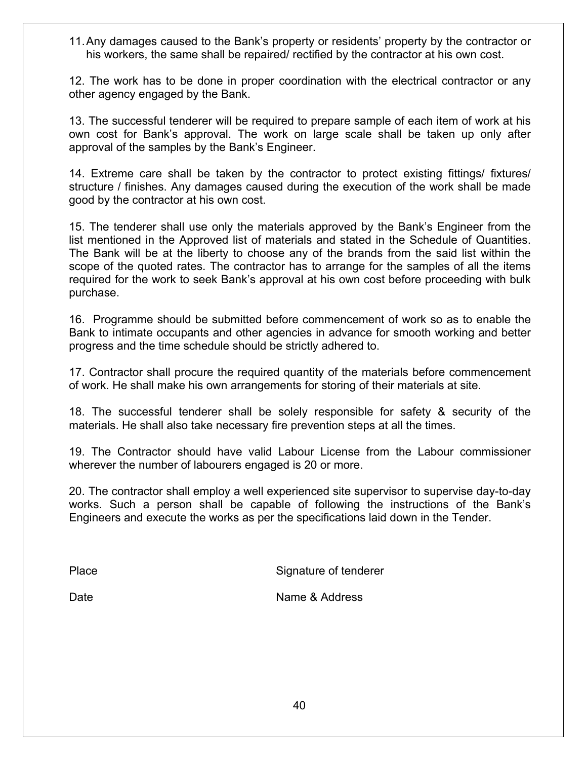11. Any damages caused to the Bank's property or residents' property by the contractor or his workers, the same shall be repaired/ rectified by the contractor at his own cost.

12. The work has to be done in proper coordination with the electrical contractor or any other agency engaged by the Bank.

13. The successful tenderer will be required to prepare sample of each item of work at his own cost for Bank's approval. The work on large scale shall be taken up only after approval of the samples by the Bank's Engineer.

14. Extreme care shall be taken by the contractor to protect existing fittings/ fixtures/ structure / finishes. Any damages caused during the execution of the work shall be made good by the contractor at his own cost.

15. The tenderer shall use only the materials approved by the Bank's Engineer from the list mentioned in the Approved list of materials and stated in the Schedule of Quantities. The Bank will be at the liberty to choose any of the brands from the said list within the scope of the quoted rates. The contractor has to arrange for the samples of all the items required for the work to seek Bank's approval at his own cost before proceeding with bulk purchase.

16. Programme should be submitted before commencement of work so as to enable the Bank to intimate occupants and other agencies in advance for smooth working and better progress and the time schedule should be strictly adhered to.

17. Contractor shall procure the required quantity of the materials before commencement of work. He shall make his own arrangements for storing of their materials at site.

18. The successful tenderer shall be solely responsible for safety & security of the materials. He shall also take necessary fire prevention steps at all the times.

19. The Contractor should have valid Labour License from the Labour commissioner wherever the number of labourers engaged is 20 or more.

20. The contractor shall employ a well experienced site supervisor to supervise day-to-day works. Such a person shall be capable of following the instructions of the Bank's Engineers and execute the works as per the specifications laid down in the Tender.

Place Signature of tenderer

Date Name & Address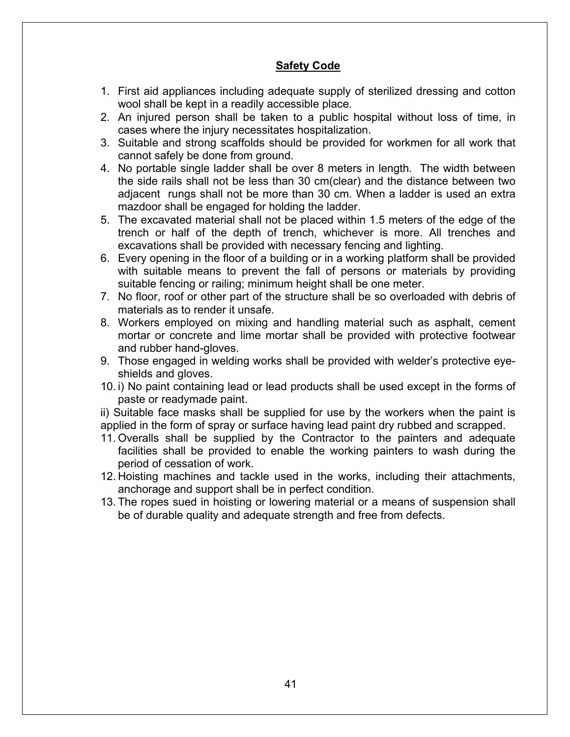## Safety Code

1. First aid appliances including adequate supply of sterilized dressing and cotton wool shall be kept in a readily accessible place.
2. An injured person shall be taken to a public hospital without loss of time, in cases where the injury necessitates hospitalization.
3. Suitable and strong scaffolds should be provided for workmen for all work that cannot safely be done from ground.
4. No portable single ladder shall be over 8 meters in length. The width between the side rails shall not be less than 30 cm(clear) and the distance between two adjacent rungs shall not be more than 30 cm. When a ladder is used an extra mazdoor shall be engaged for holding the ladder.
5. The excavated material shall not be placed within 1.5 meters of the edge of the trench or half of the depth of trench, whichever is more. All trenches and excavations shall be provided with necessary fencing and lighting.
6. Every opening in the floor of a building or in a working platform shall be provided with suitable means to prevent the fall of persons or materials by providing suitable fencing or railing; minimum height shall be one meter.
7. No floor, roof or other part of the structure shall be so overloaded with debris of materials as to render it unsafe.
8. Workers employed on mixing and handling material such as asphalt, cement mortar or concrete and lime mortar shall be provided with protective footwear and rubber hand-gloves.
9. Those engaged in welding works shall be provided with welder's protective eye-shields and gloves.
10. i) No paint containing lead or lead products shall be used except in the forms of paste or readymade paint.

ii) Suitable face masks shall be supplied for use by the workers when the paint is applied in the form of spray or surface having lead paint dry rubbed and scrapped.

11. Overalls shall be supplied by the Contractor to the painters and adequate facilities shall be provided to enable the working painters to wash during the period of cessation of work.
12. Hoisting machines and tackle used in the works, including their attachments, anchorage and support shall be in perfect condition.
13. The ropes sued in hoisting or lowering material or a means of suspension shall be of durable quality and adequate strength and free from defects.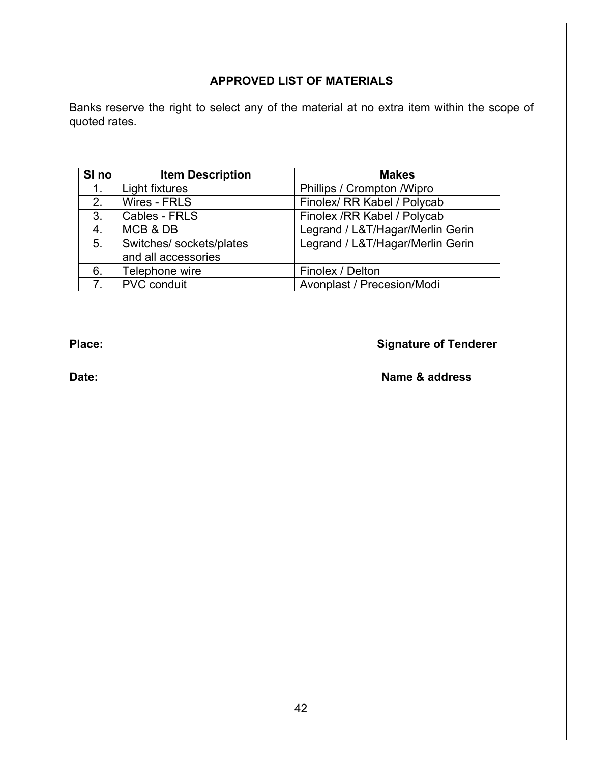## APPROVED LIST OF MATERIALS

Banks reserve the right to select any of the material at no extra item within the scope of quoted rates.

| Sl no | Item Description | Makes |
|---|---|---|
| 1. | Light fixtures | Phillips / Crompton /Wipro |
| 2. | Wires - FRLS | Finolex/ RR Kabel / Polycab |
| 3. | Cables - FRLS | Finolex /RR Kabel / Polycab |
| 4. | MCB & DB | Legrand / L&T/Hagar/Merlin Gerin |
| 5. | Switches/ sockets/plates and all accessories | Legrand / L&T/Hagar/Merlin Gerin |
| 6. | Telephone wire | Finolex / Delton |
| 7. | PVC conduit | Avonplast / Precesion/Modi |

**Place:** **Signature of Tenderer**

**Date:** **Name & address**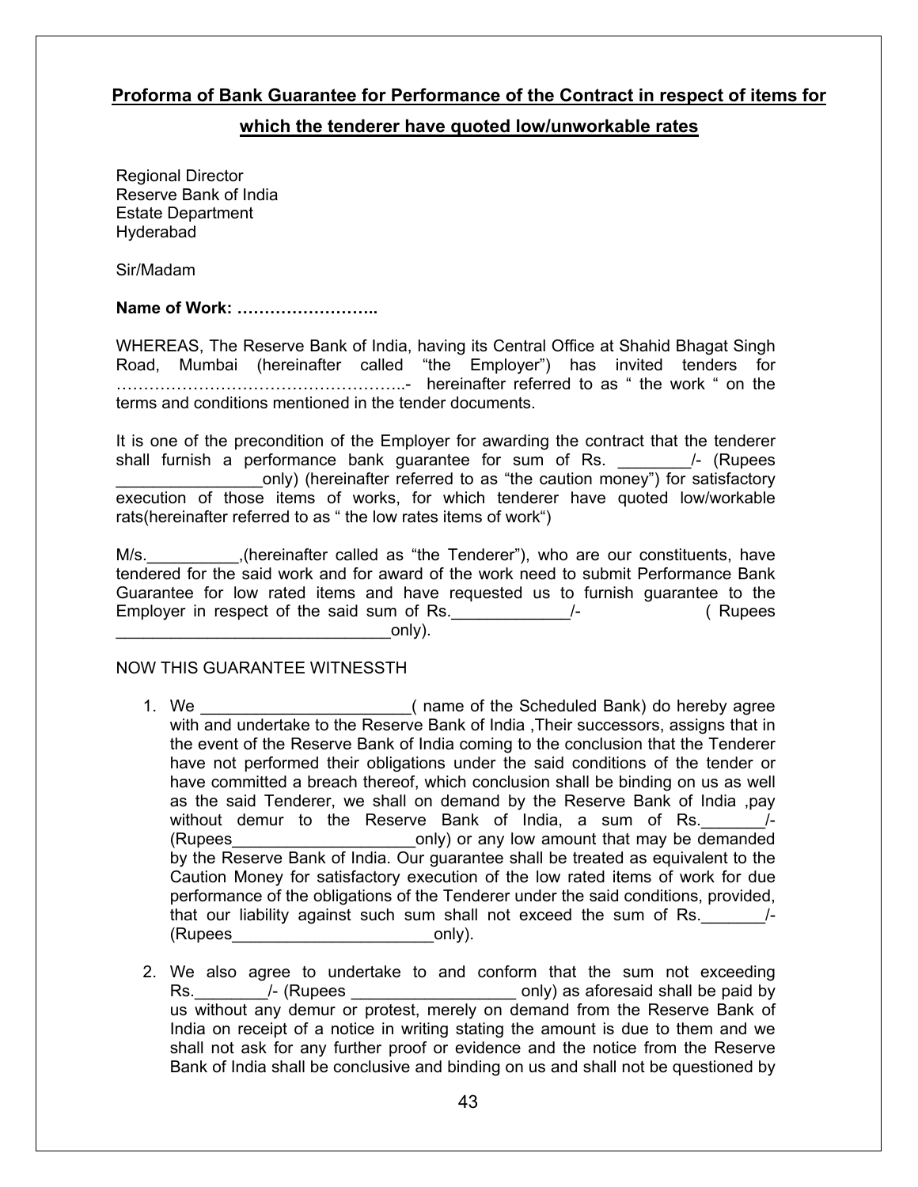**Proforma of Bank Guarantee for Performance of the Contract in respect of items for which the tenderer have quoted low/unworkable rates**

Regional Director
Reserve Bank of India
Estate Department
Hyderabad

Sir/Madam

**Name of Work: ……………………..**

WHEREAS, The Reserve Bank of India, having its Central Office at Shahid Bhagat Singh Road, Mumbai (hereinafter called "the Employer") has invited tenders for ……………………………………………..- hereinafter referred to as " the work " on the terms and conditions mentioned in the tender documents.

It is one of the precondition of the Employer for awarding the contract that the tenderer shall furnish a performance bank guarantee for sum of Rs. ________/- (Rupees ________________only) (hereinafter referred to as "the caution money") for satisfactory execution of those items of works, for which tenderer have quoted low/workable rats(hereinafter referred to as " the low rates items of work")

M/s.__________,(hereinafter called as "the Tenderer"), who are our constituents, have tendered for the said work and for award of the work need to submit Performance Bank Guarantee for low rated items and have requested us to furnish guarantee to the Employer in respect of the said sum of Rs._____________/- ( Rupees ______________________________only).

NOW THIS GUARANTEE WITNESSTH

1. We _______________________( name of the Scheduled Bank) do hereby agree with and undertake to the Reserve Bank of India ,Their successors, assigns that in the event of the Reserve Bank of India coming to the conclusion that the Tenderer have not performed their obligations under the said conditions of the tender or have committed a breach thereof, which conclusion shall be binding on us as well as the said Tenderer, we shall on demand by the Reserve Bank of India ,pay without demur to the Reserve Bank of India, a sum of Rs._______/- (Rupees____________________only) or any low amount that may be demanded by the Reserve Bank of India. Our guarantee shall be treated as equivalent to the Caution Money for satisfactory execution of the low rated items of work for due performance of the obligations of the Tenderer under the said conditions, provided, that our liability against such sum shall not exceed the sum of Rs._______/- (Rupees______________________only).

2. We also agree to undertake to and conform that the sum not exceeding Rs.________/- (Rupees __________________ only) as aforesaid shall be paid by us without any demur or protest, merely on demand from the Reserve Bank of India on receipt of a notice in writing stating the amount is due to them and we shall not ask for any further proof or evidence and the notice from the Reserve Bank of India shall be conclusive and binding on us and shall not be questioned by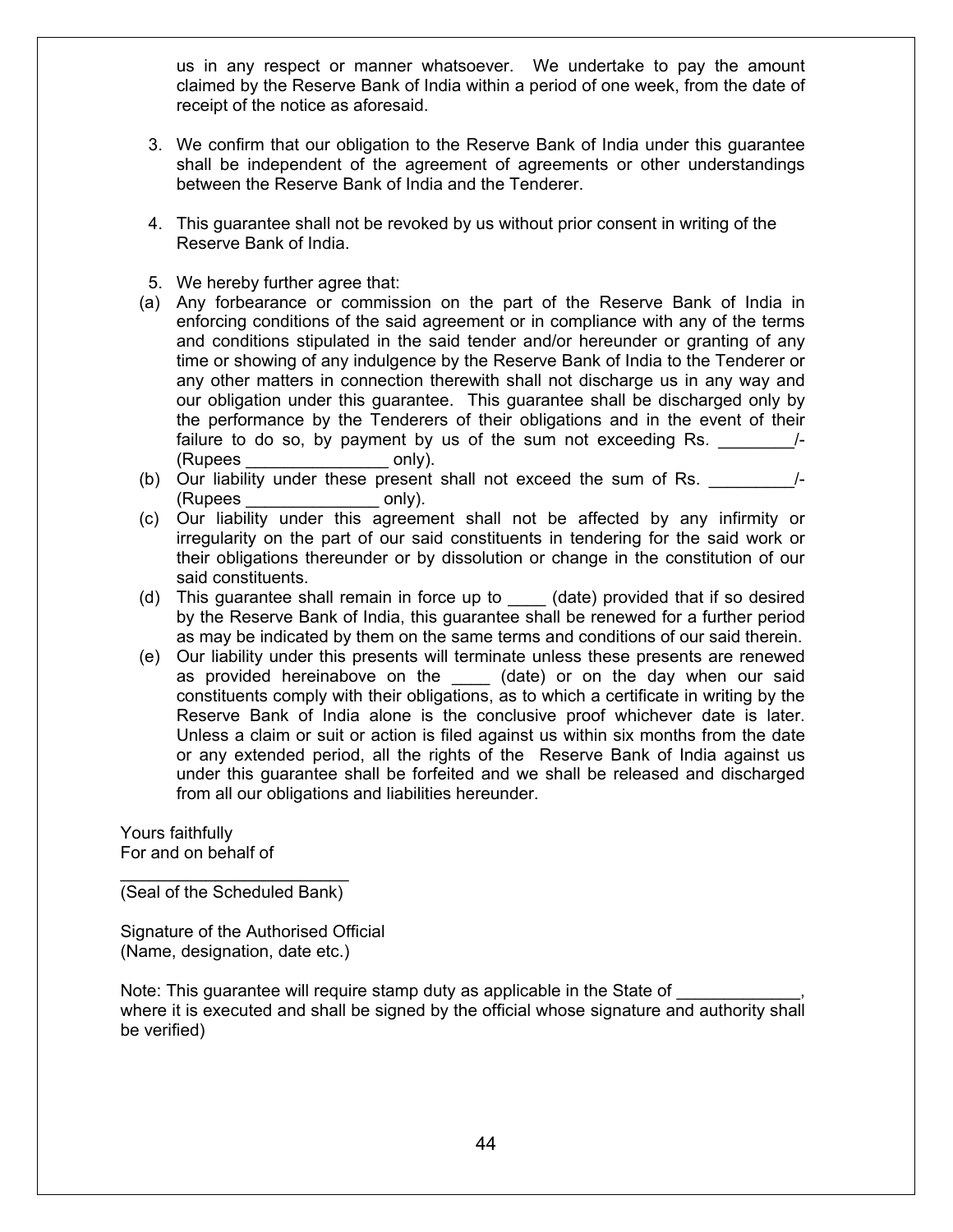us in any respect or manner whatsoever. We undertake to pay the amount claimed by the Reserve Bank of India within a period of one week, from the date of receipt of the notice as aforesaid.

3. We confirm that our obligation to the Reserve Bank of India under this guarantee shall be independent of the agreement of agreements or other understandings between the Reserve Bank of India and the Tenderer.

4. This guarantee shall not be revoked by us without prior consent in writing of the Reserve Bank of India.

5. We hereby further agree that:

(a) Any forbearance or commission on the part of the Reserve Bank of India in enforcing conditions of the said agreement or in compliance with any of the terms and conditions stipulated in the said tender and/or hereunder or granting of any time or showing of any indulgence by the Reserve Bank of India to the Tenderer or any other matters in connection therewith shall not discharge us in any way and our obligation under this guarantee. This guarantee shall be discharged only by the performance by the Tenderers of their obligations and in the event of their failure to do so, by payment by us of the sum not exceeding Rs. ________/- (Rupees _______________ only).

(b) Our liability under these present shall not exceed the sum of Rs. _________/- (Rupees ______________ only).

(c) Our liability under this agreement shall not be affected by any infirmity or irregularity on the part of our said constituents in tendering for the said work or their obligations thereunder or by dissolution or change in the constitution of our said constituents.

(d) This guarantee shall remain in force up to ____ (date) provided that if so desired by the Reserve Bank of India, this guarantee shall be renewed for a further period as may be indicated by them on the same terms and conditions of our said therein.

(e) Our liability under this presents will terminate unless these presents are renewed as provided hereinabove on the ____ (date) or on the day when our said constituents comply with their obligations, as to which a certificate in writing by the Reserve Bank of India alone is the conclusive proof whichever date is later. Unless a claim or suit or action is filed against us within six months from the date or any extended period, all the rights of the Reserve Bank of India against us under this guarantee shall be forfeited and we shall be released and discharged from all our obligations and liabilities hereunder.

Yours faithfully
For and on behalf of

________________________
(Seal of the Scheduled Bank)

Signature of the Authorised Official
(Name, designation, date etc.)

Note: This guarantee will require stamp duty as applicable in the State of _____________, where it is executed and shall be signed by the official whose signature and authority shall be verified)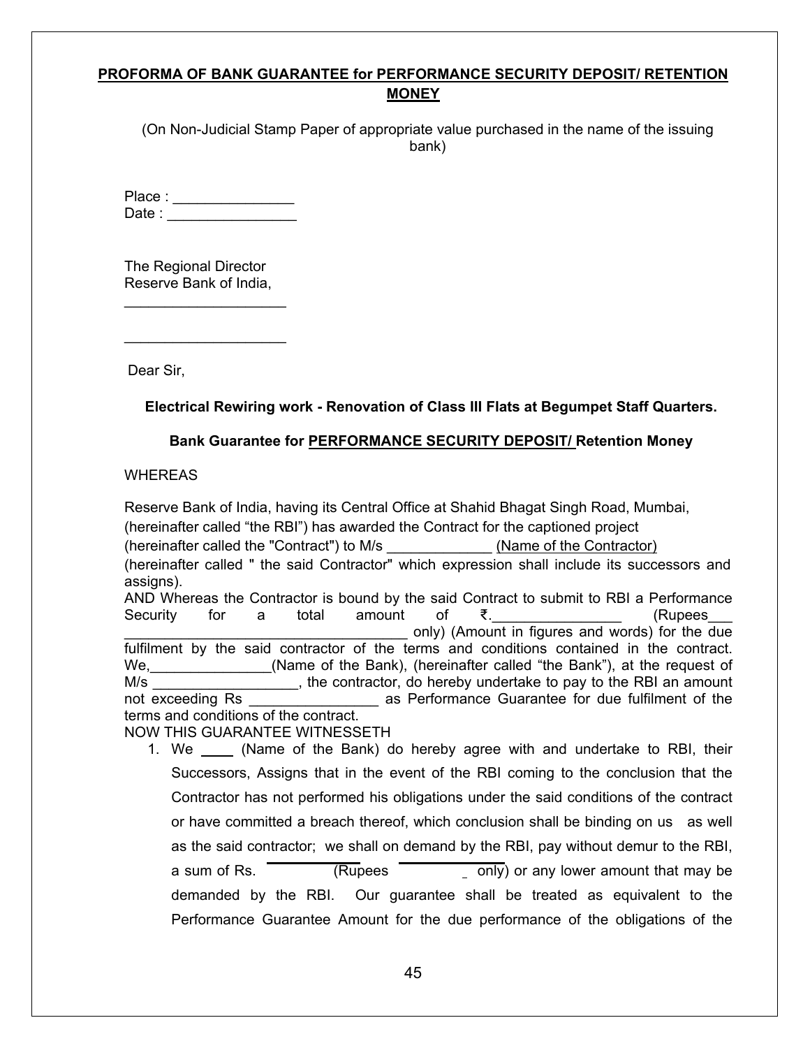**PROFORMA OF BANK GUARANTEE for PERFORMANCE SECURITY DEPOSIT/ RETENTION MONEY**

(On Non-Judicial Stamp Paper of appropriate value purchased in the name of the issuing bank)

Place : _______________
Date : ________________

The Regional Director
Reserve Bank of India,
____________________

____________________

Dear Sir,

**Electrical Rewiring work - Renovation of Class III Flats at Begumpet Staff Quarters.**

**Bank Guarantee for PERFORMANCE SECURITY DEPOSIT/ Retention Money**

WHEREAS

Reserve Bank of India, having its Central Office at Shahid Bhagat Singh Road, Mumbai, (hereinafter called "the RBI") has awarded the Contract for the captioned project (hereinafter called the "Contract") to M/s _____________ (Name of the Contractor) (hereinafter called " the said Contractor" which expression shall include its successors and assigns).

AND Whereas the Contractor is bound by the said Contract to submit to RBI a Performance Security for a total amount of ₹.________________ (Rupees___ ___________________________________ only) (Amount in figures and words) for the due fulfilment by the said contractor of the terms and conditions contained in the contract. We,_______________(Name of the Bank), (hereinafter called "the Bank"), at the request of M/s _________________, the contractor, do hereby undertake to pay to the RBI an amount not exceeding Rs ________________ as Performance Guarantee for due fulfilment of the terms and conditions of the contract.

NOW THIS GUARANTEE WITNESSETH

1. We ____ (Name of the Bank) do hereby agree with and undertake to RBI, their Successors, Assigns that in the event of the RBI coming to the conclusion that the Contractor has not performed his obligations under the said conditions of the contract or have committed a breach thereof, which conclusion shall be binding on us as well as the said contractor; we shall on demand by the RBI, pay without demur to the RBI, a sum of Rs. ________ (Rupees ________ only) or any lower amount that may be demanded by the RBI. Our guarantee shall be treated as equivalent to the Performance Guarantee Amount for the due performance of the obligations of the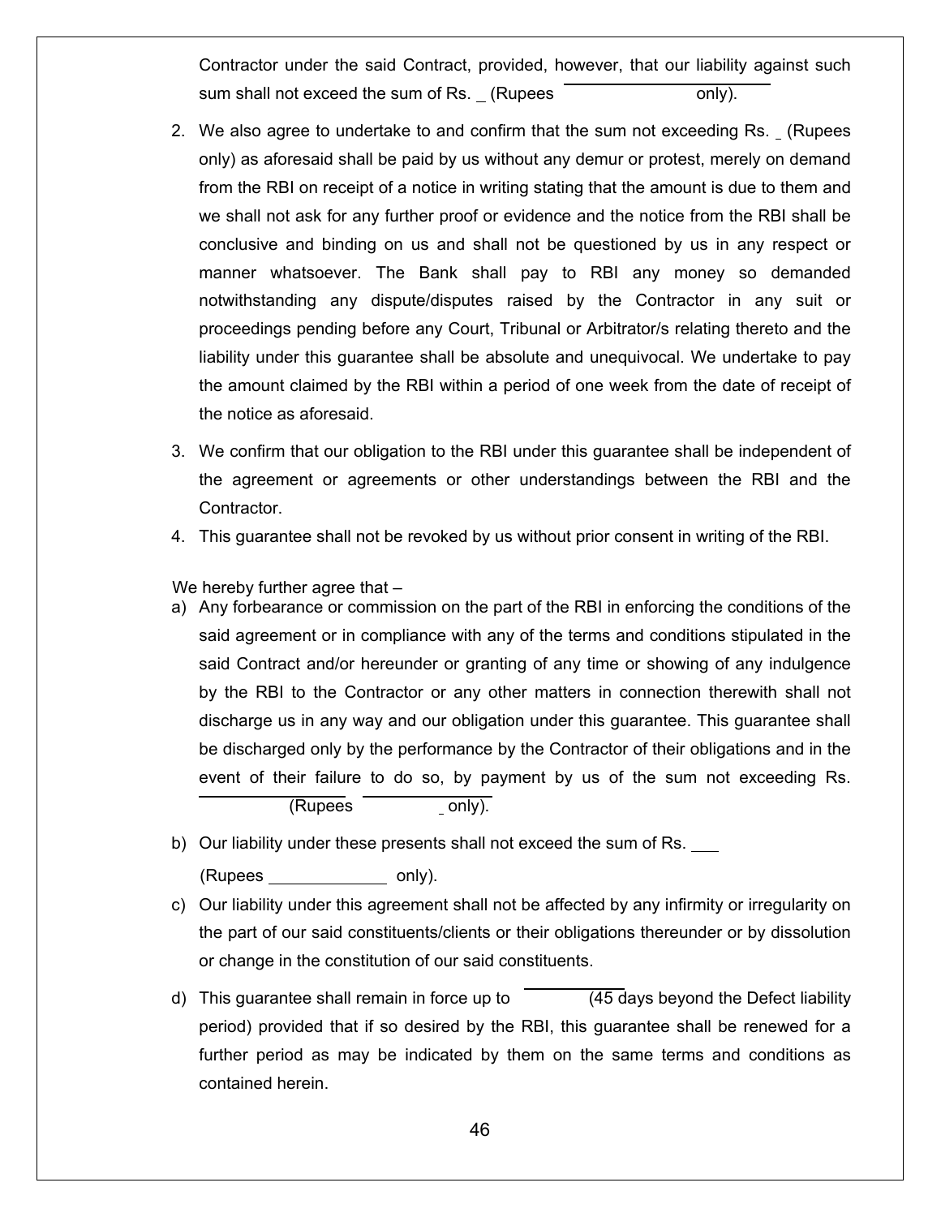Contractor under the said Contract, provided, however, that our liability against such sum shall not exceed the sum of Rs. _ (Rupees ______________ only).

2. We also agree to undertake to and confirm that the sum not exceeding Rs. _ (Rupees only) as aforesaid shall be paid by us without any demur or protest, merely on demand from the RBI on receipt of a notice in writing stating that the amount is due to them and we shall not ask for any further proof or evidence and the notice from the RBI shall be conclusive and binding on us and shall not be questioned by us in any respect or manner whatsoever. The Bank shall pay to RBI any money so demanded notwithstanding any dispute/disputes raised by the Contractor in any suit or proceedings pending before any Court, Tribunal or Arbitrator/s relating thereto and the liability under this guarantee shall be absolute and unequivocal. We undertake to pay the amount claimed by the RBI within a period of one week from the date of receipt of the notice as aforesaid.
3. We confirm that our obligation to the RBI under this guarantee shall be independent of the agreement or agreements or other understandings between the RBI and the Contractor.
4. This guarantee shall not be revoked by us without prior consent in writing of the RBI.

We hereby further agree that –

a) Any forbearance or commission on the part of the RBI in enforcing the conditions of the said agreement or in compliance with any of the terms and conditions stipulated in the said Contract and/or hereunder or granting of any time or showing of any indulgence by the RBI to the Contractor or any other matters in connection therewith shall not discharge us in any way and our obligation under this guarantee. This guarantee shall be discharged only by the performance by the Contractor of their obligations and in the event of their failure to do so, by payment by us of the sum not exceeding Rs. ______________ (Rupees ______________ _ only).
b) Our liability under these presents shall not exceed the sum of Rs. ___ (Rupees _____________ only).
c) Our liability under this agreement shall not be affected by any infirmity or irregularity on the part of our said constituents/clients or their obligations thereunder or by dissolution or change in the constitution of our said constituents.
d) This guarantee shall remain in force up to __________ (45 days beyond the Defect liability period) provided that if so desired by the RBI, this guarantee shall be renewed for a further period as may be indicated by them on the same terms and conditions as contained herein.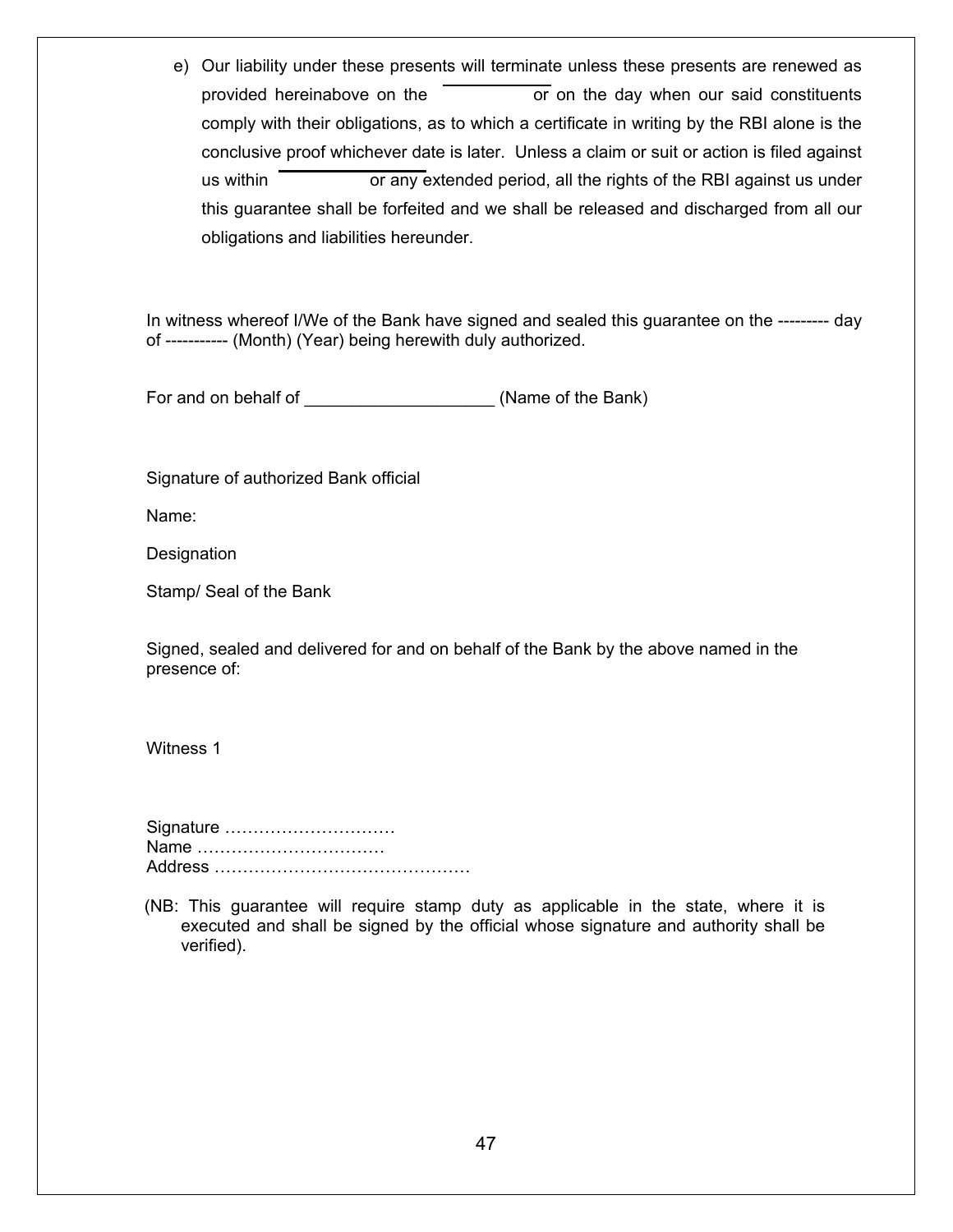e) Our liability under these presents will terminate unless these presents are renewed as provided hereinabove on the ____________ or on the day when our said constituents comply with their obligations, as to which a certificate in writing by the RBI alone is the conclusive proof whichever date is later. Unless a claim or suit or action is filed against us within ____________ or any extended period, all the rights of the RBI against us under this guarantee shall be forfeited and we shall be released and discharged from all our obligations and liabilities hereunder.

In witness whereof I/We of the Bank have signed and sealed this guarantee on the --------- day of ----------- (Month) (Year) being herewith duly authorized.

For and on behalf of ___________________ (Name of the Bank)

Signature of authorized Bank official

Name:

Designation

Stamp/ Seal of the Bank

Signed, sealed and delivered for and on behalf of the Bank by the above named in the presence of:

Witness 1

Signature …………………………
Name ……………………………
Address ………………………………………

(NB: This guarantee will require stamp duty as applicable in the state, where it is executed and shall be signed by the official whose signature and authority shall be verified).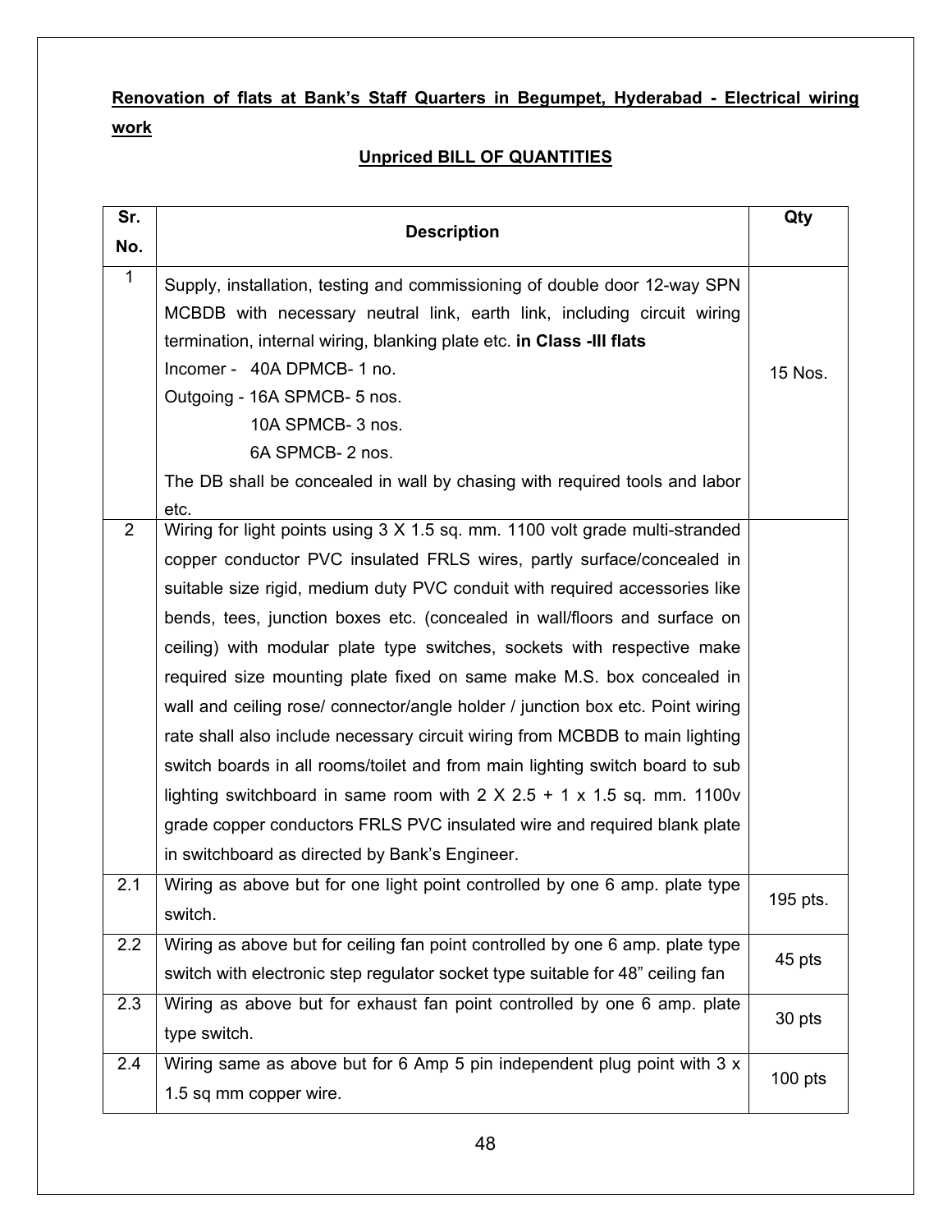**Renovation of flats at Bank's Staff Quarters in Begumpet, Hyderabad - Electrical wiring work**

**Unpriced BILL OF QUANTITIES**

| Sr. No. | Description | Qty |
|---|---|---|
| 1 | Supply, installation, testing and commissioning of double door 12-way SPN MCBDB with necessary neutral link, earth link, including circuit wiring termination, internal wiring, blanking plate etc. **in Class -III flats**<br>Incomer - 40A DPMCB- 1 no.<br>Outgoing - 16A SPMCB- 5 nos.<br>10A SPMCB- 3 nos.<br>6A SPMCB- 2 nos.<br>The DB shall be concealed in wall by chasing with required tools and labor etc. | 15 Nos. |
| 2 | Wiring for light points using 3 X 1.5 sq. mm. 1100 volt grade multi-stranded copper conductor PVC insulated FRLS wires, partly surface/concealed in suitable size rigid, medium duty PVC conduit with required accessories like bends, tees, junction boxes etc. (concealed in wall/floors and surface on ceiling) with modular plate type switches, sockets with respective make required size mounting plate fixed on same make M.S. box concealed in wall and ceiling rose/ connector/angle holder / junction box etc. Point wiring rate shall also include necessary circuit wiring from MCBDB to main lighting switch boards in all rooms/toilet and from main lighting switch board to sub lighting switchboard in same room with 2 X 2.5 + 1 x 1.5 sq. mm. 1100v grade copper conductors FRLS PVC insulated wire and required blank plate in switchboard as directed by Bank's Engineer. | |
| 2.1 | Wiring as above but for one light point controlled by one 6 amp. plate type switch. | 195 pts. |
| 2.2 | Wiring as above but for ceiling fan point controlled by one 6 amp. plate type switch with electronic step regulator socket type suitable for 48" ceiling fan | 45 pts |
| 2.3 | Wiring as above but for exhaust fan point controlled by one 6 amp. plate type switch. | 30 pts |
| 2.4 | Wiring same as above but for 6 Amp 5 pin independent plug point with 3 x 1.5 sq mm copper wire. | 100 pts |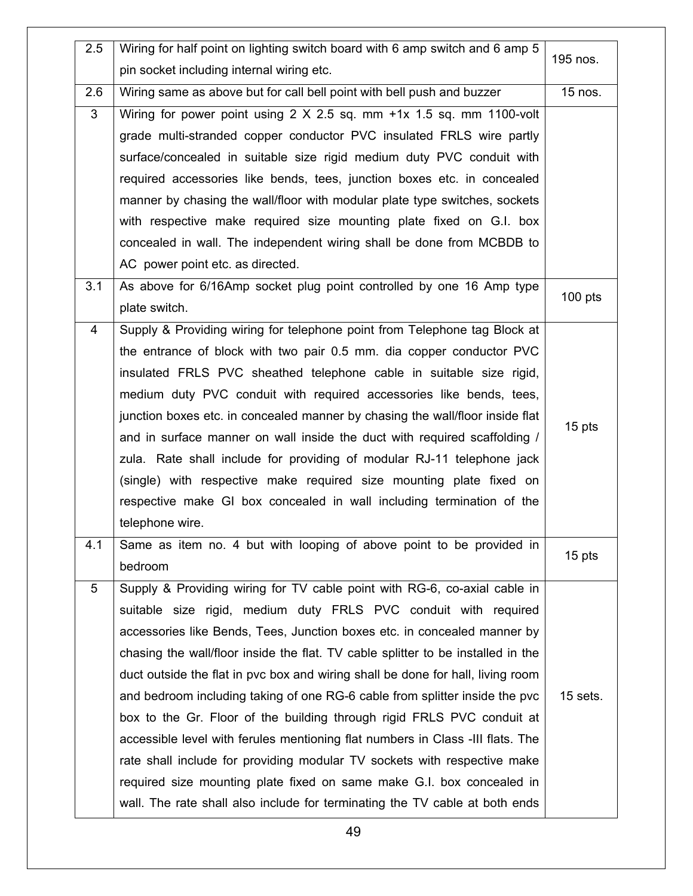| | | |
|---|---|---|
| 2.5 | Wiring for half point on lighting switch board with 6 amp switch and 6 amp 5 pin socket including internal wiring etc. | 195 nos. |
| 2.6 | Wiring same as above but for call bell point with bell push and buzzer | 15 nos. |
| 3 | Wiring for power point using 2 X 2.5 sq. mm +1x 1.5 sq. mm 1100-volt grade multi-stranded copper conductor PVC insulated FRLS wire partly surface/concealed in suitable size rigid medium duty PVC conduit with required accessories like bends, tees, junction boxes etc. in concealed manner by chasing the wall/floor with modular plate type switches, sockets with respective make required size mounting plate fixed on G.I. box concealed in wall. The independent wiring shall be done from MCBDB to AC power point etc. as directed. | |
| 3.1 | As above for 6/16Amp socket plug point controlled by one 16 Amp type plate switch. | 100 pts |
| 4 | Supply & Providing wiring for telephone point from Telephone tag Block at the entrance of block with two pair 0.5 mm. dia copper conductor PVC insulated FRLS PVC sheathed telephone cable in suitable size rigid, medium duty PVC conduit with required accessories like bends, tees, junction boxes etc. in concealed manner by chasing the wall/floor inside flat and in surface manner on wall inside the duct with required scaffolding / zula. Rate shall include for providing of modular RJ-11 telephone jack (single) with respective make required size mounting plate fixed on respective make GI box concealed in wall including termination of the telephone wire. | 15 pts |
| 4.1 | Same as item no. 4 but with looping of above point to be provided in bedroom | 15 pts |
| 5 | Supply & Providing wiring for TV cable point with RG-6, co-axial cable in suitable size rigid, medium duty FRLS PVC conduit with required accessories like Bends, Tees, Junction boxes etc. in concealed manner by chasing the wall/floor inside the flat. TV cable splitter to be installed in the duct outside the flat in pvc box and wiring shall be done for hall, living room and bedroom including taking of one RG-6 cable from splitter inside the pvc box to the Gr. Floor of the building through rigid FRLS PVC conduit at accessible level with ferules mentioning flat numbers in Class -III flats. The rate shall include for providing modular TV sockets with respective make required size mounting plate fixed on same make G.I. box concealed in wall. The rate shall also include for terminating the TV cable at both ends | 15 sets. |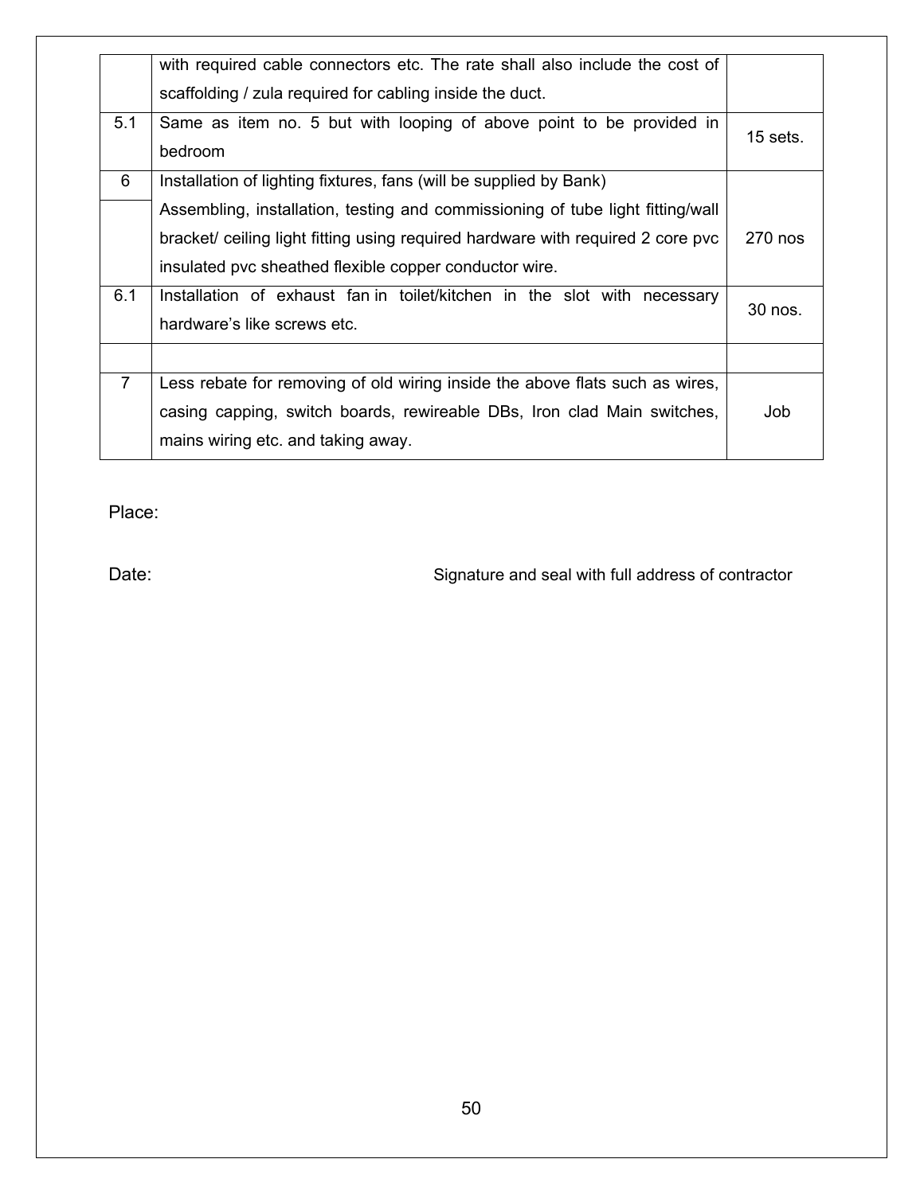|  |  |  |
|---|---|---|
|  | with required cable connectors etc. The rate shall also include the cost of scaffolding / zula required for cabling inside the duct. |  |
| 5.1 | Same as item no. 5 but with looping of above point to be provided in bedroom | 15 sets. |
| 6 | Installation of lighting fixtures, fans (will be supplied by Bank) | |
|  | Assembling, installation, testing and commissioning of tube light fitting/wall bracket/ ceiling light fitting using required hardware with required 2 core pvc insulated pvc sheathed flexible copper conductor wire. | 270 nos |
| 6.1 | Installation of exhaust fan in toilet/kitchen in the slot with necessary hardware's like screws etc. | 30 nos. |
|  |  |  |
| 7 | Less rebate for removing of old wiring inside the above flats such as wires, casing capping, switch boards, rewireable DBs, Iron clad Main switches, mains wiring etc. and taking away. | Job |

Place:

Date: Signature and seal with full address of contractor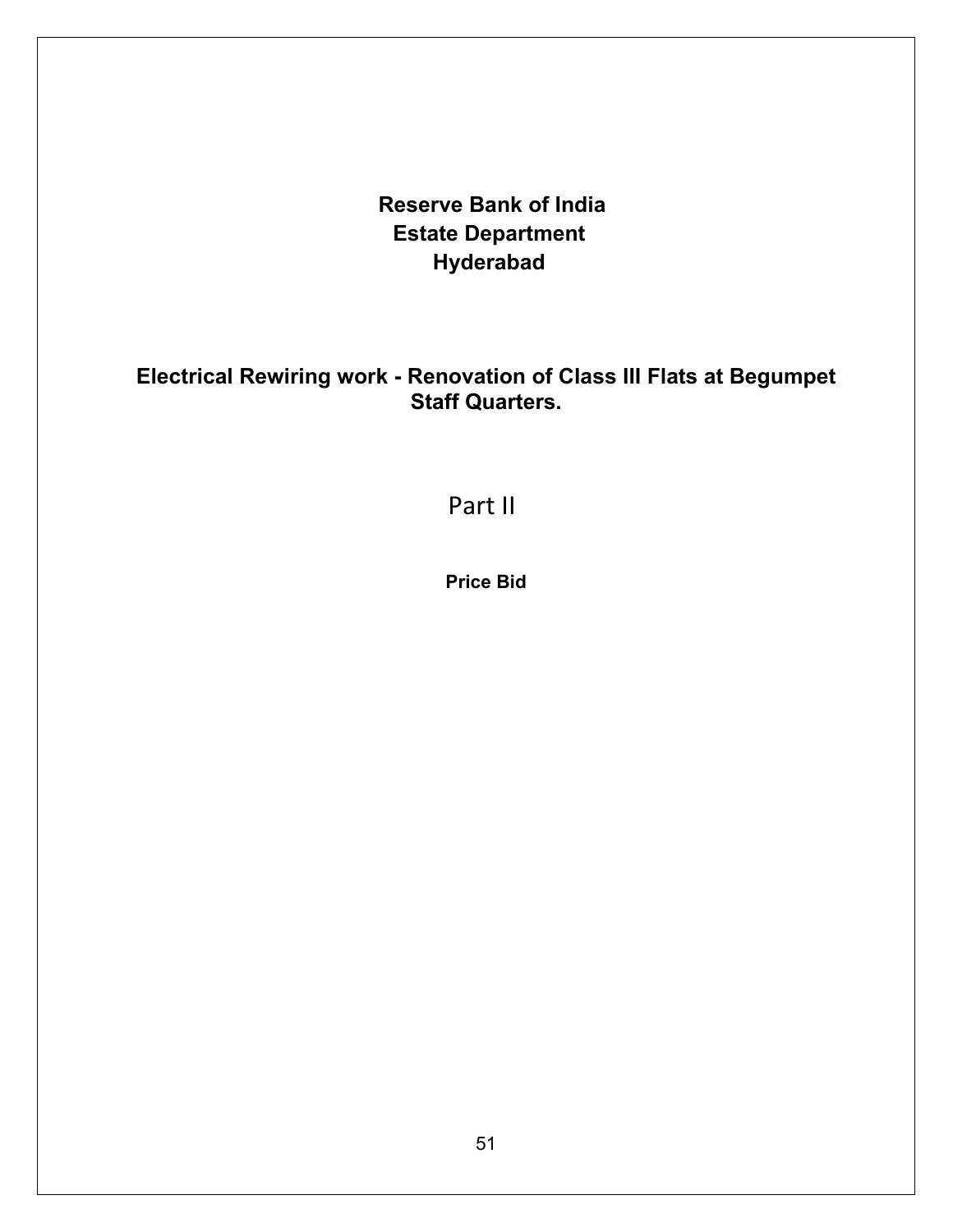# Reserve Bank of India
# Estate Department
# Hyderabad

## Electrical Rewiring work - Renovation of Class III Flats at Begumpet Staff Quarters.

## Part II

**Price Bid**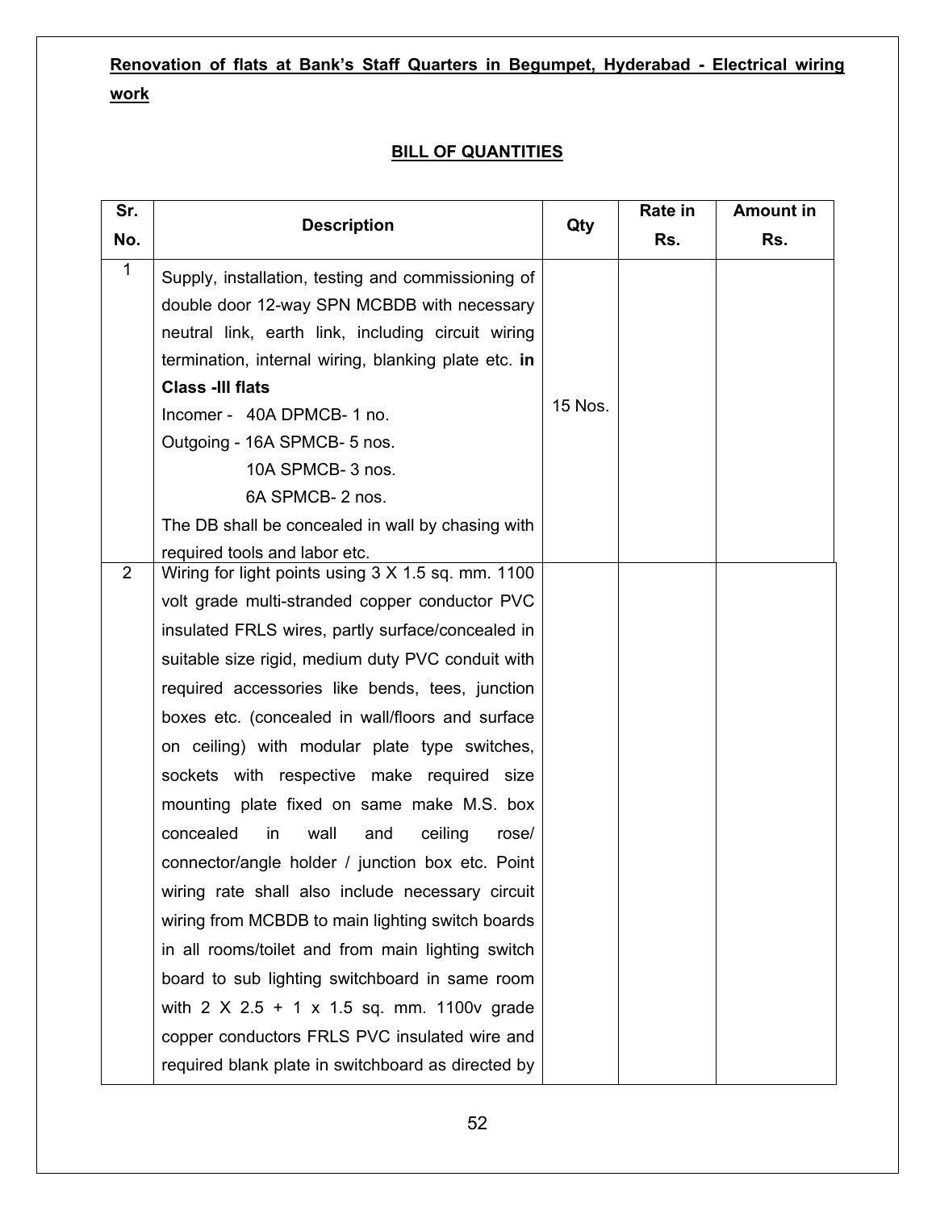**Renovation of flats at Bank's Staff Quarters in Begumpet, Hyderabad - Electrical wiring work**

**BILL OF QUANTITIES**

| Sr. No. | Description | Qty | Rate in Rs. | Amount in Rs. |
|---|---|---|---|---|
| 1 | Supply, installation, testing and commissioning of double door 12-way SPN MCBDB with necessary neutral link, earth link, including circuit wiring termination, internal wiring, blanking plate etc. **in Class -III flats**<br>Incomer - 40A DPMCB- 1 no.<br>Outgoing - 16A SPMCB- 5 nos.<br>10A SPMCB- 3 nos.<br>6A SPMCB- 2 nos.<br>The DB shall be concealed in wall by chasing with required tools and labor etc. | 15 Nos. | | |
| 2 | Wiring for light points using 3 X 1.5 sq. mm. 1100 volt grade multi-stranded copper conductor PVC insulated FRLS wires, partly surface/concealed in suitable size rigid, medium duty PVC conduit with required accessories like bends, tees, junction boxes etc. (concealed in wall/floors and surface on ceiling) with modular plate type switches, sockets with respective make required size mounting plate fixed on same make M.S. box concealed in wall and ceiling rose/ connector/angle holder / junction box etc. Point wiring rate shall also include necessary circuit wiring from MCBDB to main lighting switch boards in all rooms/toilet and from main lighting switch board to sub lighting switchboard in same room with 2 X 2.5 + 1 x 1.5 sq. mm. 1100v grade copper conductors FRLS PVC insulated wire and required blank plate in switchboard as directed by | | | |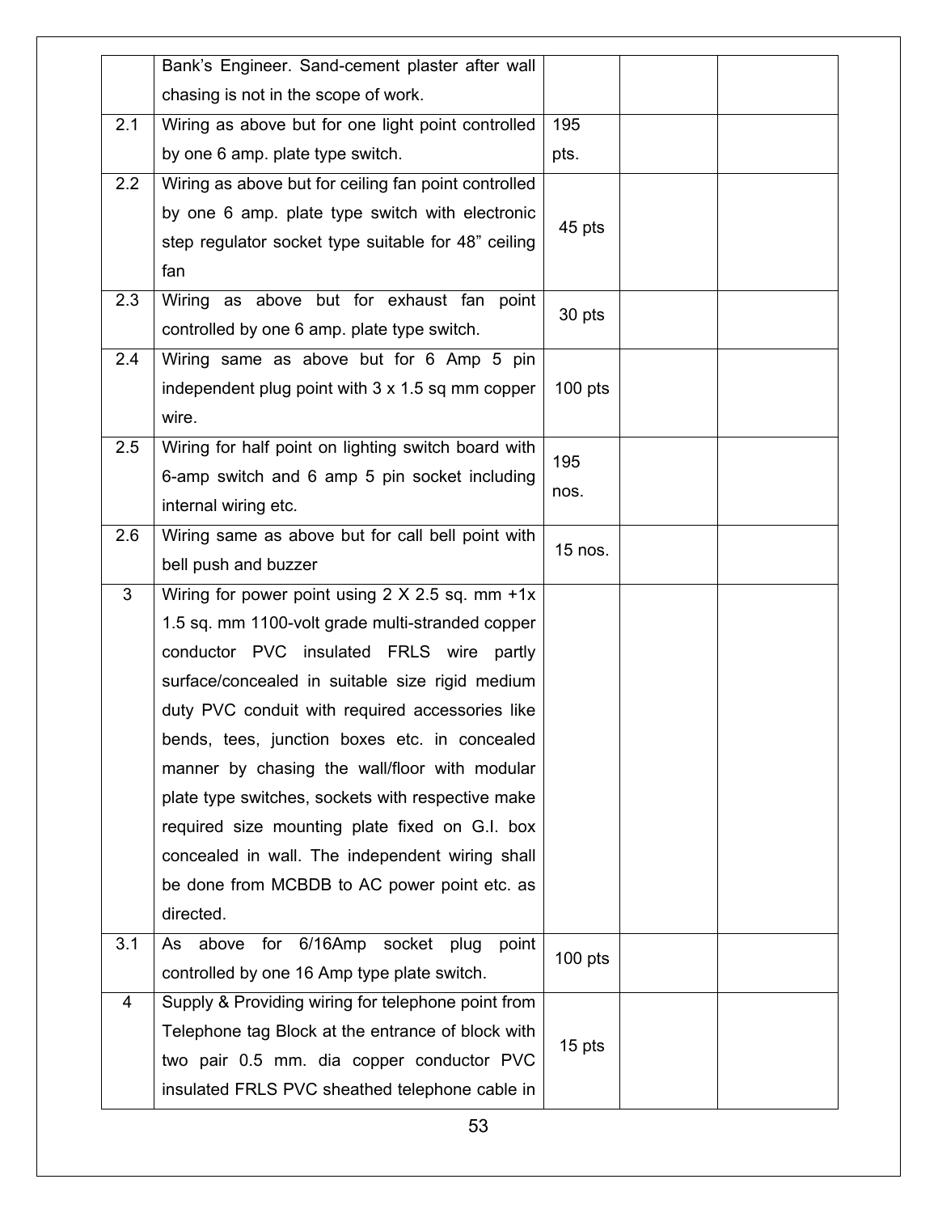| | | | | |
|---|---|---|---|---|
| | Bank's Engineer. Sand-cement plaster after wall chasing is not in the scope of work. | | | |
| 2.1 | Wiring as above but for one light point controlled by one 6 amp. plate type switch. | 195 pts. | | |
| 2.2 | Wiring as above but for ceiling fan point controlled by one 6 amp. plate type switch with electronic step regulator socket type suitable for 48" ceiling fan | 45 pts | | |
| 2.3 | Wiring as above but for exhaust fan point controlled by one 6 amp. plate type switch. | 30 pts | | |
| 2.4 | Wiring same as above but for 6 Amp 5 pin independent plug point with 3 x 1.5 sq mm copper wire. | 100 pts | | |
| 2.5 | Wiring for half point on lighting switch board with 6-amp switch and 6 amp 5 pin socket including internal wiring etc. | 195 nos. | | |
| 2.6 | Wiring same as above but for call bell point with bell push and buzzer | 15 nos. | | |
| 3 | Wiring for power point using 2 X 2.5 sq. mm +1x 1.5 sq. mm 1100-volt grade multi-stranded copper conductor PVC insulated FRLS wire partly surface/concealed in suitable size rigid medium duty PVC conduit with required accessories like bends, tees, junction boxes etc. in concealed manner by chasing the wall/floor with modular plate type switches, sockets with respective make required size mounting plate fixed on G.I. box concealed in wall. The independent wiring shall be done from MCBDB to AC power point etc. as directed. | | | |
| 3.1 | As above for 6/16Amp socket plug point controlled by one 16 Amp type plate switch. | 100 pts | | |
| 4 | Supply & Providing wiring for telephone point from Telephone tag Block at the entrance of block with two pair 0.5 mm. dia copper conductor PVC insulated FRLS PVC sheathed telephone cable in | 15 pts | | |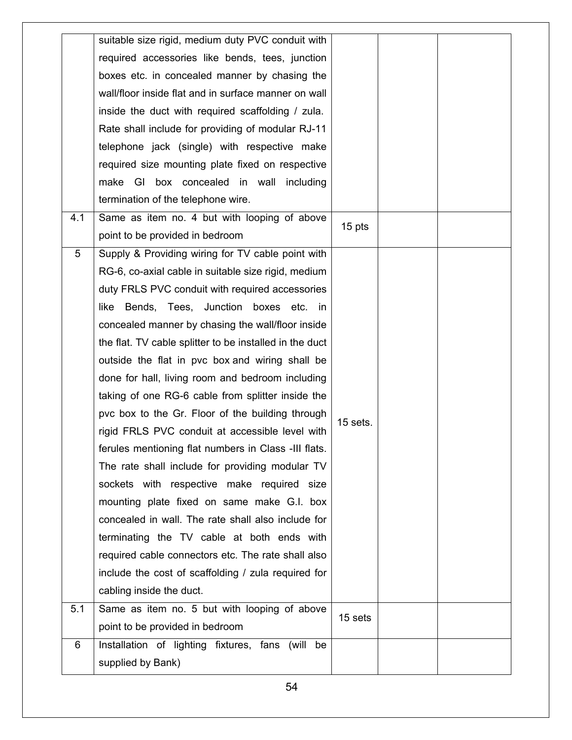|  |  |  |  |  |
|---|---|---|---|---|
|  | suitable size rigid, medium duty PVC conduit with required accessories like bends, tees, junction boxes etc. in concealed manner by chasing the wall/floor inside flat and in surface manner on wall inside the duct with required scaffolding / zula. Rate shall include for providing of modular RJ-11 telephone jack (single) with respective make required size mounting plate fixed on respective make GI box concealed in wall including termination of the telephone wire. |  |  |  |
| 4.1 | Same as item no. 4 but with looping of above point to be provided in bedroom | 15 pts |  |  |
| 5 | Supply & Providing wiring for TV cable point with RG-6, co-axial cable in suitable size rigid, medium duty FRLS PVC conduit with required accessories like Bends, Tees, Junction boxes etc. in concealed manner by chasing the wall/floor inside the flat. TV cable splitter to be installed in the duct outside the flat in pvc box and wiring shall be done for hall, living room and bedroom including taking of one RG-6 cable from splitter inside the pvc box to the Gr. Floor of the building through rigid FRLS PVC conduit at accessible level with ferules mentioning flat numbers in Class -III flats. The rate shall include for providing modular TV sockets with respective make required size mounting plate fixed on same make G.I. box concealed in wall. The rate shall also include for terminating the TV cable at both ends with required cable connectors etc. The rate shall also include the cost of scaffolding / zula required for cabling inside the duct. | 15 sets. |  |  |
| 5.1 | Same as item no. 5 but with looping of above point to be provided in bedroom | 15 sets |  |  |
| 6 | Installation of lighting fixtures, fans (will be supplied by Bank) |  |  |  |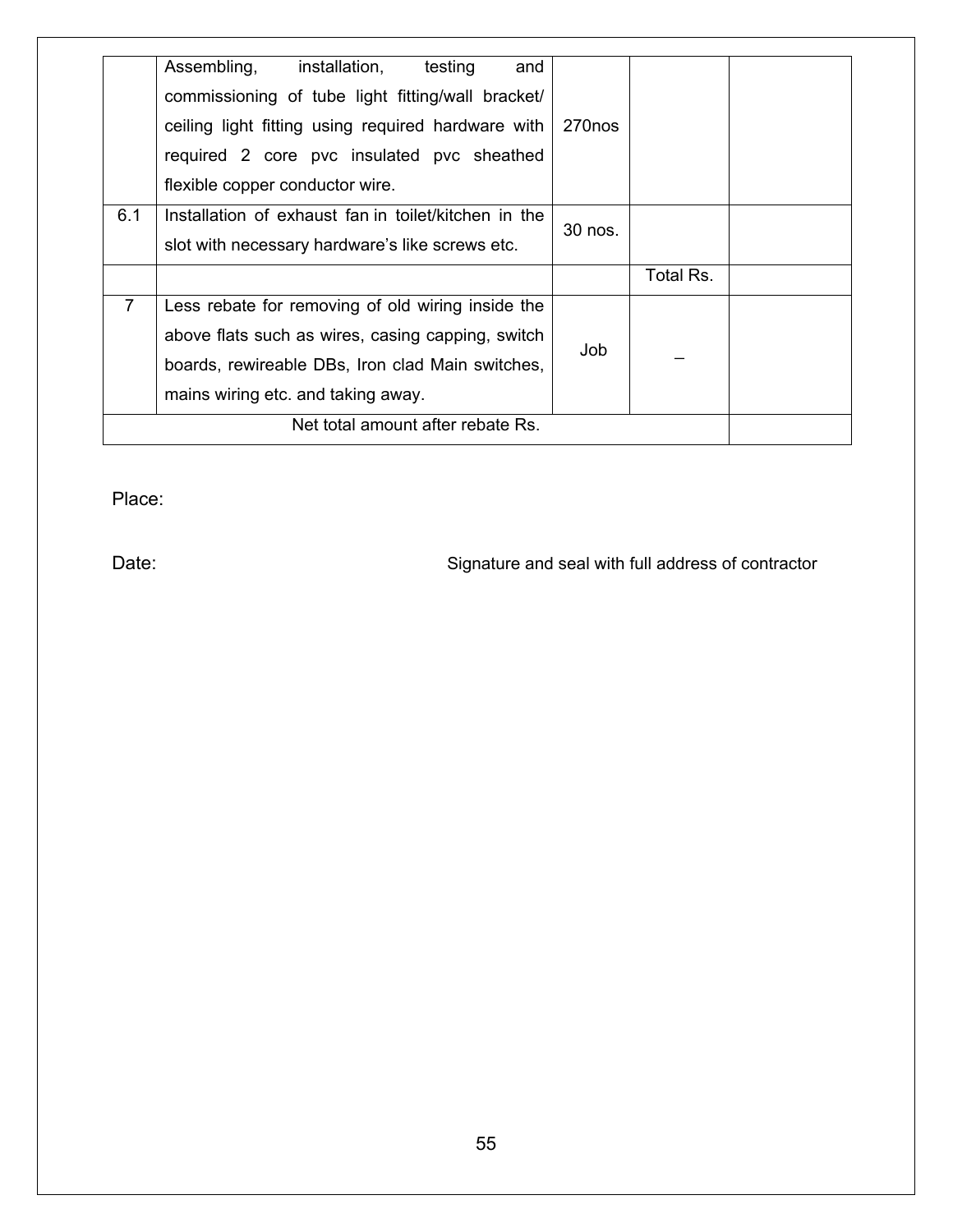| | | | | |
|---|---|---|---|---|
| | Assembling, installation, testing and commissioning of tube light fitting/wall bracket/ ceiling light fitting using required hardware with required 2 core pvc insulated pvc sheathed flexible copper conductor wire. | 270nos | | |
| 6.1 | Installation of exhaust fan in toilet/kitchen in the slot with necessary hardware's like screws etc. | 30 nos. | | |
| | | | Total Rs. | |
| 7 | Less rebate for removing of old wiring inside the above flats such as wires, casing capping, switch boards, rewireable DBs, Iron clad Main switches, mains wiring etc. and taking away. | Job | _ | |
| Net total amount after rebate Rs. | | | | |

Place:

Date: Signature and seal with full address of contractor